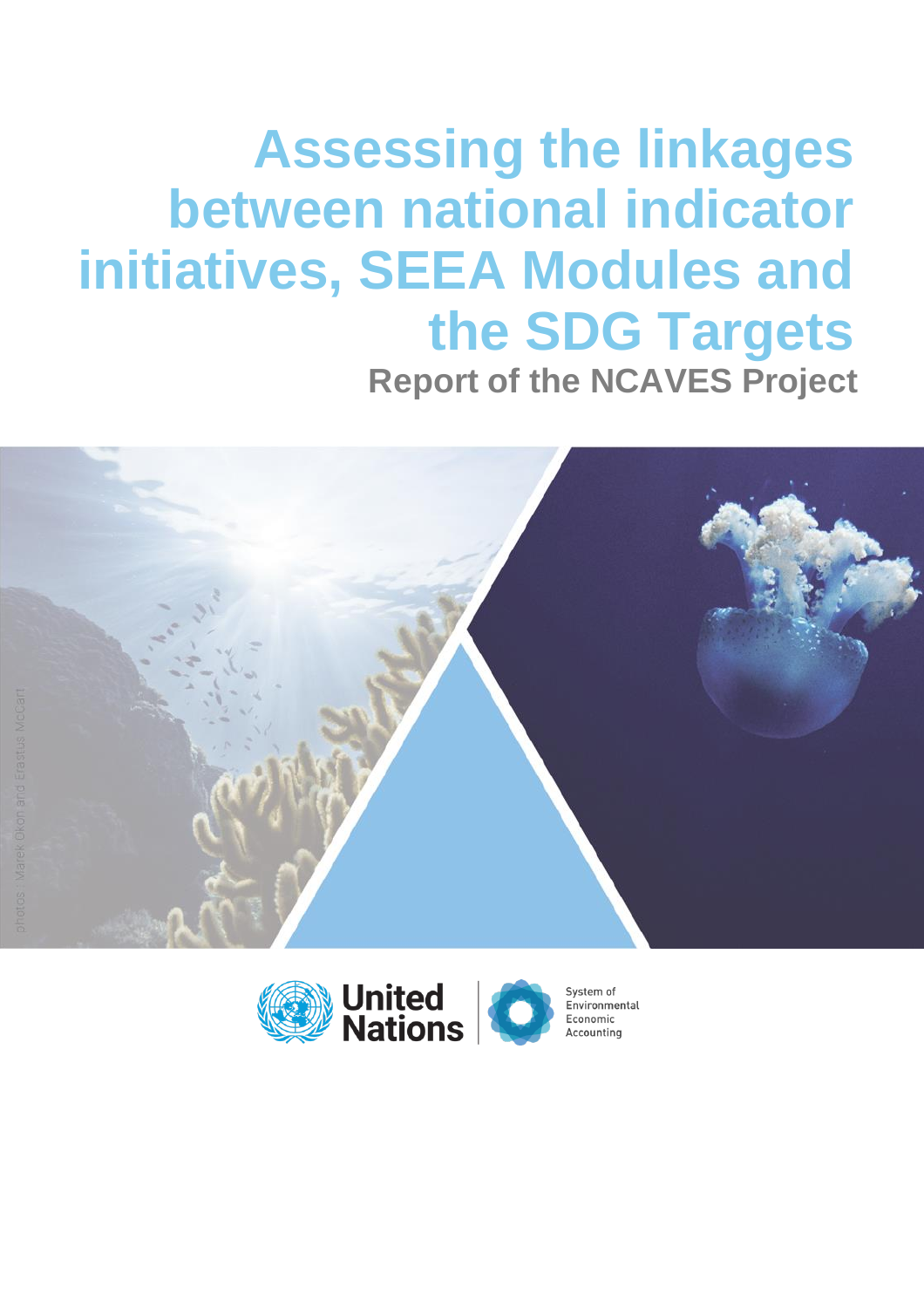# Assessing the linkages between national indicator initiatives, SEEA Modules and the SDG Targets

## Report of the NCAVES Project

photos: Marek Okon and Erastus McCart

United Nations

System of Environmental Economic Accounting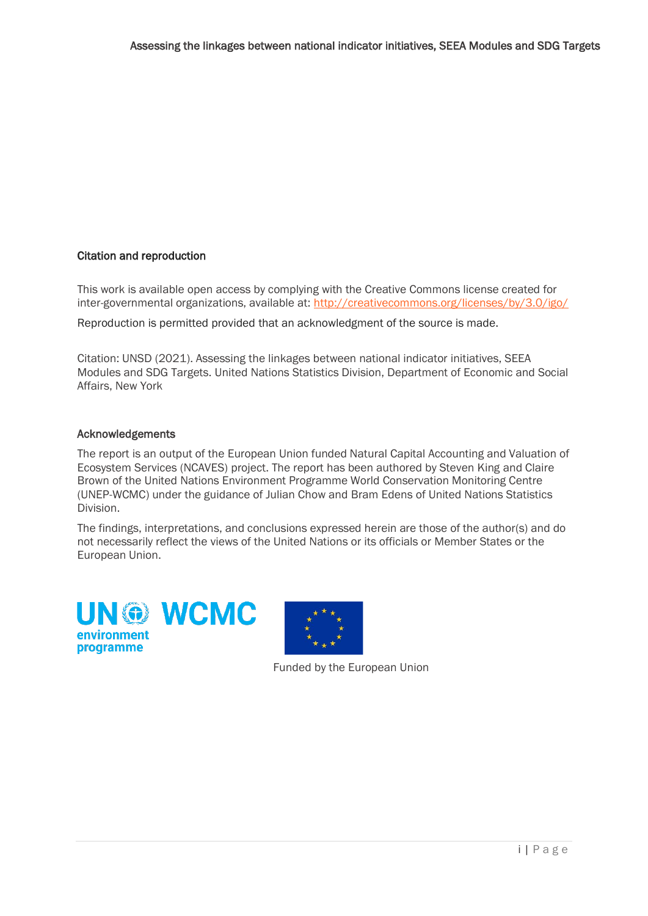### Citation and reproduction

This work is available open access by complying with the Creative Commons license created for inter-governmental organizations, available at: http://creativecommons.org/licenses/by/3.0/igo/

Reproduction is permitted provided that an acknowledgment of the source is made.

Citation: UNSD (2021). Assessing the linkages between national indicator initiatives, SEEA Modules and SDG Targets. United Nations Statistics Division, Department of Economic and Social Affairs, New York

### Acknowledgements

The report is an output of the European Union funded Natural Capital Accounting and Valuation of Ecosystem Services (NCAVES) project. The report has been authored by Steven King and Claire Brown of the United Nations Environment Programme World Conservation Monitoring Centre (UNEP-WCMC) under the guidance of Julian Chow and Bram Edens of United Nations Statistics Division.

The findings, interpretations, and conclusions expressed herein are those of the author(s) and do not necessarily reflect the views of the United Nations or its officials or Member States or the European Union.

Funded by the European Union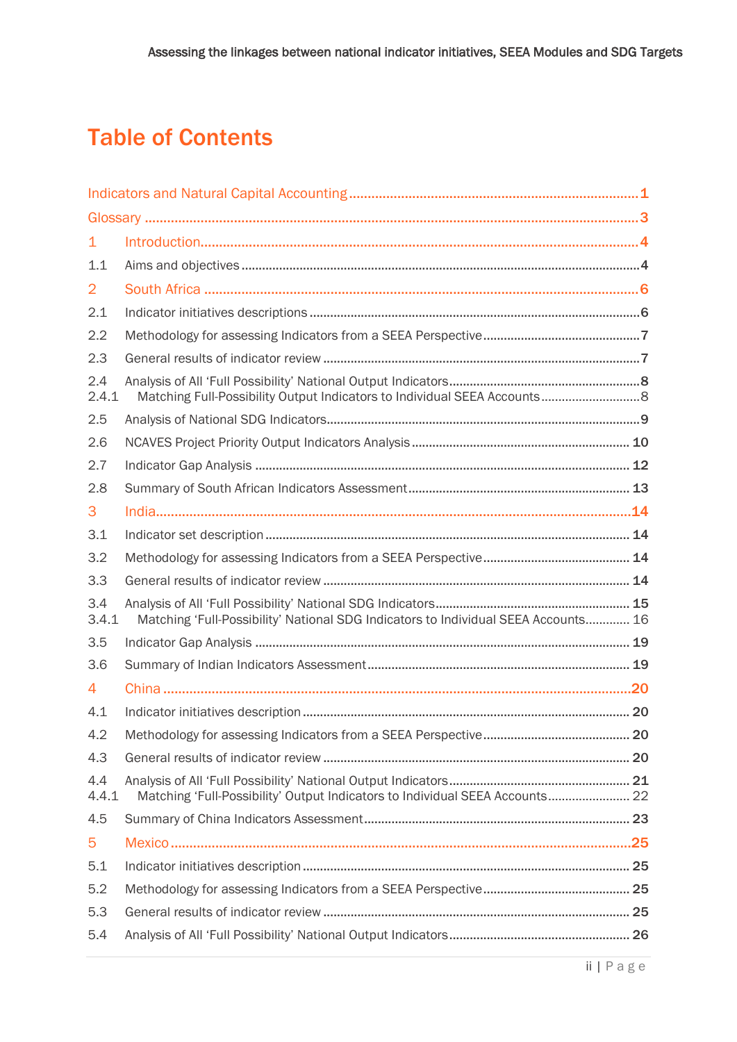# Table of Contents

Indicators and Natural Capital Accounting ........ 1
Glossary ........ 3
1 Introduction ........ 4
1.1 Aims and objectives ........ 4
2 South Africa ........ 6
2.1 Indicator initiatives descriptions ........ 6
2.2 Methodology for assessing Indicators from a SEEA Perspective ........ 7
2.3 General results of indicator review ........ 7
2.4 Analysis of All 'Full Possibility' National Output Indicators ........ 8
2.4.1 Matching Full-Possibility Output Indicators to Individual SEEA Accounts ........ 8
2.5 Analysis of National SDG Indicators ........ 9
2.6 NCAVES Project Priority Output Indicators Analysis ........ 10
2.7 Indicator Gap Analysis ........ 12
2.8 Summary of South African Indicators Assessment ........ 13
3 India ........ 14
3.1 Indicator set description ........ 14
3.2 Methodology for assessing Indicators from a SEEA Perspective ........ 14
3.3 General results of indicator review ........ 14
3.4 Analysis of All 'Full Possibility' National SDG Indicators ........ 15
3.4.1 Matching 'Full-Possibility' National SDG Indicators to Individual SEEA Accounts ........ 16
3.5 Indicator Gap Analysis ........ 19
3.6 Summary of Indian Indicators Assessment ........ 19
4 China ........ 20
4.1 Indicator initiatives description ........ 20
4.2 Methodology for assessing Indicators from a SEEA Perspective ........ 20
4.3 General results of indicator review ........ 20
4.4 Analysis of All 'Full Possibility' National Output Indicators ........ 21
4.4.1 Matching 'Full-Possibility' Output Indicators to Individual SEEA Accounts ........ 22
4.5 Summary of China Indicators Assessment ........ 23
5 Mexico ........ 25
5.1 Indicator initiatives description ........ 25
5.2 Methodology for assessing Indicators from a SEEA Perspective ........ 25
5.3 General results of indicator review ........ 25
5.4 Analysis of All 'Full Possibility' National Output Indicators ........ 26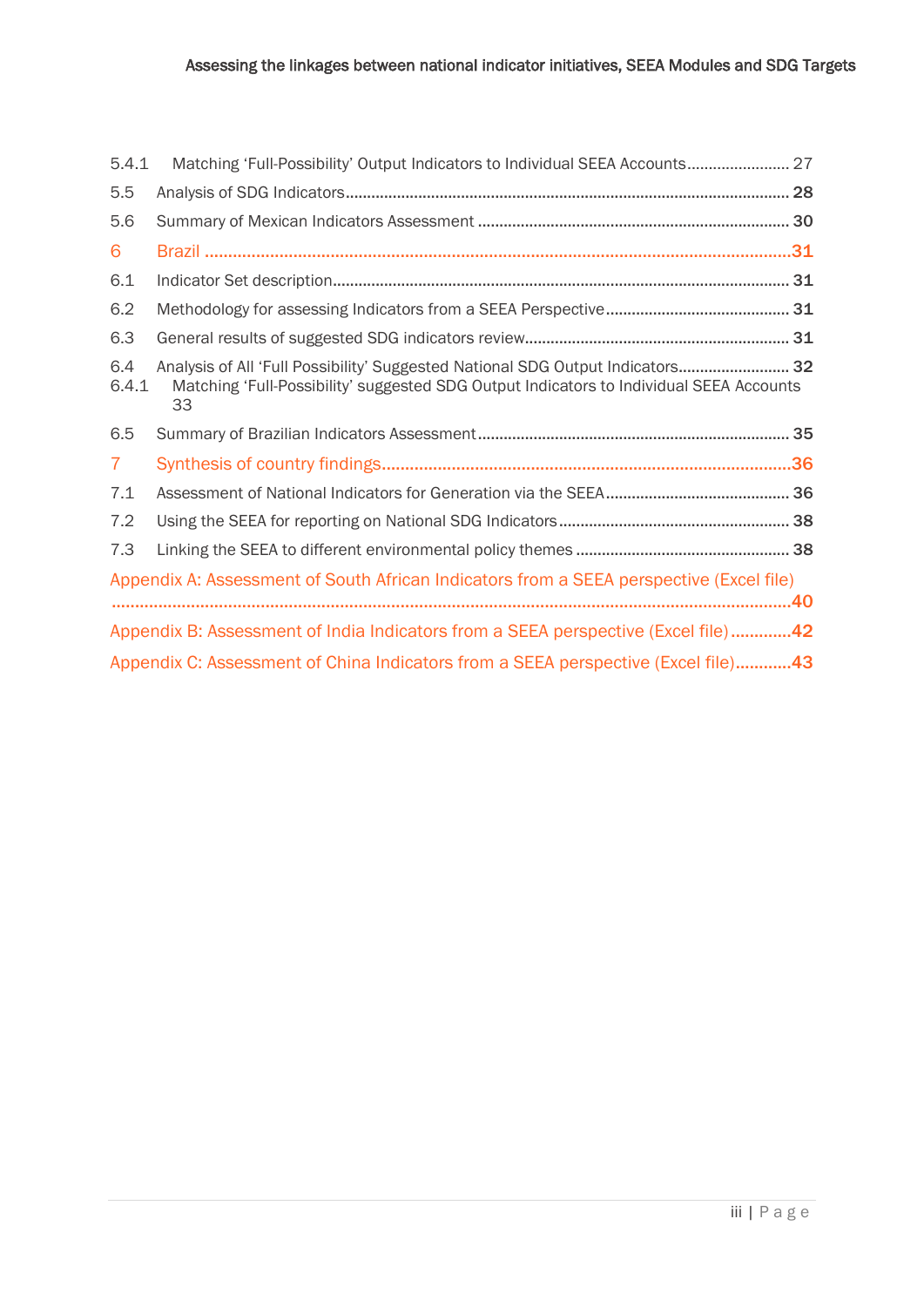5.4.1 Matching ‘Full-Possibility’ Output Indicators to Individual SEEA Accounts........................ 27

5.5 Analysis of SDG Indicators....................................................................................................... 28

5.6 Summary of Mexican Indicators Assessment ........................................................................ 30

6 Brazil .............................................................................................................................31

6.1 Indicator Set description.......................................................................................................... 31

6.2 Methodology for assessing Indicators from a SEEA Perspective........................................... 31

6.3 General results of suggested SDG indicators review............................................................. 31

6.4 Analysis of All ‘Full Possibility’ Suggested National SDG Output Indicators.......................... 32

6.4.1 Matching ‘Full-Possibility’ suggested SDG Output Indicators to Individual SEEA Accounts 33

6.5 Summary of Brazilian Indicators Assessment........................................................................ 35

7 Synthesis of country findings.......................................................................................36

7.1 Assessment of National Indicators for Generation via the SEEA........................................... 36

7.2 Using the SEEA for reporting on National SDG Indicators...................................................... 38

7.3 Linking the SEEA to different environmental policy themes .................................................. 38

Appendix A: Assessment of South African Indicators from a SEEA perspective (Excel file) ..........................................................................................................................................40

Appendix B: Assessment of India Indicators from a SEEA perspective (Excel file).............42

Appendix C: Assessment of China Indicators from a SEEA perspective (Excel file)............43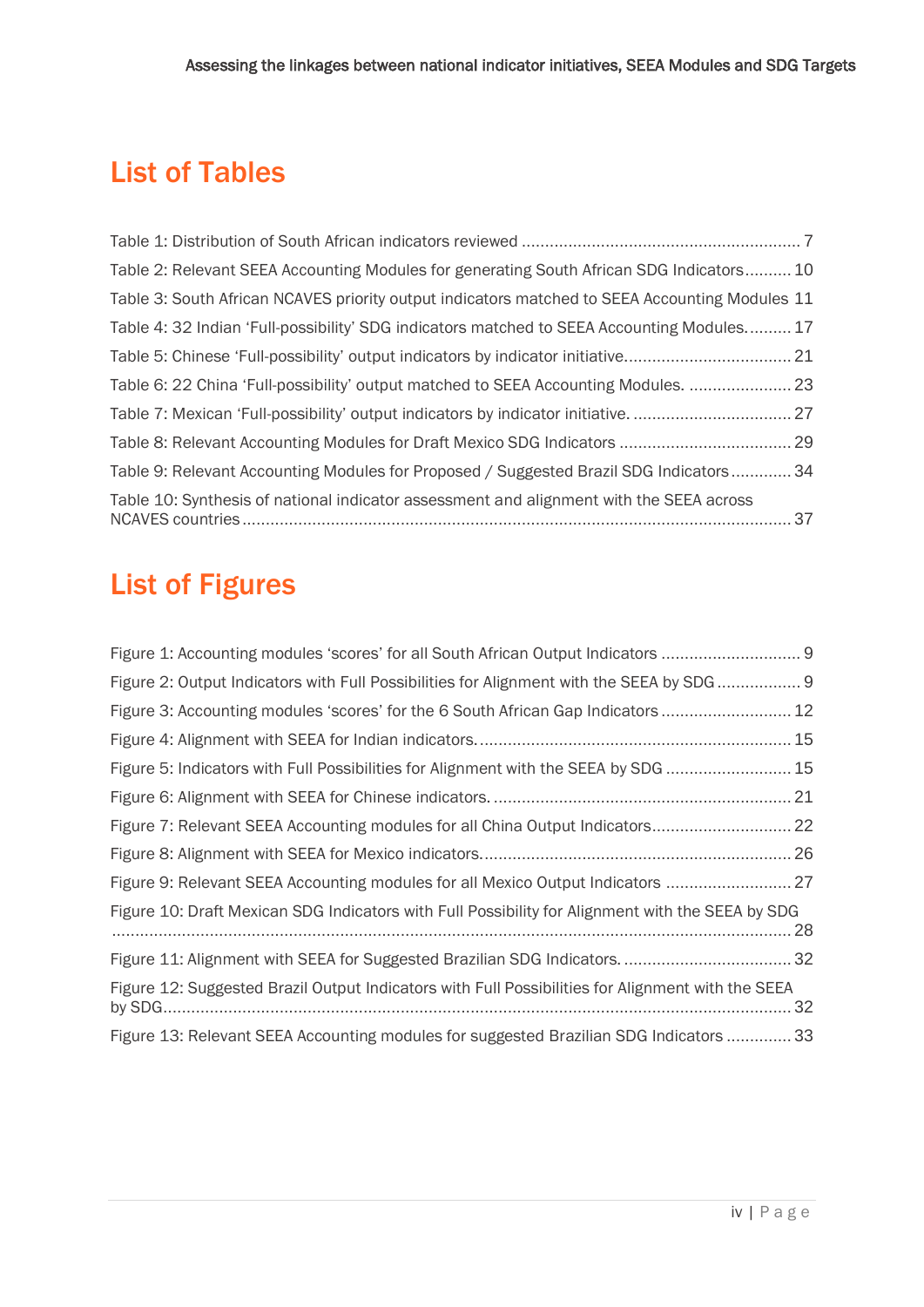# List of Tables

Table 1: Distribution of South African indicators reviewed ............................................................ 7

Table 2: Relevant SEEA Accounting Modules for generating South African SDG Indicators.......... 10

Table 3: South African NCAVES priority output indicators matched to SEEA Accounting Modules 11

Table 4: 32 Indian 'Full-possibility' SDG indicators matched to SEEA Accounting Modules.......... 17

Table 5: Chinese 'Full-possibility' output indicators by indicator initiative.................................... 21

Table 6: 22 China 'Full-possibility' output matched to SEEA Accounting Modules. ...................... 23

Table 7: Mexican 'Full-possibility' output indicators by indicator initiative. .................................. 27

Table 8: Relevant Accounting Modules for Draft Mexico SDG Indicators ..................................... 29

Table 9: Relevant Accounting Modules for Proposed / Suggested Brazil SDG Indicators ............. 34

Table 10: Synthesis of national indicator assessment and alignment with the SEEA across NCAVES countries ...................................................................................................................... 37

# List of Figures

Figure 1: Accounting modules 'scores' for all South African Output Indicators .............................. 9

Figure 2: Output Indicators with Full Possibilities for Alignment with the SEEA by SDG .................. 9

Figure 3: Accounting modules 'scores' for the 6 South African Gap Indicators ............................ 12

Figure 4: Alignment with SEEA for Indian indicators.................................................................... 15

Figure 5: Indicators with Full Possibilities for Alignment with the SEEA by SDG ........................... 15

Figure 6: Alignment with SEEA for Chinese indicators. ................................................................ 21

Figure 7: Relevant SEEA Accounting modules for all China Output Indicators.............................. 22

Figure 8: Alignment with SEEA for Mexico indicators................................................................... 26

Figure 9: Relevant SEEA Accounting modules for all Mexico Output Indicators ........................... 27

Figure 10: Draft Mexican SDG Indicators with Full Possibility for Alignment with the SEEA by SDG .................................................................................................................................................. 28

Figure 11: Alignment with SEEA for Suggested Brazilian SDG Indicators. .................................... 32

Figure 12: Suggested Brazil Output Indicators with Full Possibilities for Alignment with the SEEA by SDG....................................................................................................................................... 32

Figure 13: Relevant SEEA Accounting modules for suggested Brazilian SDG Indicators .............. 33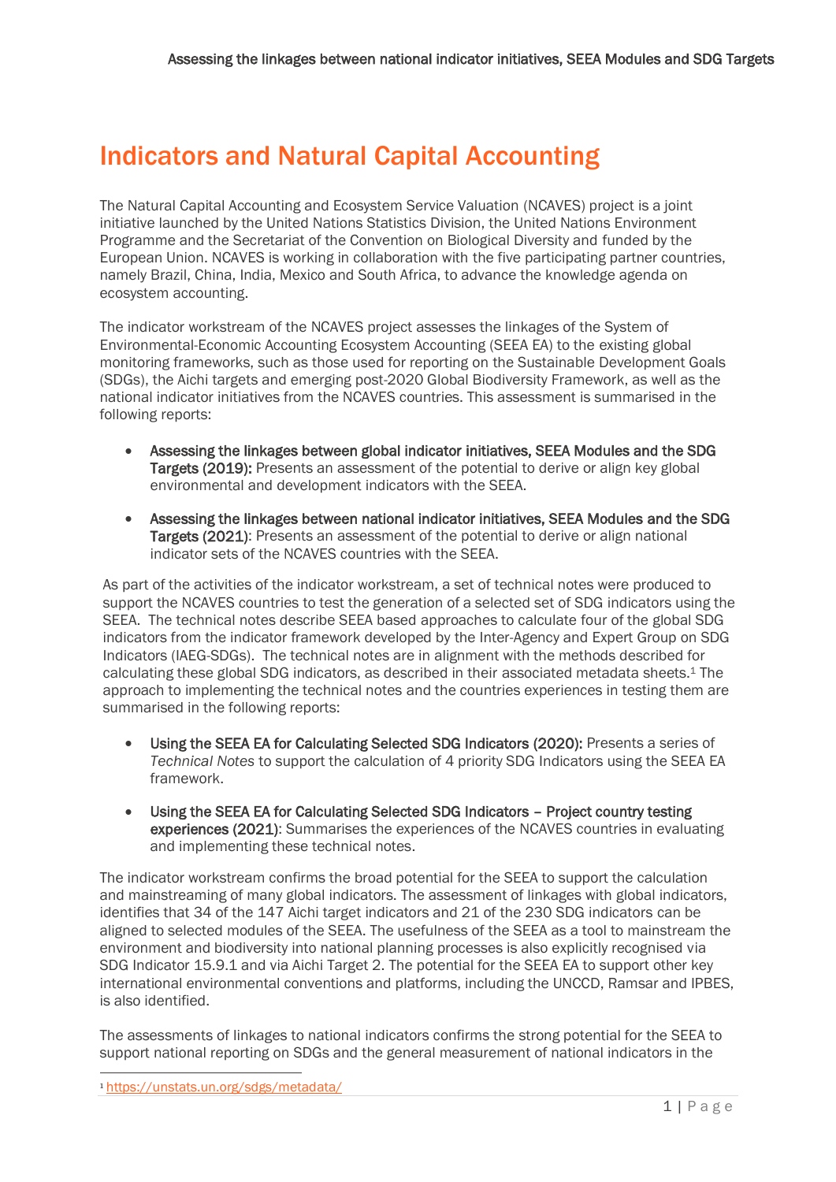# Indicators and Natural Capital Accounting

The Natural Capital Accounting and Ecosystem Service Valuation (NCAVES) project is a joint initiative launched by the United Nations Statistics Division, the United Nations Environment Programme and the Secretariat of the Convention on Biological Diversity and funded by the European Union. NCAVES is working in collaboration with the five participating partner countries, namely Brazil, China, India, Mexico and South Africa, to advance the knowledge agenda on ecosystem accounting.

The indicator workstream of the NCAVES project assesses the linkages of the System of Environmental-Economic Accounting Ecosystem Accounting (SEEA EA) to the existing global monitoring frameworks, such as those used for reporting on the Sustainable Development Goals (SDGs), the Aichi targets and emerging post-2020 Global Biodiversity Framework, as well as the national indicator initiatives from the NCAVES countries. This assessment is summarised in the following reports:

- **Assessing the linkages between global indicator initiatives, SEEA Modules and the SDG Targets (2019):** Presents an assessment of the potential to derive or align key global environmental and development indicators with the SEEA.
- **Assessing the linkages between national indicator initiatives, SEEA Modules and the SDG Targets (2021)**: Presents an assessment of the potential to derive or align national indicator sets of the NCAVES countries with the SEEA.

As part of the activities of the indicator workstream, a set of technical notes were produced to support the NCAVES countries to test the generation of a selected set of SDG indicators using the SEEA. The technical notes describe SEEA based approaches to calculate four of the global SDG indicators from the indicator framework developed by the Inter-Agency and Expert Group on SDG Indicators (IAEG-SDGs). The technical notes are in alignment with the methods described for calculating these global SDG indicators, as described in their associated metadata sheets.[1] The approach to implementing the technical notes and the countries experiences in testing them are summarised in the following reports:

- **Using the SEEA EA for Calculating Selected SDG Indicators (2020):** Presents a series of *Technical Notes* to support the calculation of 4 priority SDG Indicators using the SEEA EA framework.
- **Using the SEEA EA for Calculating Selected SDG Indicators – Project country testing experiences (2021)**: Summarises the experiences of the NCAVES countries in evaluating and implementing these technical notes.

The indicator workstream confirms the broad potential for the SEEA to support the calculation and mainstreaming of many global indicators. The assessment of linkages with global indicators, identifies that 34 of the 147 Aichi target indicators and 21 of the 230 SDG indicators can be aligned to selected modules of the SEEA. The usefulness of the SEEA as a tool to mainstream the environment and biodiversity into national planning processes is also explicitly recognised via SDG Indicator 15.9.1 and via Aichi Target 2. The potential for the SEEA EA to support other key international environmental conventions and platforms, including the UNCCD, Ramsar and IPBES, is also identified.

The assessments of linkages to national indicators confirms the strong potential for the SEEA to support national reporting on SDGs and the general measurement of national indicators in the

[1] https://unstats.un.org/sdgs/metadata/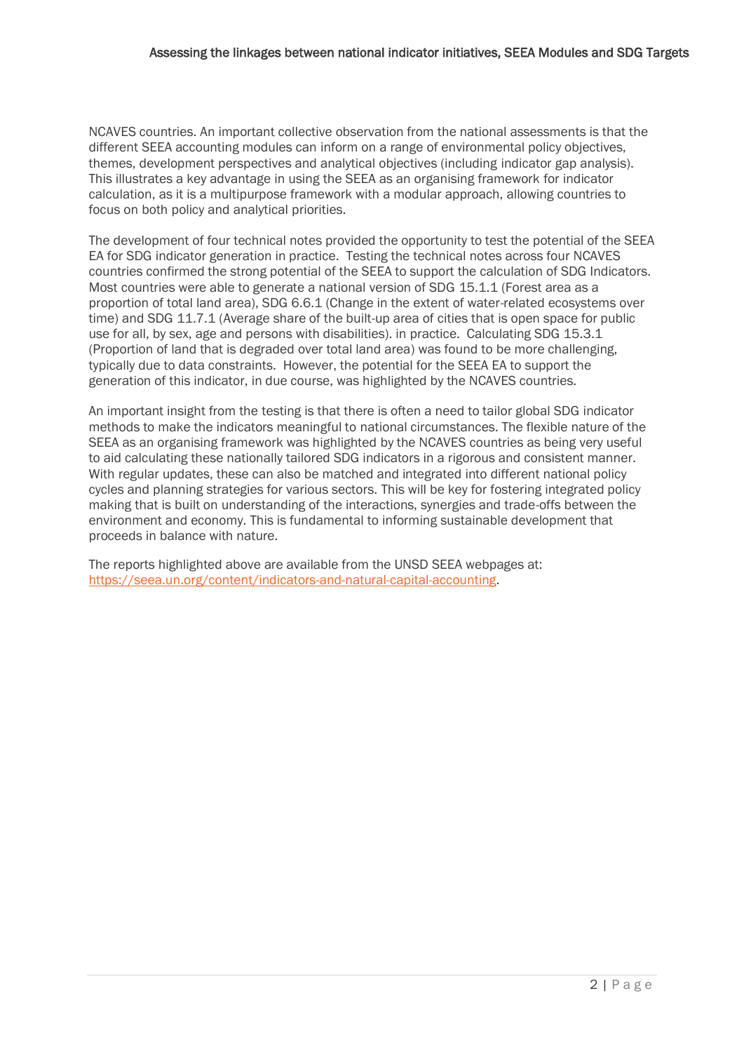NCAVES countries. An important collective observation from the national assessments is that the different SEEA accounting modules can inform on a range of environmental policy objectives, themes, development perspectives and analytical objectives (including indicator gap analysis). This illustrates a key advantage in using the SEEA as an organising framework for indicator calculation, as it is a multipurpose framework with a modular approach, allowing countries to focus on both policy and analytical priorities.

The development of four technical notes provided the opportunity to test the potential of the SEEA EA for SDG indicator generation in practice. Testing the technical notes across four NCAVES countries confirmed the strong potential of the SEEA to support the calculation of SDG Indicators. Most countries were able to generate a national version of SDG 15.1.1 (Forest area as a proportion of total land area), SDG 6.6.1 (Change in the extent of water-related ecosystems over time) and SDG 11.7.1 (Average share of the built-up area of cities that is open space for public use for all, by sex, age and persons with disabilities). in practice. Calculating SDG 15.3.1 (Proportion of land that is degraded over total land area) was found to be more challenging, typically due to data constraints. However, the potential for the SEEA EA to support the generation of this indicator, in due course, was highlighted by the NCAVES countries.

An important insight from the testing is that there is often a need to tailor global SDG indicator methods to make the indicators meaningful to national circumstances. The flexible nature of the SEEA as an organising framework was highlighted by the NCAVES countries as being very useful to aid calculating these nationally tailored SDG indicators in a rigorous and consistent manner. With regular updates, these can also be matched and integrated into different national policy cycles and planning strategies for various sectors. This will be key for fostering integrated policy making that is built on understanding of the interactions, synergies and trade-offs between the environment and economy. This is fundamental to informing sustainable development that proceeds in balance with nature.

The reports highlighted above are available from the UNSD SEEA webpages at: [https://seea.un.org/content/indicators-and-natural-capital-accounting](https://seea.un.org/content/indicators-and-natural-capital-accounting).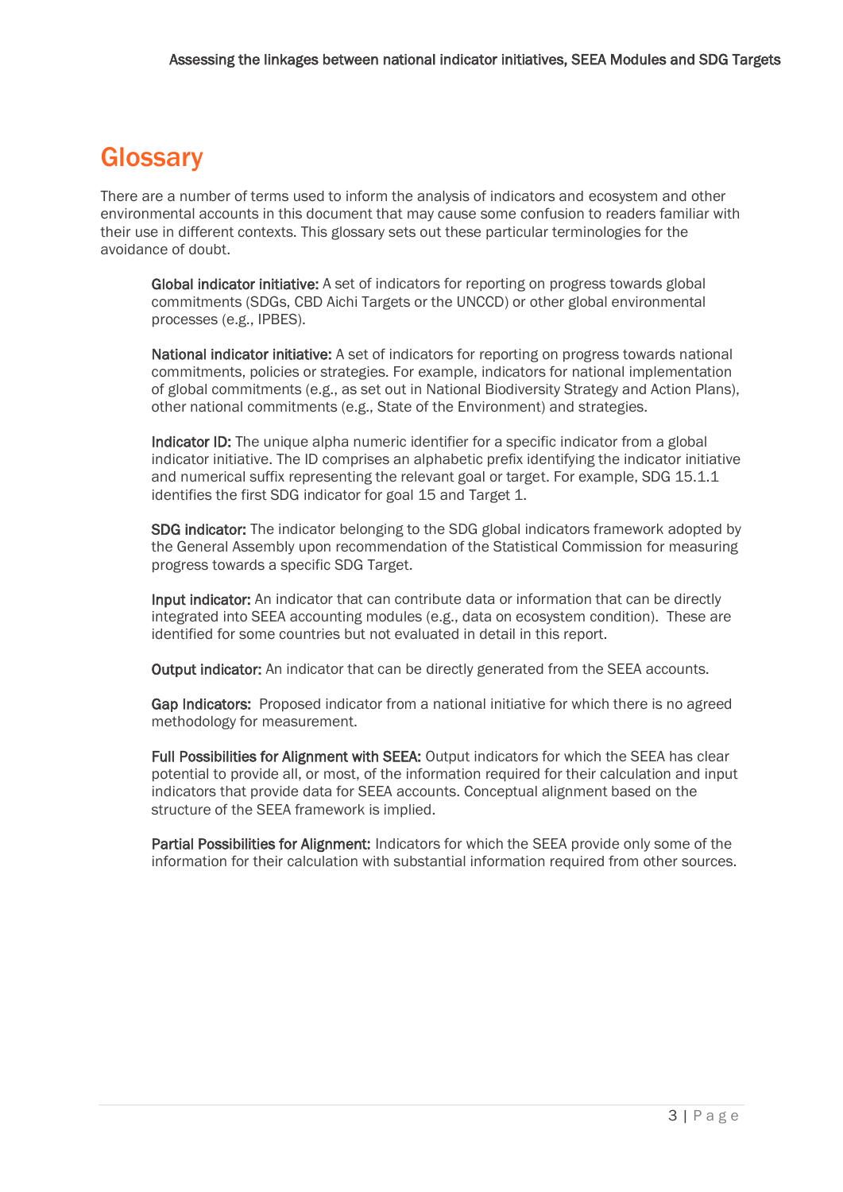# Glossary

There are a number of terms used to inform the analysis of indicators and ecosystem and other environmental accounts in this document that may cause some confusion to readers familiar with their use in different contexts. This glossary sets out these particular terminologies for the avoidance of doubt.

**Global indicator initiative:** A set of indicators for reporting on progress towards global commitments (SDGs, CBD Aichi Targets or the UNCCD) or other global environmental processes (e.g., IPBES).

**National indicator initiative:** A set of indicators for reporting on progress towards national commitments, policies or strategies. For example, indicators for national implementation of global commitments (e.g., as set out in National Biodiversity Strategy and Action Plans), other national commitments (e.g., State of the Environment) and strategies.

**Indicator ID:** The unique alpha numeric identifier for a specific indicator from a global indicator initiative. The ID comprises an alphabetic prefix identifying the indicator initiative and numerical suffix representing the relevant goal or target. For example, SDG 15.1.1 identifies the first SDG indicator for goal 15 and Target 1.

**SDG indicator:** The indicator belonging to the SDG global indicators framework adopted by the General Assembly upon recommendation of the Statistical Commission for measuring progress towards a specific SDG Target.

**Input indicator:** An indicator that can contribute data or information that can be directly integrated into SEEA accounting modules (e.g., data on ecosystem condition). These are identified for some countries but not evaluated in detail in this report.

**Output indicator:** An indicator that can be directly generated from the SEEA accounts.

**Gap Indicators:** Proposed indicator from a national initiative for which there is no agreed methodology for measurement.

**Full Possibilities for Alignment with SEEA:** Output indicators for which the SEEA has clear potential to provide all, or most, of the information required for their calculation and input indicators that provide data for SEEA accounts. Conceptual alignment based on the structure of the SEEA framework is implied.

**Partial Possibilities for Alignment:** Indicators for which the SEEA provide only some of the information for their calculation with substantial information required from other sources.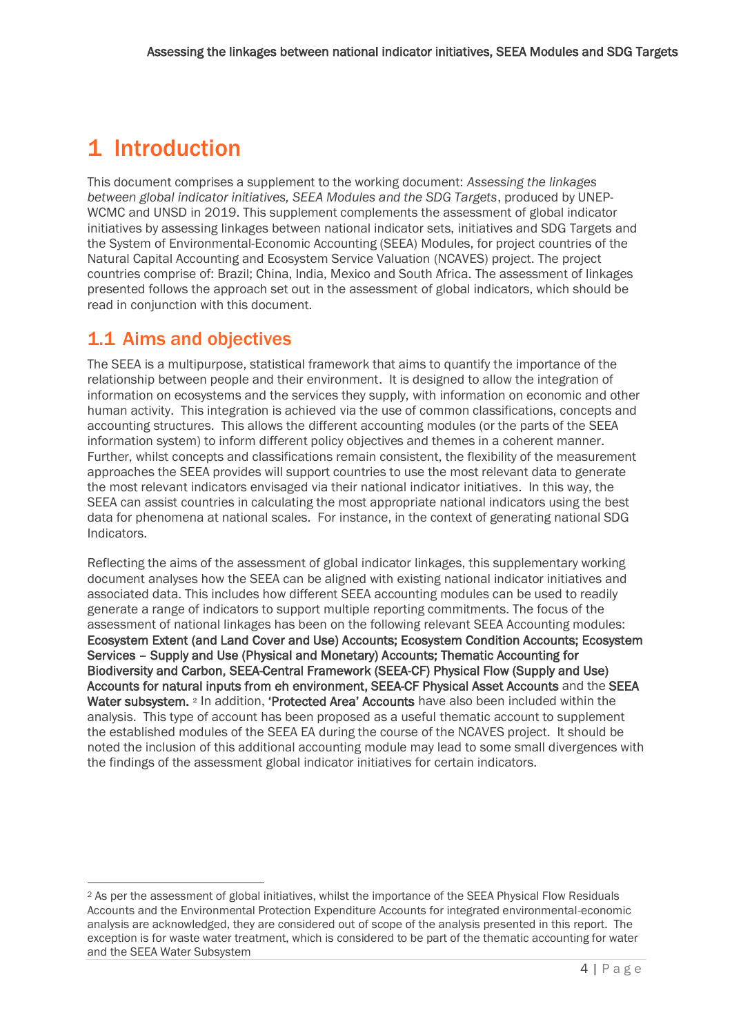# 1 Introduction

This document comprises a supplement to the working document: *Assessing the linkages between global indicator initiatives, SEEA Modules and the SDG Targets*, produced by UNEP-WCMC and UNSD in 2019. This supplement complements the assessment of global indicator initiatives by assessing linkages between national indicator sets, initiatives and SDG Targets and the System of Environmental-Economic Accounting (SEEA) Modules, for project countries of the Natural Capital Accounting and Ecosystem Service Valuation (NCAVES) project. The project countries comprise of: Brazil; China, India, Mexico and South Africa. The assessment of linkages presented follows the approach set out in the assessment of global indicators, which should be read in conjunction with this document.

## 1.1 Aims and objectives

The SEEA is a multipurpose, statistical framework that aims to quantify the importance of the relationship between people and their environment. It is designed to allow the integration of information on ecosystems and the services they supply, with information on economic and other human activity. This integration is achieved via the use of common classifications, concepts and accounting structures. This allows the different accounting modules (or the parts of the SEEA information system) to inform different policy objectives and themes in a coherent manner. Further, whilst concepts and classifications remain consistent, the flexibility of the measurement approaches the SEEA provides will support countries to use the most relevant data to generate the most relevant indicators envisaged via their national indicator initiatives. In this way, the SEEA can assist countries in calculating the most appropriate national indicators using the best data for phenomena at national scales. For instance, in the context of generating national SDG Indicators.

Reflecting the aims of the assessment of global indicator linkages, this supplementary working document analyses how the SEEA can be aligned with existing national indicator initiatives and associated data. This includes how different SEEA accounting modules can be used to readily generate a range of indicators to support multiple reporting commitments. The focus of the assessment of national linkages has been on the following relevant SEEA Accounting modules: **Ecosystem Extent (and Land Cover and Use) Accounts; Ecosystem Condition Accounts; Ecosystem Services – Supply and Use (Physical and Monetary) Accounts; Thematic Accounting for Biodiversity and Carbon, SEEA-Central Framework (SEEA-CF) Physical Flow (Supply and Use) Accounts for natural inputs from eh environment, SEEA-CF Physical Asset Accounts** and the **SEEA Water subsystem.** [2] In addition, **'Protected Area' Accounts** have also been included within the analysis. This type of account has been proposed as a useful thematic account to supplement the established modules of the SEEA EA during the course of the NCAVES project. It should be noted the inclusion of this additional accounting module may lead to some small divergences with the findings of the assessment global indicator initiatives for certain indicators.

---

[2] As per the assessment of global initiatives, whilst the importance of the SEEA Physical Flow Residuals Accounts and the Environmental Protection Expenditure Accounts for integrated environmental-economic analysis are acknowledged, they are considered out of scope of the analysis presented in this report. The exception is for waste water treatment, which is considered to be part of the thematic accounting for water and the SEEA Water Subsystem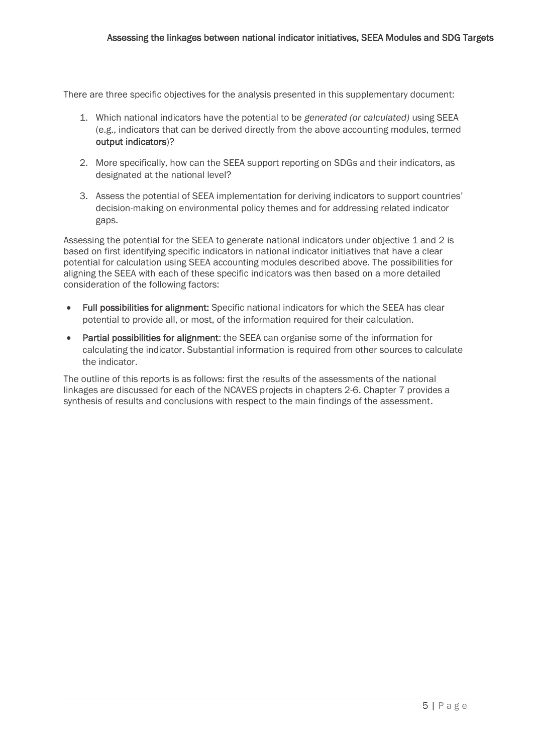There are three specific objectives for the analysis presented in this supplementary document:

1. Which national indicators have the potential to be *generated (or calculated)* using SEEA (e.g., indicators that can be derived directly from the above accounting modules, termed **output indicators**)?
2. More specifically, how can the SEEA support reporting on SDGs and their indicators, as designated at the national level?
3. Assess the potential of SEEA implementation for deriving indicators to support countries' decision-making on environmental policy themes and for addressing related indicator gaps.

Assessing the potential for the SEEA to generate national indicators under objective 1 and 2 is based on first identifying specific indicators in national indicator initiatives that have a clear potential for calculation using SEEA accounting modules described above. The possibilities for aligning the SEEA with each of these specific indicators was then based on a more detailed consideration of the following factors:

- **Full possibilities for alignment:** Specific national indicators for which the SEEA has clear potential to provide all, or most, of the information required for their calculation.
- **Partial possibilities for alignment**: the SEEA can organise some of the information for calculating the indicator. Substantial information is required from other sources to calculate the indicator.

The outline of this reports is as follows: first the results of the assessments of the national linkages are discussed for each of the NCAVES projects in chapters 2-6. Chapter 7 provides a synthesis of results and conclusions with respect to the main findings of the assessment.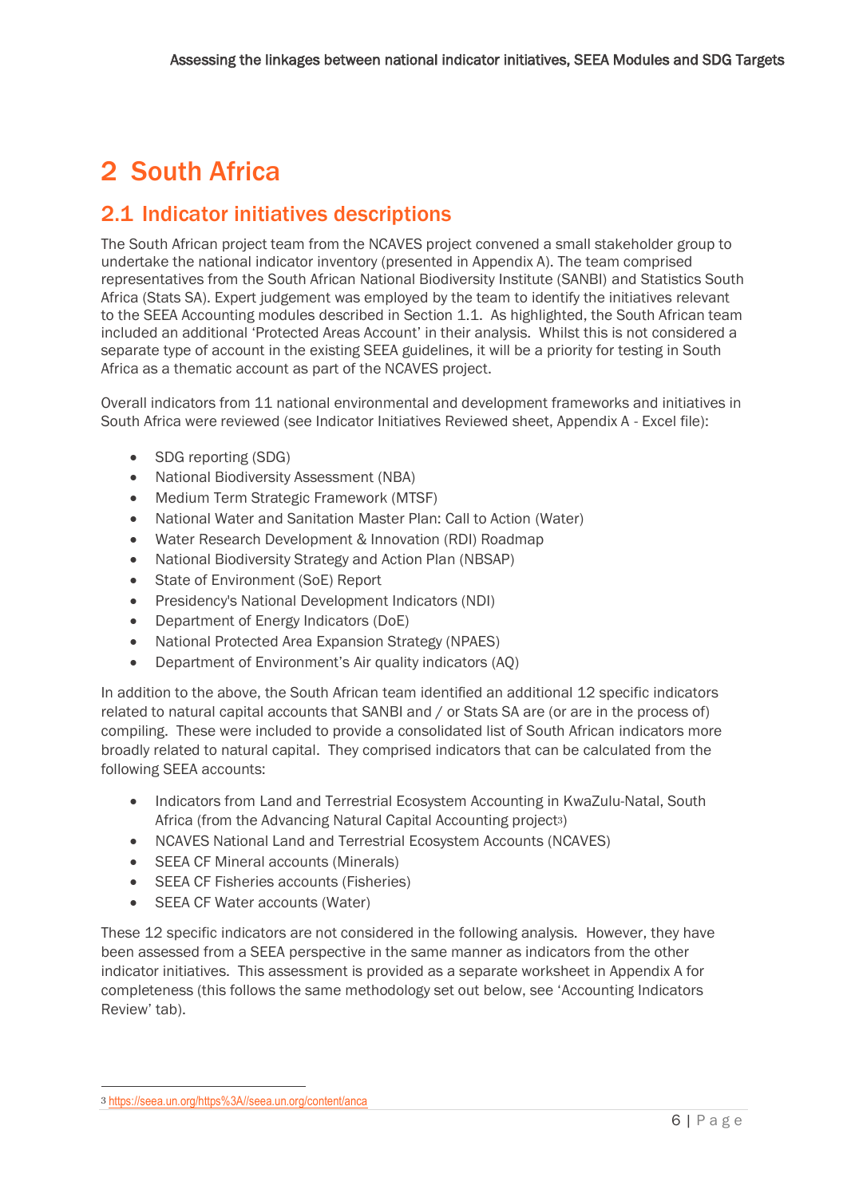# 2 South Africa

## 2.1 Indicator initiatives descriptions

The South African project team from the NCAVES project convened a small stakeholder group to undertake the national indicator inventory (presented in Appendix A). The team comprised representatives from the South African National Biodiversity Institute (SANBI) and Statistics South Africa (Stats SA). Expert judgement was employed by the team to identify the initiatives relevant to the SEEA Accounting modules described in Section 1.1. As highlighted, the South African team included an additional 'Protected Areas Account' in their analysis. Whilst this is not considered a separate type of account in the existing SEEA guidelines, it will be a priority for testing in South Africa as a thematic account as part of the NCAVES project.

Overall indicators from 11 national environmental and development frameworks and initiatives in South Africa were reviewed (see Indicator Initiatives Reviewed sheet, Appendix A - Excel file):

- SDG reporting (SDG)
- National Biodiversity Assessment (NBA)
- Medium Term Strategic Framework (MTSF)
- National Water and Sanitation Master Plan: Call to Action (Water)
- Water Research Development & Innovation (RDI) Roadmap
- National Biodiversity Strategy and Action Plan (NBSAP)
- State of Environment (SoE) Report
- Presidency's National Development Indicators (NDI)
- Department of Energy Indicators (DoE)
- National Protected Area Expansion Strategy (NPAES)
- Department of Environment's Air quality indicators (AQ)

In addition to the above, the South African team identified an additional 12 specific indicators related to natural capital accounts that SANBI and / or Stats SA are (or are in the process of) compiling. These were included to provide a consolidated list of South African indicators more broadly related to natural capital. They comprised indicators that can be calculated from the following SEEA accounts:

- Indicators from Land and Terrestrial Ecosystem Accounting in KwaZulu-Natal, South Africa (from the Advancing Natural Capital Accounting project[3])
- NCAVES National Land and Terrestrial Ecosystem Accounts (NCAVES)
- SEEA CF Mineral accounts (Minerals)
- SEEA CF Fisheries accounts (Fisheries)
- SEEA CF Water accounts (Water)

These 12 specific indicators are not considered in the following analysis. However, they have been assessed from a SEEA perspective in the same manner as indicators from the other indicator initiatives. This assessment is provided as a separate worksheet in Appendix A for completeness (this follows the same methodology set out below, see 'Accounting Indicators Review' tab).

[3] https://seea.un.org/https%3A//seea.un.org/content/anca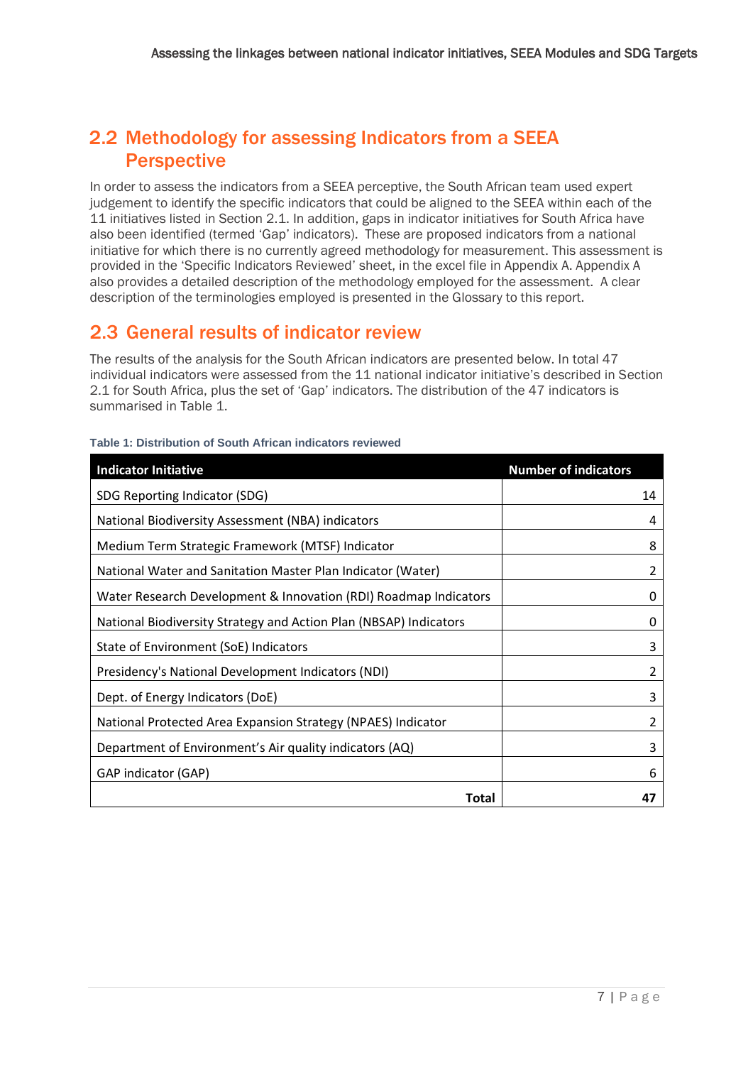## 2.2 Methodology for assessing Indicators from a SEEA Perspective

In order to assess the indicators from a SEEA perceptive, the South African team used expert judgement to identify the specific indicators that could be aligned to the SEEA within each of the 11 initiatives listed in Section 2.1. In addition, gaps in indicator initiatives for South Africa have also been identified (termed 'Gap' indicators). These are proposed indicators from a national initiative for which there is no currently agreed methodology for measurement. This assessment is provided in the 'Specific Indicators Reviewed' sheet, in the excel file in Appendix A. Appendix A also provides a detailed description of the methodology employed for the assessment. A clear description of the terminologies employed is presented in the Glossary to this report.

## 2.3 General results of indicator review

The results of the analysis for the South African indicators are presented below. In total 47 individual indicators were assessed from the 11 national indicator initiative's described in Section 2.1 for South Africa, plus the set of 'Gap' indicators. The distribution of the 47 indicators is summarised in Table 1.

**Table 1: Distribution of South African indicators reviewed**

| Indicator Initiative | Number of indicators |
|---|---|
| SDG Reporting Indicator (SDG) | 14 |
| National Biodiversity Assessment (NBA) indicators | 4 |
| Medium Term Strategic Framework (MTSF) Indicator | 8 |
| National Water and Sanitation Master Plan Indicator (Water) | 2 |
| Water Research Development & Innovation (RDI) Roadmap Indicators | 0 |
| National Biodiversity Strategy and Action Plan (NBSAP) Indicators | 0 |
| State of Environment (SoE) Indicators | 3 |
| Presidency's National Development Indicators (NDI) | 2 |
| Dept. of Energy Indicators (DoE) | 3 |
| National Protected Area Expansion Strategy (NPAES) Indicator | 2 |
| Department of Environment's Air quality indicators (AQ) | 3 |
| GAP indicator (GAP) | 6 |
| **Total** | **47** |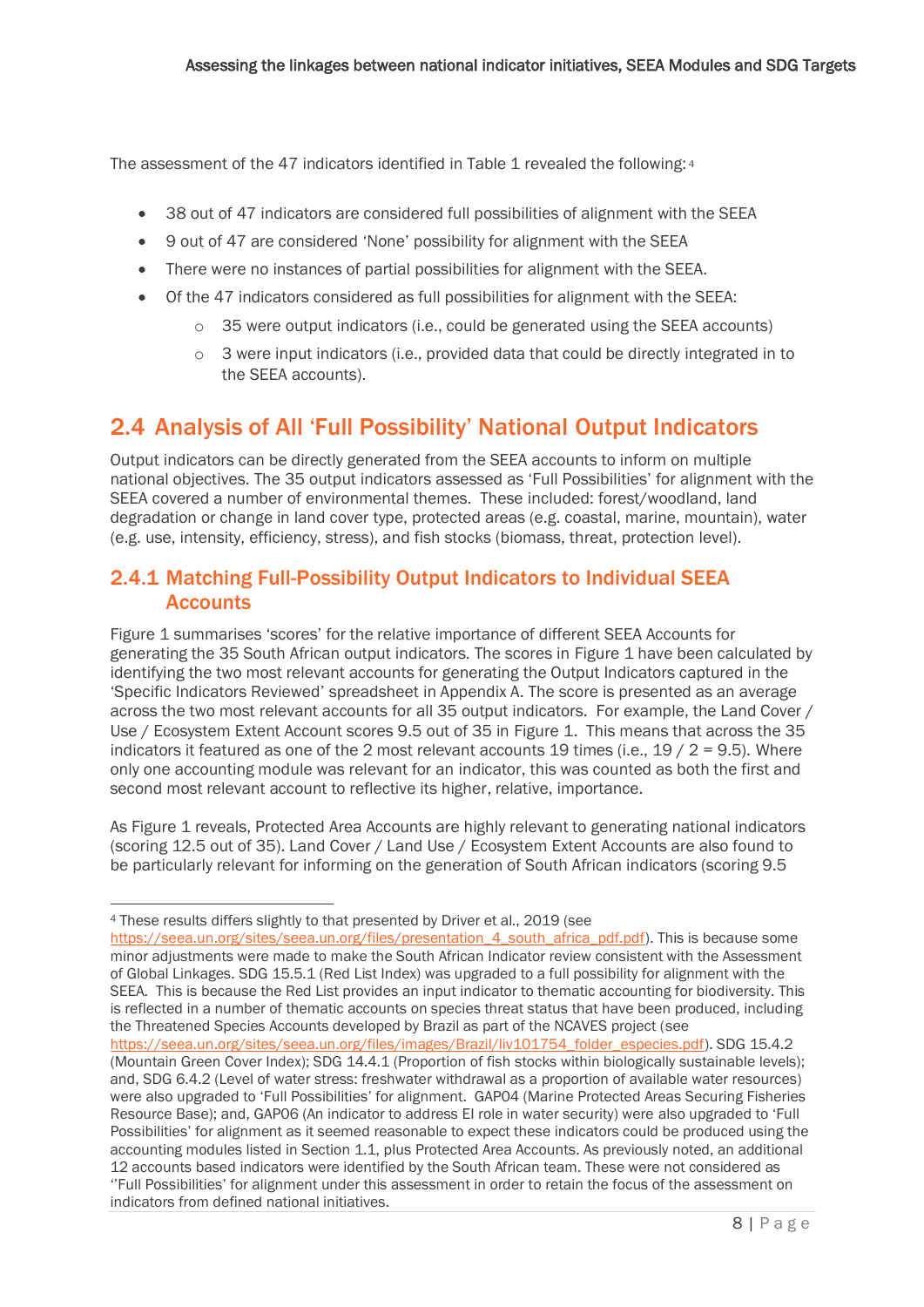The assessment of the 47 indicators identified in Table 1 revealed the following:[4]

- 38 out of 47 indicators are considered full possibilities of alignment with the SEEA
- 9 out of 47 are considered 'None' possibility for alignment with the SEEA
- There were no instances of partial possibilities for alignment with the SEEA.
- Of the 47 indicators considered as full possibilities for alignment with the SEEA:
    - 35 were output indicators (i.e., could be generated using the SEEA accounts)
    - 3 were input indicators (i.e., provided data that could be directly integrated in to the SEEA accounts).

## 2.4 Analysis of All 'Full Possibility' National Output Indicators

Output indicators can be directly generated from the SEEA accounts to inform on multiple national objectives. The 35 output indicators assessed as 'Full Possibilities' for alignment with the SEEA covered a number of environmental themes. These included: forest/woodland, land degradation or change in land cover type, protected areas (e.g. coastal, marine, mountain), water (e.g. use, intensity, efficiency, stress), and fish stocks (biomass, threat, protection level).

### 2.4.1 Matching Full-Possibility Output Indicators to Individual SEEA Accounts

Figure 1 summarises 'scores' for the relative importance of different SEEA Accounts for generating the 35 South African output indicators. The scores in Figure 1 have been calculated by identifying the two most relevant accounts for generating the Output Indicators captured in the 'Specific Indicators Reviewed' spreadsheet in Appendix A. The score is presented as an average across the two most relevant accounts for all 35 output indicators. For example, the Land Cover / Use / Ecosystem Extent Account scores 9.5 out of 35 in Figure 1. This means that across the 35 indicators it featured as one of the 2 most relevant accounts 19 times (i.e., 19 / 2 = 9.5). Where only one accounting module was relevant for an indicator, this was counted as both the first and second most relevant account to reflective its higher, relative, importance.

As Figure 1 reveals, Protected Area Accounts are highly relevant to generating national indicators (scoring 12.5 out of 35). Land Cover / Land Use / Ecosystem Extent Accounts are also found to be particularly relevant for informing on the generation of South African indicators (scoring 9.5

---

[4] These results differs slightly to that presented by Driver et al., 2019 (see https://seea.un.org/sites/seea.un.org/files/presentation_4_south_africa_pdf.pdf). This is because some minor adjustments were made to make the South African Indicator review consistent with the Assessment of Global Linkages. SDG 15.5.1 (Red List Index) was upgraded to a full possibility for alignment with the SEEA. This is because the Red List provides an input indicator to thematic accounting for biodiversity. This is reflected in a number of thematic accounts on species threat status that have been produced, including the Threatened Species Accounts developed by Brazil as part of the NCAVES project (see https://seea.un.org/sites/seea.un.org/files/images/Brazil/liv101754_folder_especies.pdf). SDG 15.4.2 (Mountain Green Cover Index); SDG 14.4.1 (Proportion of fish stocks within biologically sustainable levels); and, SDG 6.4.2 (Level of water stress: freshwater withdrawal as a proportion of available water resources) were also upgraded to 'Full Possibilities' for alignment. GAP04 (Marine Protected Areas Securing Fisheries Resource Base); and, GAP06 (An indicator to address EI role in water security) were also upgraded to 'Full Possibilities' for alignment as it seemed reasonable to expect these indicators could be produced using the accounting modules listed in Section 1.1, plus Protected Area Accounts. As previously noted, an additional 12 accounts based indicators were identified by the South African team. These were not considered as ''Full Possibilities' for alignment under this assessment in order to retain the focus of the assessment on indicators from defined national initiatives.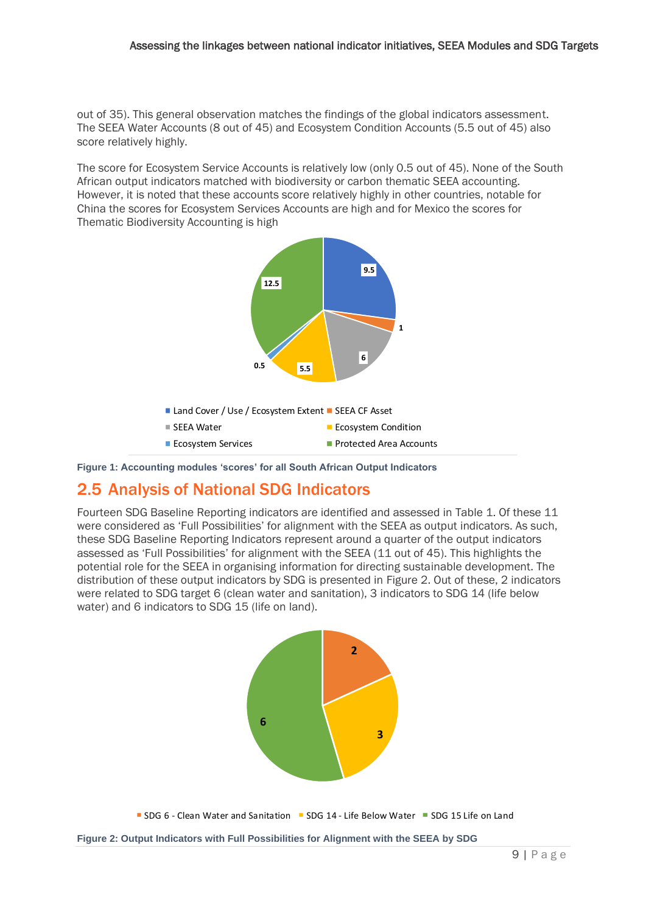out of 35). This general observation matches the findings of the global indicators assessment. The SEEA Water Accounts (8 out of 45) and Ecosystem Condition Accounts (5.5 out of 45) also score relatively highly.

The score for Ecosystem Service Accounts is relatively low (only 0.5 out of 45). None of the South African output indicators matched with biodiversity or carbon thematic SEEA accounting. However, it is noted that these accounts score relatively highly in other countries, notable for China the scores for Ecosystem Services Accounts are high and for Mexico the scores for Thematic Biodiversity Accounting is high

Figure 1: Accounting modules 'scores' for all South African Output Indicators

## 2.5 Analysis of National SDG Indicators

Fourteen SDG Baseline Reporting indicators are identified and assessed in Table 1. Of these 11 were considered as 'Full Possibilities' for alignment with the SEEA as output indicators. As such, these SDG Baseline Reporting Indicators represent around a quarter of the output indicators assessed as 'Full Possibilities' for alignment with the SEEA (11 out of 45). This highlights the potential role for the SEEA in organising information for directing sustainable development. The distribution of these output indicators by SDG is presented in Figure 2. Out of these, 2 indicators were related to SDG target 6 (clean water and sanitation), 3 indicators to SDG 14 (life below water) and 6 indicators to SDG 15 (life on land).

Figure 2: Output Indicators with Full Possibilities for Alignment with the SEEA by SDG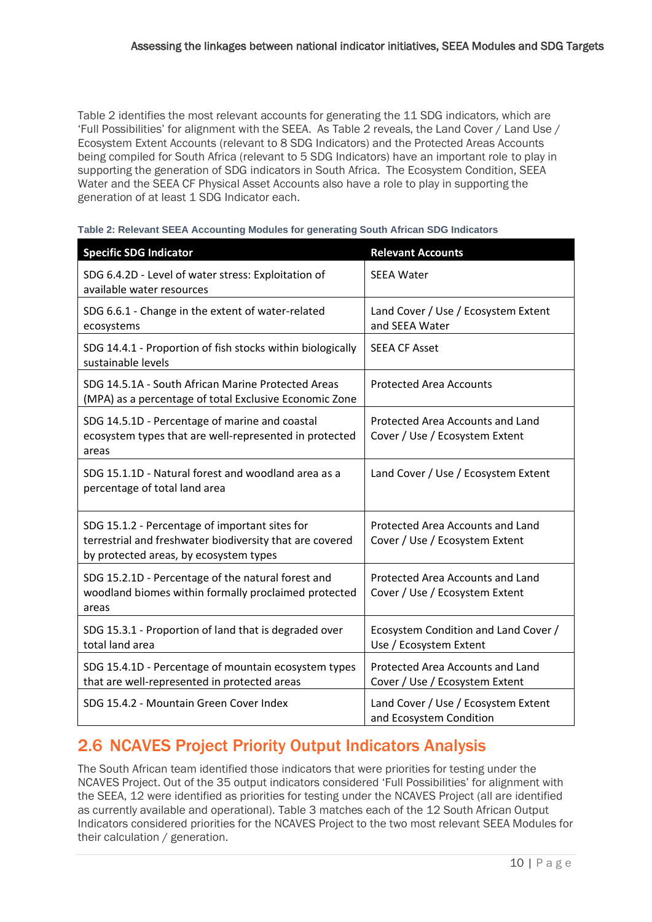Table 2 identifies the most relevant accounts for generating the 11 SDG indicators, which are 'Full Possibilities' for alignment with the SEEA. As Table 2 reveals, the Land Cover / Land Use / Ecosystem Extent Accounts (relevant to 8 SDG Indicators) and the Protected Areas Accounts being compiled for South Africa (relevant to 5 SDG Indicators) have an important role to play in supporting the generation of SDG indicators in South Africa. The Ecosystem Condition, SEEA Water and the SEEA CF Physical Asset Accounts also have a role to play in supporting the generation of at least 1 SDG Indicator each.

**Table 2: Relevant SEEA Accounting Modules for generating South African SDG Indicators**

| Specific SDG Indicator | Relevant Accounts |
|---|---|
| SDG 6.4.2D - Level of water stress: Exploitation of available water resources | SEEA Water |
| SDG 6.6.1 - Change in the extent of water-related ecosystems | Land Cover / Use / Ecosystem Extent and SEEA Water |
| SDG 14.4.1 - Proportion of fish stocks within biologically sustainable levels | SEEA CF Asset |
| SDG 14.5.1A - South African Marine Protected Areas (MPA) as a percentage of total Exclusive Economic Zone | Protected Area Accounts |
| SDG 14.5.1D - Percentage of marine and coastal ecosystem types that are well-represented in protected areas | Protected Area Accounts and Land Cover / Use / Ecosystem Extent |
| SDG 15.1.1D - Natural forest and woodland area as a percentage of total land area | Land Cover / Use / Ecosystem Extent |
| SDG 15.1.2 - Percentage of important sites for terrestrial and freshwater biodiversity that are covered by protected areas, by ecosystem types | Protected Area Accounts and Land Cover / Use / Ecosystem Extent |
| SDG 15.2.1D - Percentage of the natural forest and woodland biomes within formally proclaimed protected areas | Protected Area Accounts and Land Cover / Use / Ecosystem Extent |
| SDG 15.3.1 - Proportion of land that is degraded over total land area | Ecosystem Condition and Land Cover / Use / Ecosystem Extent |
| SDG 15.4.1D - Percentage of mountain ecosystem types that are well-represented in protected areas | Protected Area Accounts and Land Cover / Use / Ecosystem Extent |
| SDG 15.4.2 - Mountain Green Cover Index | Land Cover / Use / Ecosystem Extent and Ecosystem Condition |

## 2.6 NCAVES Project Priority Output Indicators Analysis

The South African team identified those indicators that were priorities for testing under the NCAVES Project. Out of the 35 output indicators considered 'Full Possibilities' for alignment with the SEEA, 12 were identified as priorities for testing under the NCAVES Project (all are identified as currently available and operational). Table 3 matches each of the 12 South African Output Indicators considered priorities for the NCAVES Project to the two most relevant SEEA Modules for their calculation / generation.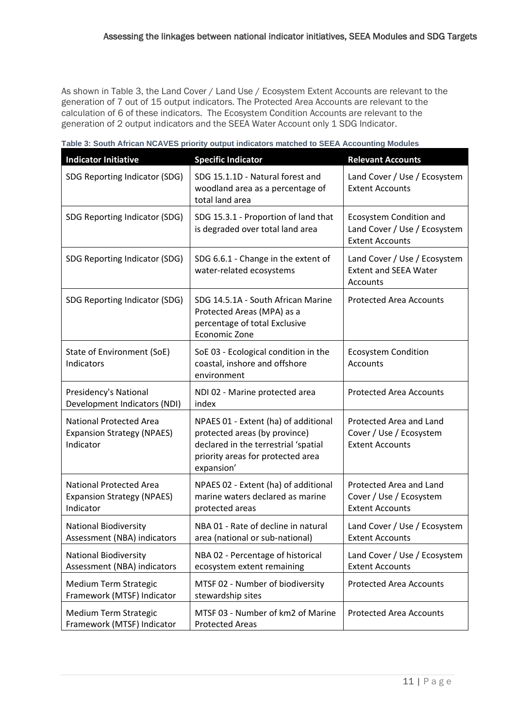As shown in Table 3, the Land Cover / Land Use / Ecosystem Extent Accounts are relevant to the generation of 7 out of 15 output indicators. The Protected Area Accounts are relevant to the calculation of 6 of these indicators. The Ecosystem Condition Accounts are relevant to the generation of 2 output indicators and the SEEA Water Account only 1 SDG Indicator.

**Table 3: South African NCAVES priority output indicators matched to SEEA Accounting Modules**

| Indicator Initiative | Specific Indicator | Relevant Accounts |
|---|---|---|
| SDG Reporting Indicator (SDG) | SDG 15.1.1D - Natural forest and woodland area as a percentage of total land area | Land Cover / Use / Ecosystem Extent Accounts |
| SDG Reporting Indicator (SDG) | SDG 15.3.1 - Proportion of land that is degraded over total land area | Ecosystem Condition and Land Cover / Use / Ecosystem Extent Accounts |
| SDG Reporting Indicator (SDG) | SDG 6.6.1 - Change in the extent of water-related ecosystems | Land Cover / Use / Ecosystem Extent and SEEA Water Accounts |
| SDG Reporting Indicator (SDG) | SDG 14.5.1A - South African Marine Protected Areas (MPA) as a percentage of total Exclusive Economic Zone | Protected Area Accounts |
| State of Environment (SoE) Indicators | SoE 03 - Ecological condition in the coastal, inshore and offshore environment | Ecosystem Condition Accounts |
| Presidency's National Development Indicators (NDI) | NDI 02 - Marine protected area index | Protected Area Accounts |
| National Protected Area Expansion Strategy (NPAES) Indicator | NPAES 01 - Extent (ha) of additional protected areas (by province) declared in the terrestrial 'spatial priority areas for protected area expansion' | Protected Area and Land Cover / Use / Ecosystem Extent Accounts |
| National Protected Area Expansion Strategy (NPAES) Indicator | NPAES 02 - Extent (ha) of additional marine waters declared as marine protected areas | Protected Area and Land Cover / Use / Ecosystem Extent Accounts |
| National Biodiversity Assessment (NBA) indicators | NBA 01 - Rate of decline in natural area (national or sub-national) | Land Cover / Use / Ecosystem Extent Accounts |
| National Biodiversity Assessment (NBA) indicators | NBA 02 - Percentage of historical ecosystem extent remaining | Land Cover / Use / Ecosystem Extent Accounts |
| Medium Term Strategic Framework (MTSF) Indicator | MTSF 02 - Number of biodiversity stewardship sites | Protected Area Accounts |
| Medium Term Strategic Framework (MTSF) Indicator | MTSF 03 - Number of km2 of Marine Protected Areas | Protected Area Accounts |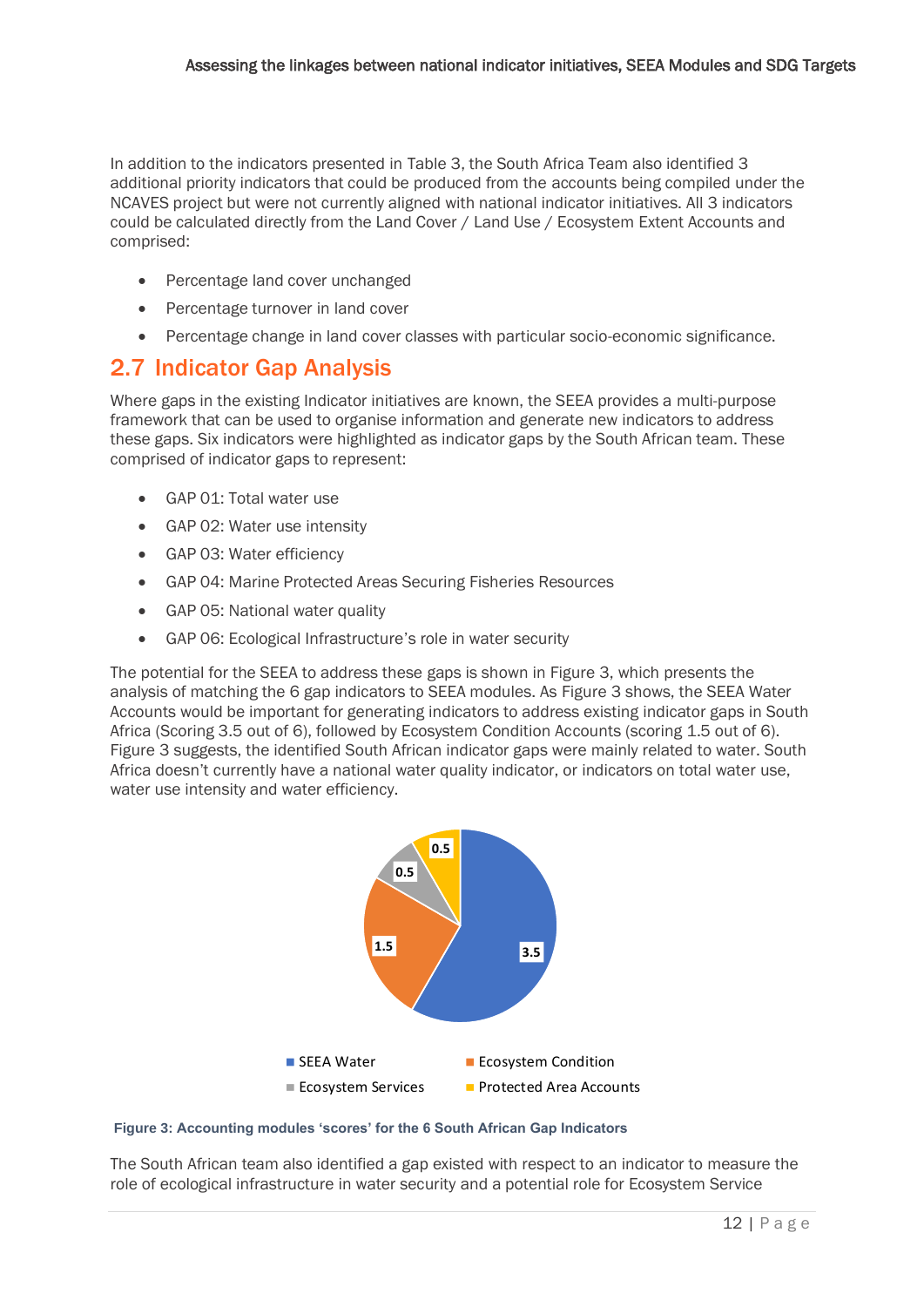In addition to the indicators presented in Table 3, the South Africa Team also identified 3 additional priority indicators that could be produced from the accounts being compiled under the NCAVES project but were not currently aligned with national indicator initiatives. All 3 indicators could be calculated directly from the Land Cover / Land Use / Ecosystem Extent Accounts and comprised:

- Percentage land cover unchanged
- Percentage turnover in land cover
- Percentage change in land cover classes with particular socio-economic significance.

## 2.7 Indicator Gap Analysis

Where gaps in the existing Indicator initiatives are known, the SEEA provides a multi-purpose framework that can be used to organise information and generate new indicators to address these gaps. Six indicators were highlighted as indicator gaps by the South African team. These comprised of indicator gaps to represent:

- GAP 01: Total water use
- GAP 02: Water use intensity
- GAP 03: Water efficiency
- GAP 04: Marine Protected Areas Securing Fisheries Resources
- GAP 05: National water quality
- GAP 06: Ecological Infrastructure's role in water security

The potential for the SEEA to address these gaps is shown in Figure 3, which presents the analysis of matching the 6 gap indicators to SEEA modules. As Figure 3 shows, the SEEA Water Accounts would be important for generating indicators to address existing indicator gaps in South Africa (Scoring 3.5 out of 6), followed by Ecosystem Condition Accounts (scoring 1.5 out of 6). Figure 3 suggests, the identified South African indicator gaps were mainly related to water. South Africa doesn't currently have a national water quality indicator, or indicators on total water use, water use intensity and water efficiency.

| Accounting module | Score |
|---|---|
| SEEA Water | 3.5 |
| Ecosystem Condition | 1.5 |
| Ecosystem Services | 0.5 |
| Protected Area Accounts | 0.5 |

**Figure 3: Accounting modules 'scores' for the 6 South African Gap Indicators**

The South African team also identified a gap existed with respect to an indicator to measure the role of ecological infrastructure in water security and a potential role for Ecosystem Service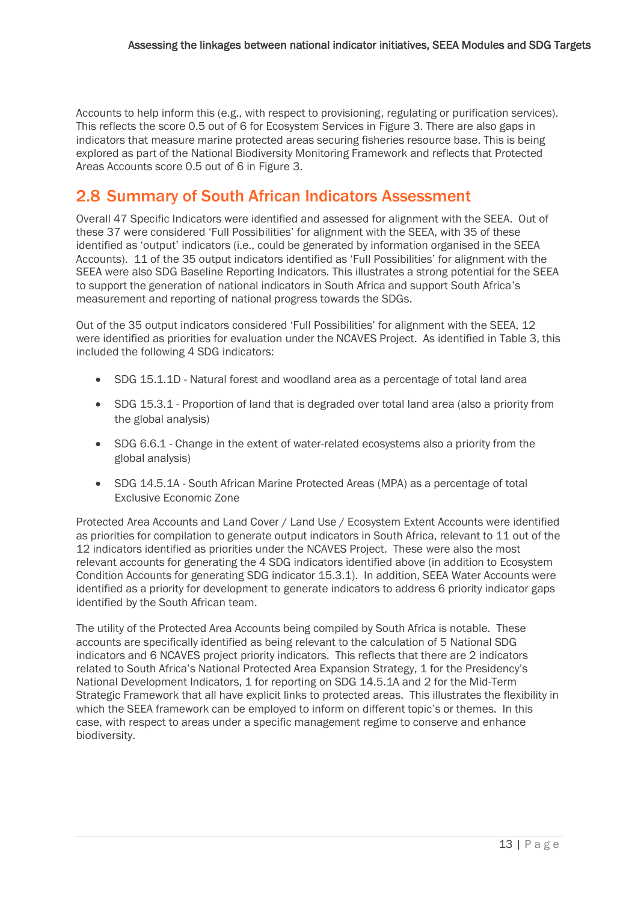Accounts to help inform this (e.g., with respect to provisioning, regulating or purification services). This reflects the score 0.5 out of 6 for Ecosystem Services in Figure 3. There are also gaps in indicators that measure marine protected areas securing fisheries resource base. This is being explored as part of the National Biodiversity Monitoring Framework and reflects that Protected Areas Accounts score 0.5 out of 6 in Figure 3.

## 2.8 Summary of South African Indicators Assessment

Overall 47 Specific Indicators were identified and assessed for alignment with the SEEA. Out of these 37 were considered 'Full Possibilities' for alignment with the SEEA, with 35 of these identified as 'output' indicators (i.e., could be generated by information organised in the SEEA Accounts). 11 of the 35 output indicators identified as 'Full Possibilities' for alignment with the SEEA were also SDG Baseline Reporting Indicators. This illustrates a strong potential for the SEEA to support the generation of national indicators in South Africa and support South Africa's measurement and reporting of national progress towards the SDGs.

Out of the 35 output indicators considered 'Full Possibilities' for alignment with the SEEA, 12 were identified as priorities for evaluation under the NCAVES Project. As identified in Table 3, this included the following 4 SDG indicators:

- SDG 15.1.1D - Natural forest and woodland area as a percentage of total land area
- SDG 15.3.1 - Proportion of land that is degraded over total land area (also a priority from the global analysis)
- SDG 6.6.1 - Change in the extent of water-related ecosystems also a priority from the global analysis)
- SDG 14.5.1A - South African Marine Protected Areas (MPA) as a percentage of total Exclusive Economic Zone

Protected Area Accounts and Land Cover / Land Use / Ecosystem Extent Accounts were identified as priorities for compilation to generate output indicators in South Africa, relevant to 11 out of the 12 indicators identified as priorities under the NCAVES Project. These were also the most relevant accounts for generating the 4 SDG indicators identified above (in addition to Ecosystem Condition Accounts for generating SDG indicator 15.3.1). In addition, SEEA Water Accounts were identified as a priority for development to generate indicators to address 6 priority indicator gaps identified by the South African team.

The utility of the Protected Area Accounts being compiled by South Africa is notable. These accounts are specifically identified as being relevant to the calculation of 5 National SDG indicators and 6 NCAVES project priority indicators. This reflects that there are 2 indicators related to South Africa's National Protected Area Expansion Strategy, 1 for the Presidency's National Development Indicators, 1 for reporting on SDG 14.5.1A and 2 for the Mid-Term Strategic Framework that all have explicit links to protected areas. This illustrates the flexibility in which the SEEA framework can be employed to inform on different topic's or themes. In this case, with respect to areas under a specific management regime to conserve and enhance biodiversity.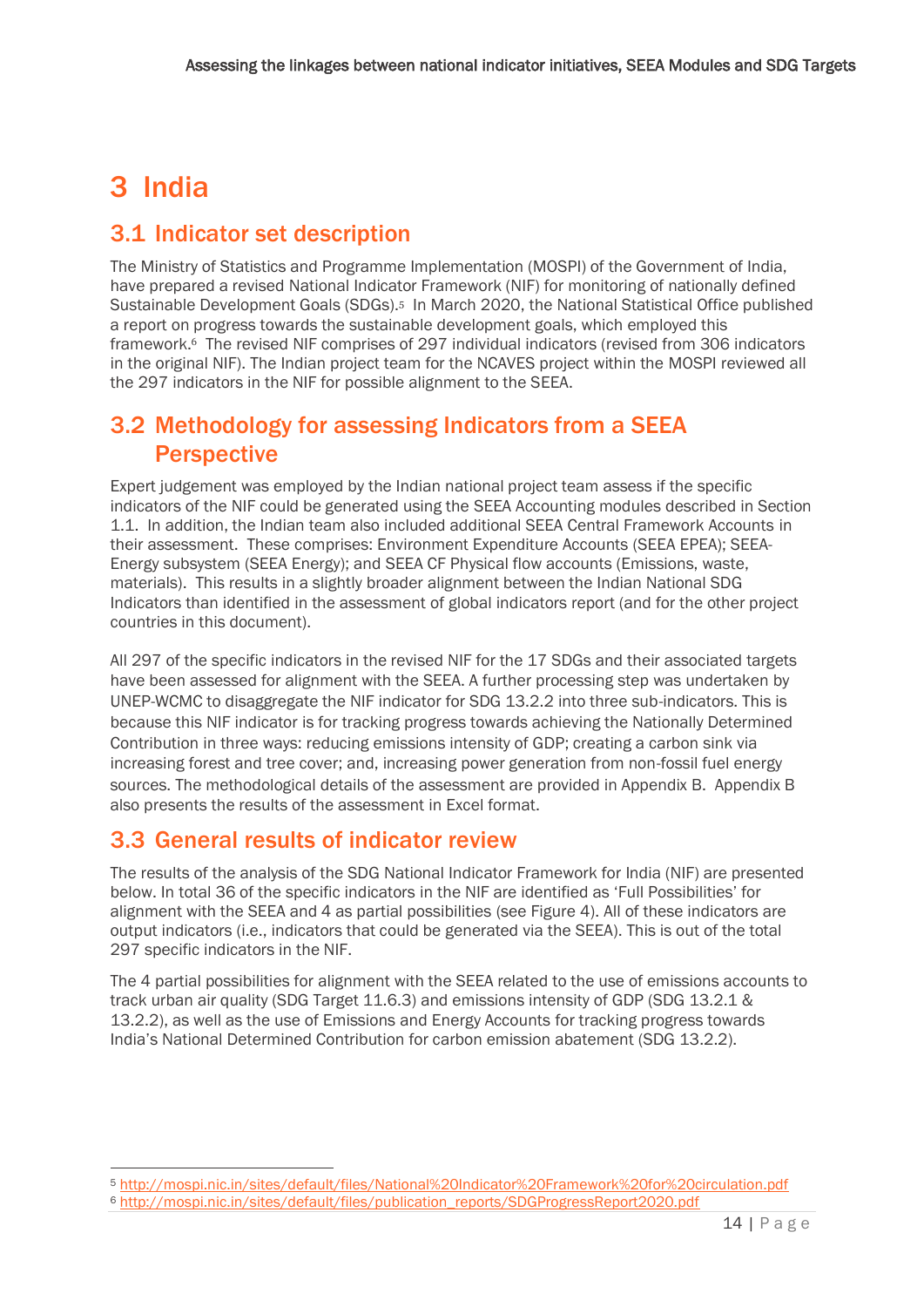# 3 India

## 3.1 Indicator set description

The Ministry of Statistics and Programme Implementation (MOSPI) of the Government of India, have prepared a revised National Indicator Framework (NIF) for monitoring of nationally defined Sustainable Development Goals (SDGs).[5] In March 2020, the National Statistical Office published a report on progress towards the sustainable development goals, which employed this framework.[6] The revised NIF comprises of 297 individual indicators (revised from 306 indicators in the original NIF). The Indian project team for the NCAVES project within the MOSPI reviewed all the 297 indicators in the NIF for possible alignment to the SEEA.

## 3.2 Methodology for assessing Indicators from a SEEA Perspective

Expert judgement was employed by the Indian national project team assess if the specific indicators of the NIF could be generated using the SEEA Accounting modules described in Section 1.1. In addition, the Indian team also included additional SEEA Central Framework Accounts in their assessment. These comprises: Environment Expenditure Accounts (SEEA EPEA); SEEA-Energy subsystem (SEEA Energy); and SEEA CF Physical flow accounts (Emissions, waste, materials). This results in a slightly broader alignment between the Indian National SDG Indicators than identified in the assessment of global indicators report (and for the other project countries in this document).

All 297 of the specific indicators in the revised NIF for the 17 SDGs and their associated targets have been assessed for alignment with the SEEA. A further processing step was undertaken by UNEP-WCMC to disaggregate the NIF indicator for SDG 13.2.2 into three sub-indicators. This is because this NIF indicator is for tracking progress towards achieving the Nationally Determined Contribution in three ways: reducing emissions intensity of GDP; creating a carbon sink via increasing forest and tree cover; and, increasing power generation from non-fossil fuel energy sources. The methodological details of the assessment are provided in Appendix B. Appendix B also presents the results of the assessment in Excel format.

## 3.3 General results of indicator review

The results of the analysis of the SDG National Indicator Framework for India (NIF) are presented below. In total 36 of the specific indicators in the NIF are identified as 'Full Possibilities' for alignment with the SEEA and 4 as partial possibilities (see Figure 4). All of these indicators are output indicators (i.e., indicators that could be generated via the SEEA). This is out of the total 297 specific indicators in the NIF.

The 4 partial possibilities for alignment with the SEEA related to the use of emissions accounts to track urban air quality (SDG Target 11.6.3) and emissions intensity of GDP (SDG 13.2.1 & 13.2.2), as well as the use of Emissions and Energy Accounts for tracking progress towards India's National Determined Contribution for carbon emission abatement (SDG 13.2.2).

[5] http://mospi.nic.in/sites/default/files/National%20Indicator%20Framework%20for%20circulation.pdf

[6] http://mospi.nic.in/sites/default/files/publication_reports/SDGProgressReport2020.pdf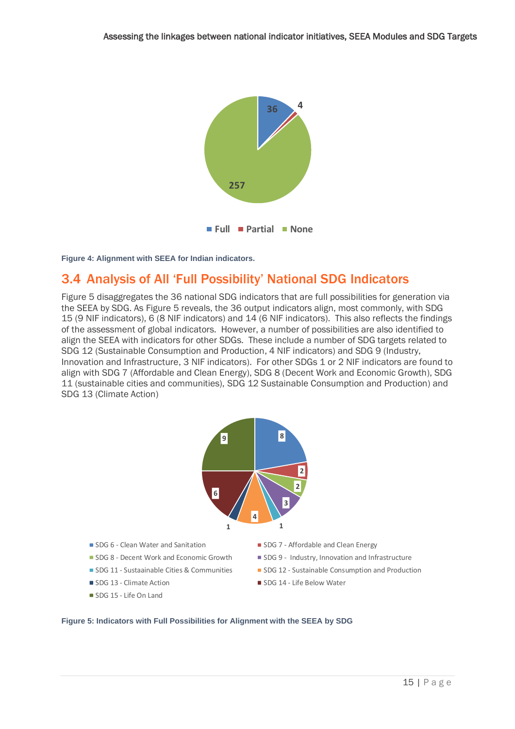Figure 4: Alignment with SEEA for Indian indicators.

## 3.4 Analysis of All 'Full Possibility' National SDG Indicators

Figure 5 disaggregates the 36 national SDG indicators that are full possibilities for generation via the SEEA by SDG. As Figure 5 reveals, the 36 output indicators align, most commonly, with SDG 15 (9 NIF indicators), 6 (8 NIF indicators) and 14 (6 NIF indicators). This also reflects the findings of the assessment of global indicators. However, a number of possibilities are also identified to align the SEEA with indicators for other SDGs. These include a number of SDG targets related to SDG 12 (Sustainable Consumption and Production, 4 NIF indicators) and SDG 9 (Industry, Innovation and Infrastructure, 3 NIF indicators). For other SDGs 1 or 2 NIF indicators are found to align with SDG 7 (Affordable and Clean Energy), SDG 8 (Decent Work and Economic Growth), SDG 11 (sustainable cities and communities), SDG 12 Sustainable Consumption and Production) and SDG 13 (Climate Action)

Figure 5: Indicators with Full Possibilities for Alignment with the SEEA by SDG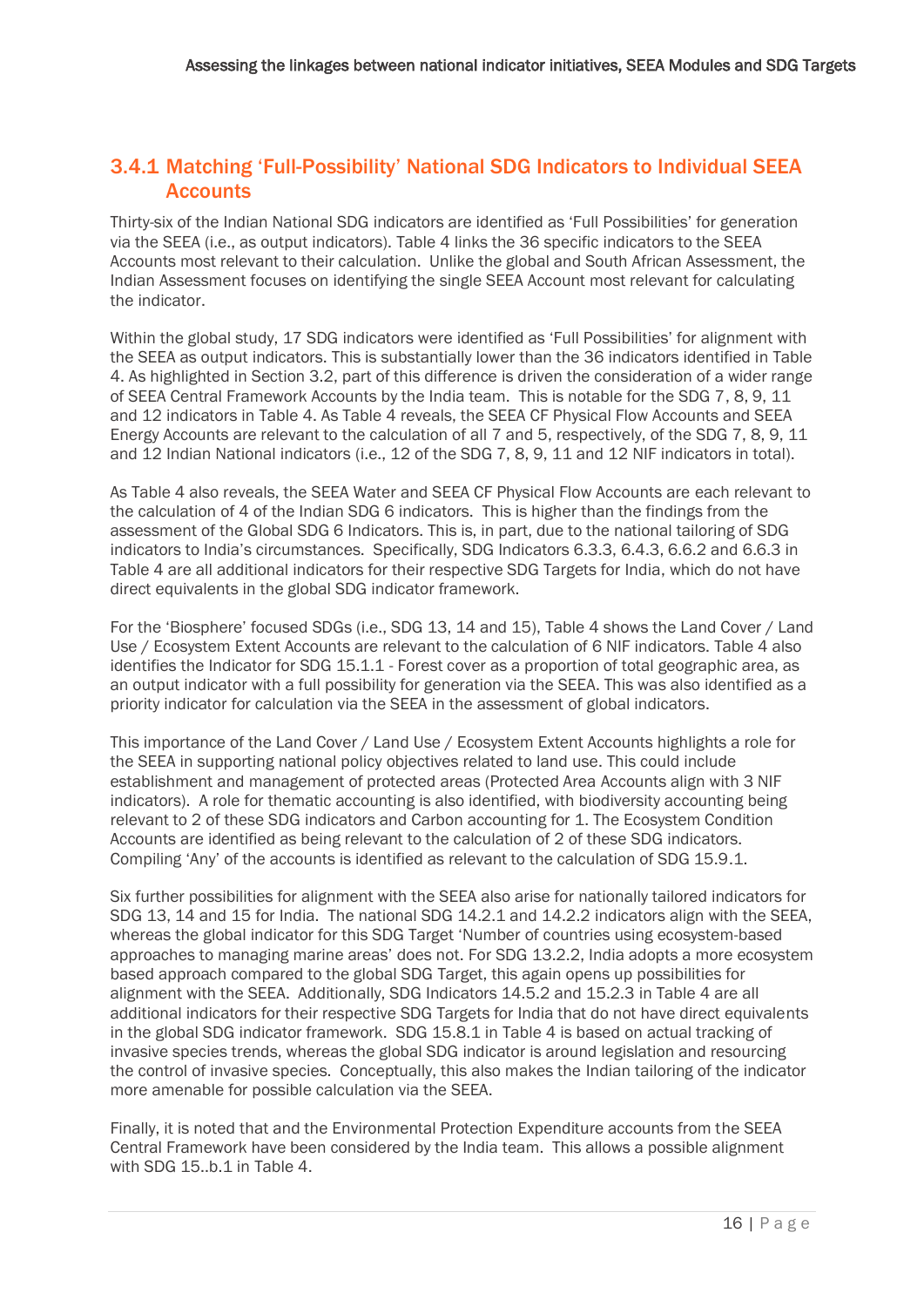### 3.4.1 Matching 'Full-Possibility' National SDG Indicators to Individual SEEA Accounts

Thirty-six of the Indian National SDG indicators are identified as 'Full Possibilities' for generation via the SEEA (i.e., as output indicators). Table 4 links the 36 specific indicators to the SEEA Accounts most relevant to their calculation. Unlike the global and South African Assessment, the Indian Assessment focuses on identifying the single SEEA Account most relevant for calculating the indicator.

Within the global study, 17 SDG indicators were identified as 'Full Possibilities' for alignment with the SEEA as output indicators. This is substantially lower than the 36 indicators identified in Table 4. As highlighted in Section 3.2, part of this difference is driven the consideration of a wider range of SEEA Central Framework Accounts by the India team. This is notable for the SDG 7, 8, 9, 11 and 12 indicators in Table 4. As Table 4 reveals, the SEEA CF Physical Flow Accounts and SEEA Energy Accounts are relevant to the calculation of all 7 and 5, respectively, of the SDG 7, 8, 9, 11 and 12 Indian National indicators (i.e., 12 of the SDG 7, 8, 9, 11 and 12 NIF indicators in total).

As Table 4 also reveals, the SEEA Water and SEEA CF Physical Flow Accounts are each relevant to the calculation of 4 of the Indian SDG 6 indicators. This is higher than the findings from the assessment of the Global SDG 6 Indicators. This is, in part, due to the national tailoring of SDG indicators to India's circumstances. Specifically, SDG Indicators 6.3.3, 6.4.3, 6.6.2 and 6.6.3 in Table 4 are all additional indicators for their respective SDG Targets for India, which do not have direct equivalents in the global SDG indicator framework.

For the 'Biosphere' focused SDGs (i.e., SDG 13, 14 and 15), Table 4 shows the Land Cover / Land Use / Ecosystem Extent Accounts are relevant to the calculation of 6 NIF indicators. Table 4 also identifies the Indicator for SDG 15.1.1 - Forest cover as a proportion of total geographic area, as an output indicator with a full possibility for generation via the SEEA. This was also identified as a priority indicator for calculation via the SEEA in the assessment of global indicators.

This importance of the Land Cover / Land Use / Ecosystem Extent Accounts highlights a role for the SEEA in supporting national policy objectives related to land use. This could include establishment and management of protected areas (Protected Area Accounts align with 3 NIF indicators). A role for thematic accounting is also identified, with biodiversity accounting being relevant to 2 of these SDG indicators and Carbon accounting for 1. The Ecosystem Condition Accounts are identified as being relevant to the calculation of 2 of these SDG indicators. Compiling 'Any' of the accounts is identified as relevant to the calculation of SDG 15.9.1.

Six further possibilities for alignment with the SEEA also arise for nationally tailored indicators for SDG 13, 14 and 15 for India. The national SDG 14.2.1 and 14.2.2 indicators align with the SEEA, whereas the global indicator for this SDG Target 'Number of countries using ecosystem-based approaches to managing marine areas' does not. For SDG 13.2.2, India adopts a more ecosystem based approach compared to the global SDG Target, this again opens up possibilities for alignment with the SEEA. Additionally, SDG Indicators 14.5.2 and 15.2.3 in Table 4 are all additional indicators for their respective SDG Targets for India that do not have direct equivalents in the global SDG indicator framework. SDG 15.8.1 in Table 4 is based on actual tracking of invasive species trends, whereas the global SDG indicator is around legislation and resourcing the control of invasive species. Conceptually, this also makes the Indian tailoring of the indicator more amenable for possible calculation via the SEEA.

Finally, it is noted that and the Environmental Protection Expenditure accounts from the SEEA Central Framework have been considered by the India team. This allows a possible alignment with SDG 15..b.1 in Table 4.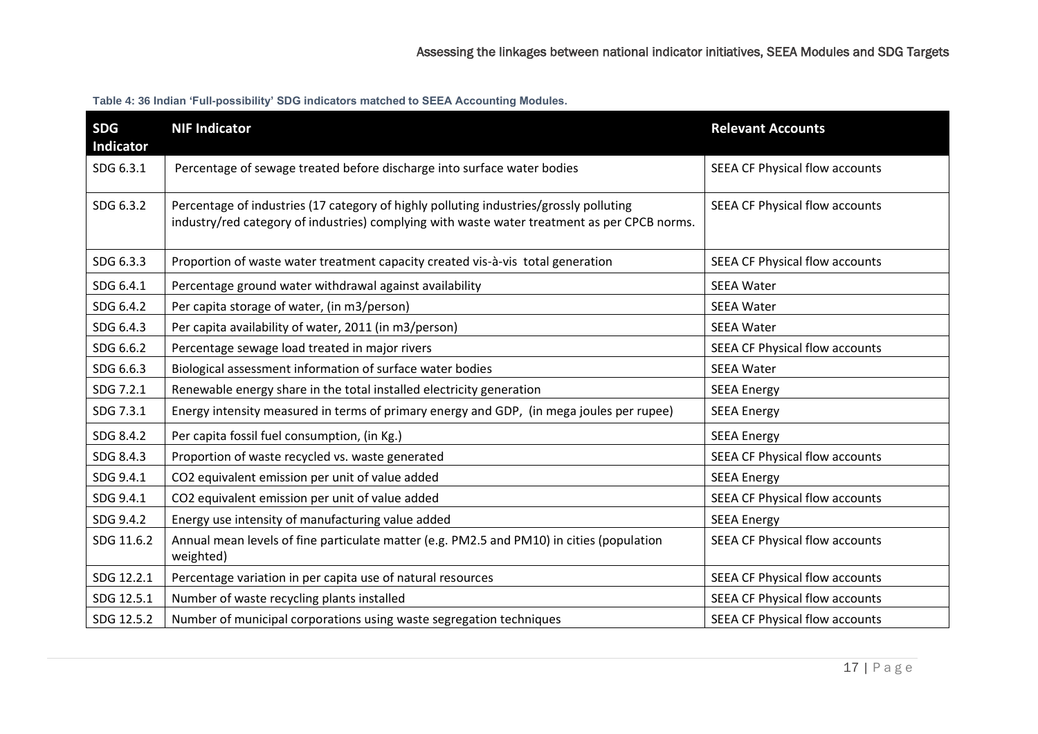**Table 4: 36 Indian 'Full-possibility' SDG indicators matched to SEEA Accounting Modules.**

| SDG Indicator | NIF Indicator | Relevant Accounts |
|---|---|---|
| SDG 6.3.1 | Percentage of sewage treated before discharge into surface water bodies | SEEA CF Physical flow accounts |
| SDG 6.3.2 | Percentage of industries (17 category of highly polluting industries/grossly polluting industry/red category of industries) complying with waste water treatment as per CPCB norms. | SEEA CF Physical flow accounts |
| SDG 6.3.3 | Proportion of waste water treatment capacity created vis-à-vis total generation | SEEA CF Physical flow accounts |
| SDG 6.4.1 | Percentage ground water withdrawal against availability | SEEA Water |
| SDG 6.4.2 | Per capita storage of water, (in m3/person) | SEEA Water |
| SDG 6.4.3 | Per capita availability of water, 2011 (in m3/person) | SEEA Water |
| SDG 6.6.2 | Percentage sewage load treated in major rivers | SEEA CF Physical flow accounts |
| SDG 6.6.3 | Biological assessment information of surface water bodies | SEEA Water |
| SDG 7.2.1 | Renewable energy share in the total installed electricity generation | SEEA Energy |
| SDG 7.3.1 | Energy intensity measured in terms of primary energy and GDP, (in mega joules per rupee) | SEEA Energy |
| SDG 8.4.2 | Per capita fossil fuel consumption, (in Kg.) | SEEA Energy |
| SDG 8.4.3 | Proportion of waste recycled vs. waste generated | SEEA CF Physical flow accounts |
| SDG 9.4.1 | CO2 equivalent emission per unit of value added | SEEA Energy |
| SDG 9.4.1 | CO2 equivalent emission per unit of value added | SEEA CF Physical flow accounts |
| SDG 9.4.2 | Energy use intensity of manufacturing value added | SEEA Energy |
| SDG 11.6.2 | Annual mean levels of fine particulate matter (e.g. PM2.5 and PM10) in cities (population weighted) | SEEA CF Physical flow accounts |
| SDG 12.2.1 | Percentage variation in per capita use of natural resources | SEEA CF Physical flow accounts |
| SDG 12.5.1 | Number of waste recycling plants installed | SEEA CF Physical flow accounts |
| SDG 12.5.2 | Number of municipal corporations using waste segregation techniques | SEEA CF Physical flow accounts |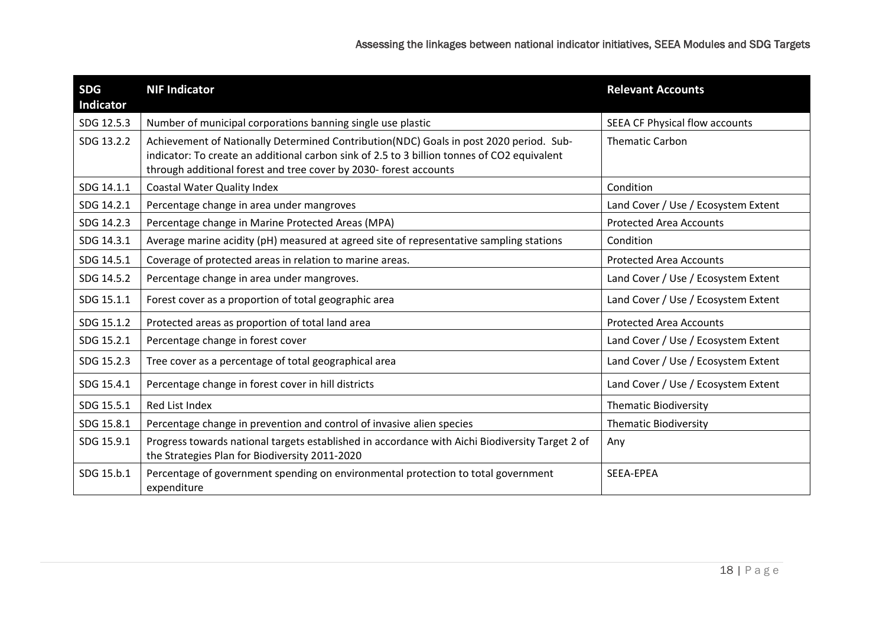| SDG Indicator | NIF Indicator | Relevant Accounts |
|---|---|---|
| SDG 12.5.3 | Number of municipal corporations banning single use plastic | SEEA CF Physical flow accounts |
| SDG 13.2.2 | Achievement of Nationally Determined Contribution(NDC) Goals in post 2020 period. Sub-indicator: To create an additional carbon sink of 2.5 to 3 billion tonnes of CO2 equivalent through additional forest and tree cover by 2030- forest accounts | Thematic Carbon |
| SDG 14.1.1 | Coastal Water Quality Index | Condition |
| SDG 14.2.1 | Percentage change in area under mangroves | Land Cover / Use / Ecosystem Extent |
| SDG 14.2.3 | Percentage change in Marine Protected Areas (MPA) | Protected Area Accounts |
| SDG 14.3.1 | Average marine acidity (pH) measured at agreed site of representative sampling stations | Condition |
| SDG 14.5.1 | Coverage of protected areas in relation to marine areas. | Protected Area Accounts |
| SDG 14.5.2 | Percentage change in area under mangroves. | Land Cover / Use / Ecosystem Extent |
| SDG 15.1.1 | Forest cover as a proportion of total geographic area | Land Cover / Use / Ecosystem Extent |
| SDG 15.1.2 | Protected areas as proportion of total land area | Protected Area Accounts |
| SDG 15.2.1 | Percentage change in forest cover | Land Cover / Use / Ecosystem Extent |
| SDG 15.2.3 | Tree cover as a percentage of total geographical area | Land Cover / Use / Ecosystem Extent |
| SDG 15.4.1 | Percentage change in forest cover in hill districts | Land Cover / Use / Ecosystem Extent |
| SDG 15.5.1 | Red List Index | Thematic Biodiversity |
| SDG 15.8.1 | Percentage change in prevention and control of invasive alien species | Thematic Biodiversity |
| SDG 15.9.1 | Progress towards national targets established in accordance with Aichi Biodiversity Target 2 of the Strategies Plan for Biodiversity 2011-2020 | Any |
| SDG 15.b.1 | Percentage of government spending on environmental protection to total government expenditure | SEEA-EPEA |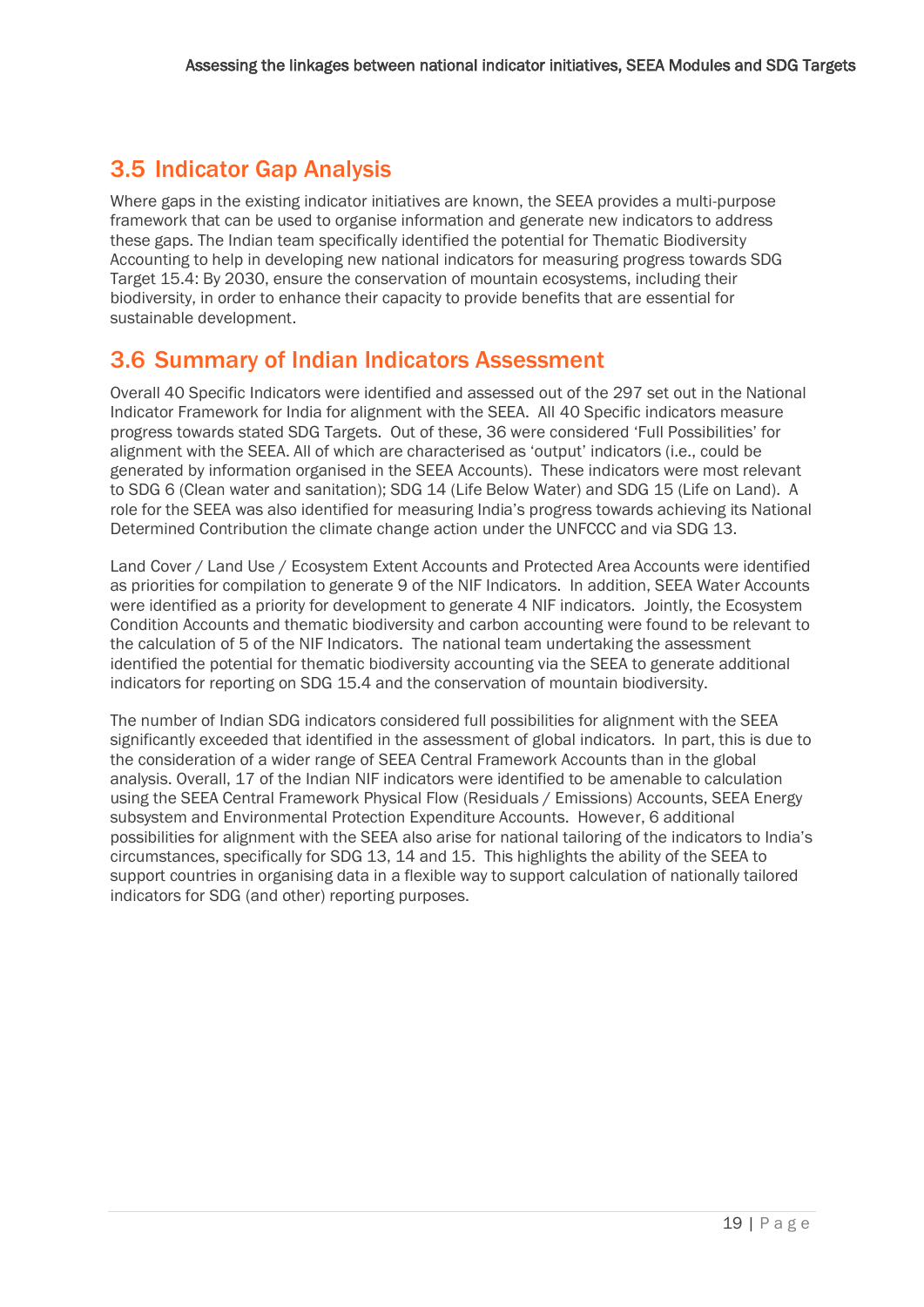## 3.5 Indicator Gap Analysis

Where gaps in the existing indicator initiatives are known, the SEEA provides a multi-purpose framework that can be used to organise information and generate new indicators to address these gaps. The Indian team specifically identified the potential for Thematic Biodiversity Accounting to help in developing new national indicators for measuring progress towards SDG Target 15.4: By 2030, ensure the conservation of mountain ecosystems, including their biodiversity, in order to enhance their capacity to provide benefits that are essential for sustainable development.

## 3.6 Summary of Indian Indicators Assessment

Overall 40 Specific Indicators were identified and assessed out of the 297 set out in the National Indicator Framework for India for alignment with the SEEA. All 40 Specific indicators measure progress towards stated SDG Targets. Out of these, 36 were considered 'Full Possibilities' for alignment with the SEEA. All of which are characterised as 'output' indicators (i.e., could be generated by information organised in the SEEA Accounts). These indicators were most relevant to SDG 6 (Clean water and sanitation); SDG 14 (Life Below Water) and SDG 15 (Life on Land). A role for the SEEA was also identified for measuring India's progress towards achieving its National Determined Contribution the climate change action under the UNFCCC and via SDG 13.

Land Cover / Land Use / Ecosystem Extent Accounts and Protected Area Accounts were identified as priorities for compilation to generate 9 of the NIF Indicators. In addition, SEEA Water Accounts were identified as a priority for development to generate 4 NIF indicators. Jointly, the Ecosystem Condition Accounts and thematic biodiversity and carbon accounting were found to be relevant to the calculation of 5 of the NIF Indicators. The national team undertaking the assessment identified the potential for thematic biodiversity accounting via the SEEA to generate additional indicators for reporting on SDG 15.4 and the conservation of mountain biodiversity.

The number of Indian SDG indicators considered full possibilities for alignment with the SEEA significantly exceeded that identified in the assessment of global indicators. In part, this is due to the consideration of a wider range of SEEA Central Framework Accounts than in the global analysis. Overall, 17 of the Indian NIF indicators were identified to be amenable to calculation using the SEEA Central Framework Physical Flow (Residuals / Emissions) Accounts, SEEA Energy subsystem and Environmental Protection Expenditure Accounts. However, 6 additional possibilities for alignment with the SEEA also arise for national tailoring of the indicators to India's circumstances, specifically for SDG 13, 14 and 15. This highlights the ability of the SEEA to support countries in organising data in a flexible way to support calculation of nationally tailored indicators for SDG (and other) reporting purposes.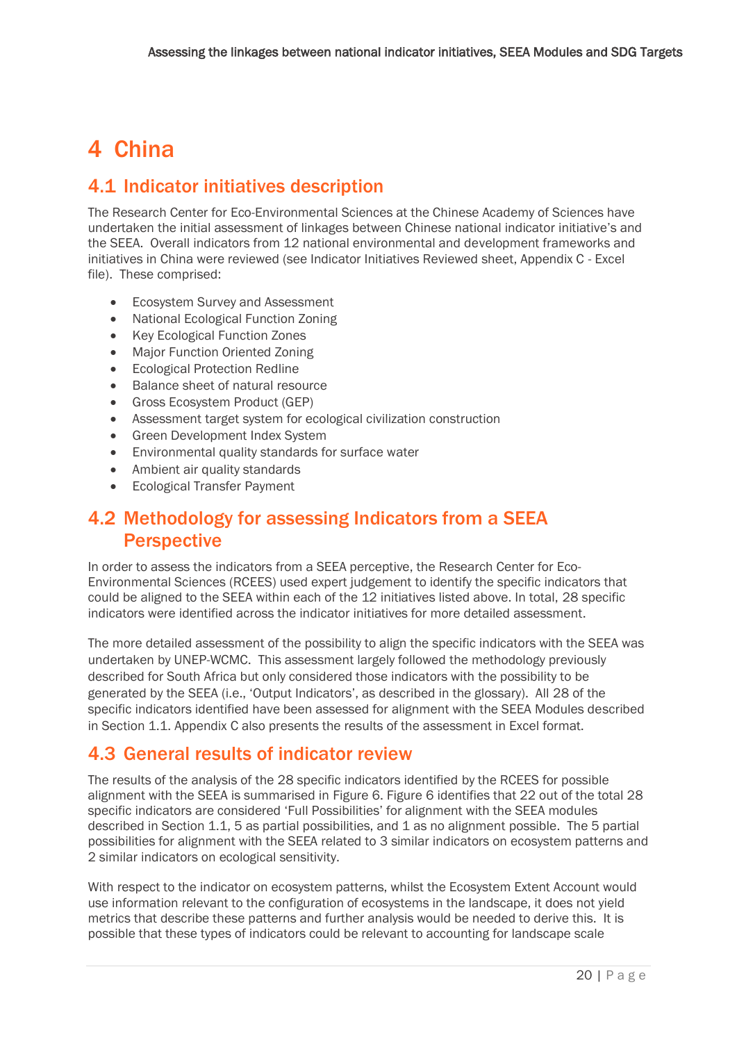# 4 China

## 4.1 Indicator initiatives description

The Research Center for Eco-Environmental Sciences at the Chinese Academy of Sciences have undertaken the initial assessment of linkages between Chinese national indicator initiative's and the SEEA. Overall indicators from 12 national environmental and development frameworks and initiatives in China were reviewed (see Indicator Initiatives Reviewed sheet, Appendix C - Excel file). These comprised:

- Ecosystem Survey and Assessment
- National Ecological Function Zoning
- Key Ecological Function Zones
- Major Function Oriented Zoning
- Ecological Protection Redline
- Balance sheet of natural resource
- Gross Ecosystem Product (GEP)
- Assessment target system for ecological civilization construction
- Green Development Index System
- Environmental quality standards for surface water
- Ambient air quality standards
- Ecological Transfer Payment

## 4.2 Methodology for assessing Indicators from a SEEA Perspective

In order to assess the indicators from a SEEA perceptive, the Research Center for Eco-Environmental Sciences (RCEES) used expert judgement to identify the specific indicators that could be aligned to the SEEA within each of the 12 initiatives listed above. In total, 28 specific indicators were identified across the indicator initiatives for more detailed assessment.

The more detailed assessment of the possibility to align the specific indicators with the SEEA was undertaken by UNEP-WCMC. This assessment largely followed the methodology previously described for South Africa but only considered those indicators with the possibility to be generated by the SEEA (i.e., 'Output Indicators', as described in the glossary). All 28 of the specific indicators identified have been assessed for alignment with the SEEA Modules described in Section 1.1. Appendix C also presents the results of the assessment in Excel format.

## 4.3 General results of indicator review

The results of the analysis of the 28 specific indicators identified by the RCEES for possible alignment with the SEEA is summarised in Figure 6. Figure 6 identifies that 22 out of the total 28 specific indicators are considered 'Full Possibilities' for alignment with the SEEA modules described in Section 1.1, 5 as partial possibilities, and 1 as no alignment possible. The 5 partial possibilities for alignment with the SEEA related to 3 similar indicators on ecosystem patterns and 2 similar indicators on ecological sensitivity.

With respect to the indicator on ecosystem patterns, whilst the Ecosystem Extent Account would use information relevant to the configuration of ecosystems in the landscape, it does not yield metrics that describe these patterns and further analysis would be needed to derive this. It is possible that these types of indicators could be relevant to accounting for landscape scale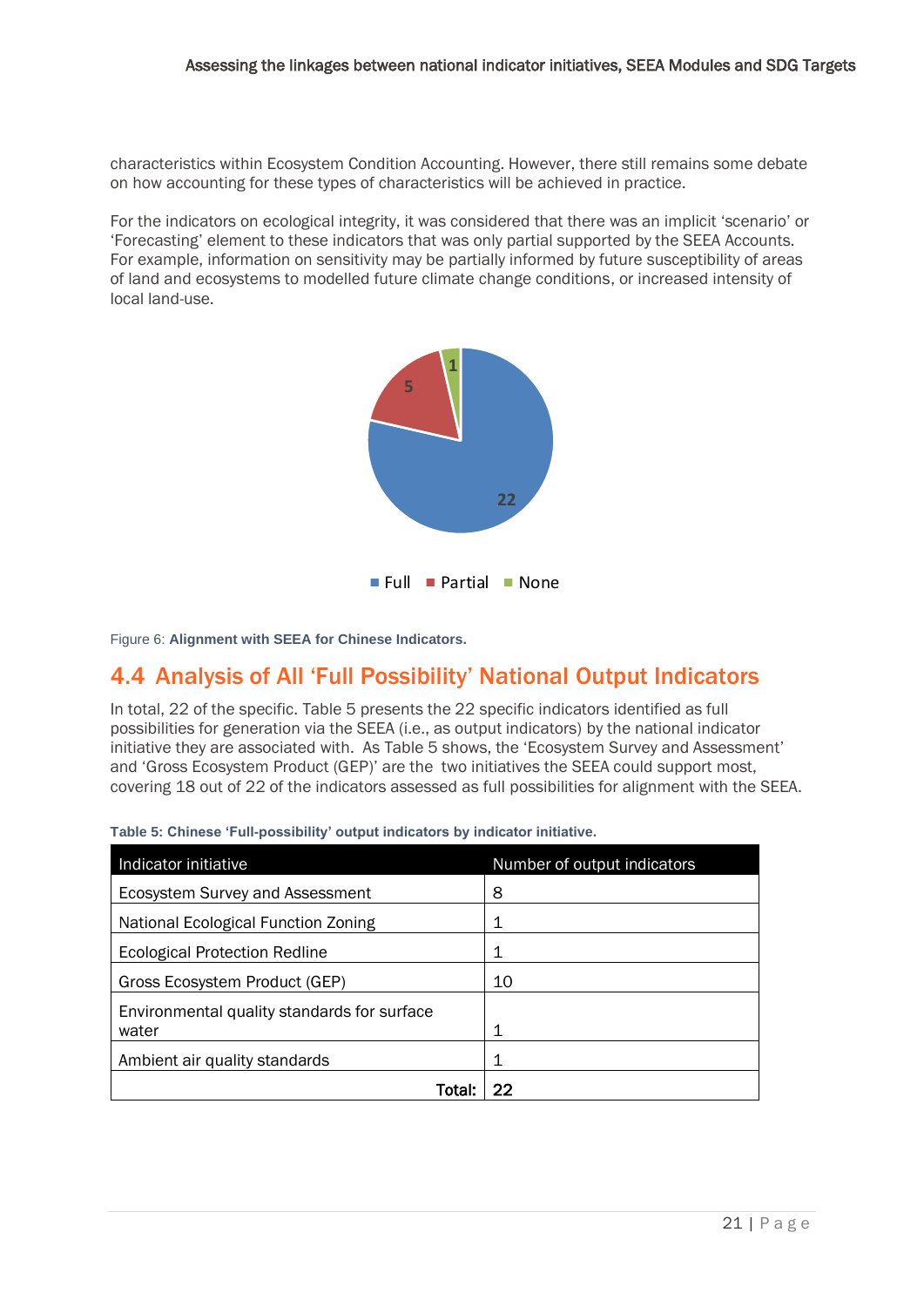characteristics within Ecosystem Condition Accounting. However, there still remains some debate on how accounting for these types of characteristics will be achieved in practice.

For the indicators on ecological integrity, it was considered that there was an implicit 'scenario' or 'Forecasting' element to these indicators that was only partial supported by the SEEA Accounts. For example, information on sensitivity may be partially informed by future susceptibility of areas of land and ecosystems to modelled future climate change conditions, or increased intensity of local land-use.

Figure 6: **Alignment with SEEA for Chinese Indicators.**

## 4.4 Analysis of All 'Full Possibility' National Output Indicators

In total, 22 of the specific. Table 5 presents the 22 specific indicators identified as full possibilities for generation via the SEEA (i.e., as output indicators) by the national indicator initiative they are associated with. As Table 5 shows, the 'Ecosystem Survey and Assessment' and 'Gross Ecosystem Product (GEP)' are the two initiatives the SEEA could support most, covering 18 out of 22 of the indicators assessed as full possibilities for alignment with the SEEA.

**Table 5: Chinese 'Full-possibility' output indicators by indicator initiative.**

| Indicator initiative | Number of output indicators |
|---|---|
| Ecosystem Survey and Assessment | 8 |
| National Ecological Function Zoning | 1 |
| Ecological Protection Redline | 1 |
| Gross Ecosystem Product (GEP) | 10 |
| Environmental quality standards for surface water | 1 |
| Ambient air quality standards | 1 |
| **Total:** | **22** |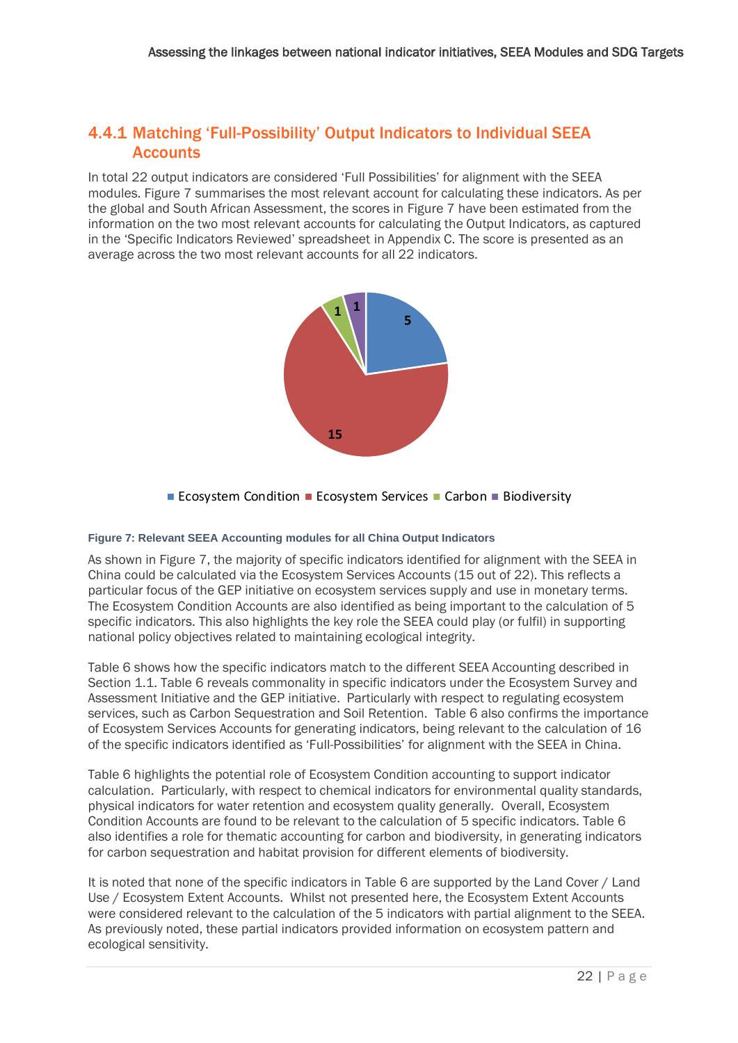### 4.4.1 Matching 'Full-Possibility' Output Indicators to Individual SEEA Accounts

In total 22 output indicators are considered 'Full Possibilities' for alignment with the SEEA modules. Figure 7 summarises the most relevant account for calculating these indicators. As per the global and South African Assessment, the scores in Figure 7 have been estimated from the information on the two most relevant accounts for calculating the Output Indicators, as captured in the 'Specific Indicators Reviewed' spreadsheet in Appendix C. The score is presented as an average across the two most relevant accounts for all 22 indicators.

| Module | Count |
|---|---|
| Ecosystem Condition | 5 |
| Ecosystem Services | 15 |
| Carbon | 1 |
| Biodiversity | 1 |

**Figure 7: Relevant SEEA Accounting modules for all China Output Indicators**

As shown in Figure 7, the majority of specific indicators identified for alignment with the SEEA in China could be calculated via the Ecosystem Services Accounts (15 out of 22). This reflects a particular focus of the GEP initiative on ecosystem services supply and use in monetary terms. The Ecosystem Condition Accounts are also identified as being important to the calculation of 5 specific indicators. This also highlights the key role the SEEA could play (or fulfil) in supporting national policy objectives related to maintaining ecological integrity.

Table 6 shows how the specific indicators match to the different SEEA Accounting described in Section 1.1. Table 6 reveals commonality in specific indicators under the Ecosystem Survey and Assessment Initiative and the GEP initiative. Particularly with respect to regulating ecosystem services, such as Carbon Sequestration and Soil Retention. Table 6 also confirms the importance of Ecosystem Services Accounts for generating indicators, being relevant to the calculation of 16 of the specific indicators identified as 'Full-Possibilities' for alignment with the SEEA in China.

Table 6 highlights the potential role of Ecosystem Condition accounting to support indicator calculation. Particularly, with respect to chemical indicators for environmental quality standards, physical indicators for water retention and ecosystem quality generally. Overall, Ecosystem Condition Accounts are found to be relevant to the calculation of 5 specific indicators. Table 6 also identifies a role for thematic accounting for carbon and biodiversity, in generating indicators for carbon sequestration and habitat provision for different elements of biodiversity.

It is noted that none of the specific indicators in Table 6 are supported by the Land Cover / Land Use / Ecosystem Extent Accounts. Whilst not presented here, the Ecosystem Extent Accounts were considered relevant to the calculation of the 5 indicators with partial alignment to the SEEA. As previously noted, these partial indicators provided information on ecosystem pattern and ecological sensitivity.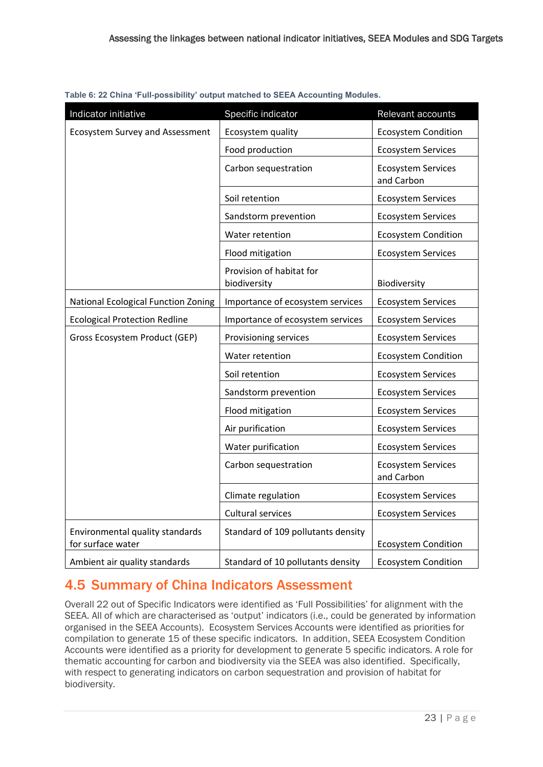Table 6: 22 China 'Full-possibility' output matched to SEEA Accounting Modules.

| Indicator initiative | Specific indicator | Relevant accounts |
|---|---|---|
| Ecosystem Survey and Assessment | Ecosystem quality | Ecosystem Condition |
| | Food production | Ecosystem Services |
| | Carbon sequestration | Ecosystem Services and Carbon |
| | Soil retention | Ecosystem Services |
| | Sandstorm prevention | Ecosystem Services |
| | Water retention | Ecosystem Condition |
| | Flood mitigation | Ecosystem Services |
| | Provision of habitat for biodiversity | Biodiversity |
| National Ecological Function Zoning | Importance of ecosystem services | Ecosystem Services |
| Ecological Protection Redline | Importance of ecosystem services | Ecosystem Services |
| Gross Ecosystem Product (GEP) | Provisioning services | Ecosystem Services |
| | Water retention | Ecosystem Condition |
| | Soil retention | Ecosystem Services |
| | Sandstorm prevention | Ecosystem Services |
| | Flood mitigation | Ecosystem Services |
| | Air purification | Ecosystem Services |
| | Water purification | Ecosystem Services |
| | Carbon sequestration | Ecosystem Services and Carbon |
| | Climate regulation | Ecosystem Services |
| | Cultural services | Ecosystem Services |
| Environmental quality standards for surface water | Standard of 109 pollutants density | Ecosystem Condition |
| Ambient air quality standards | Standard of 10 pollutants density | Ecosystem Condition |

## 4.5 Summary of China Indicators Assessment

Overall 22 out of Specific Indicators were identified as 'Full Possibilities' for alignment with the SEEA. All of which are characterised as 'output' indicators (i.e., could be generated by information organised in the SEEA Accounts). Ecosystem Services Accounts were identified as priorities for compilation to generate 15 of these specific indicators. In addition, SEEA Ecosystem Condition Accounts were identified as a priority for development to generate 5 specific indicators. A role for thematic accounting for carbon and biodiversity via the SEEA was also identified. Specifically, with respect to generating indicators on carbon sequestration and provision of habitat for biodiversity.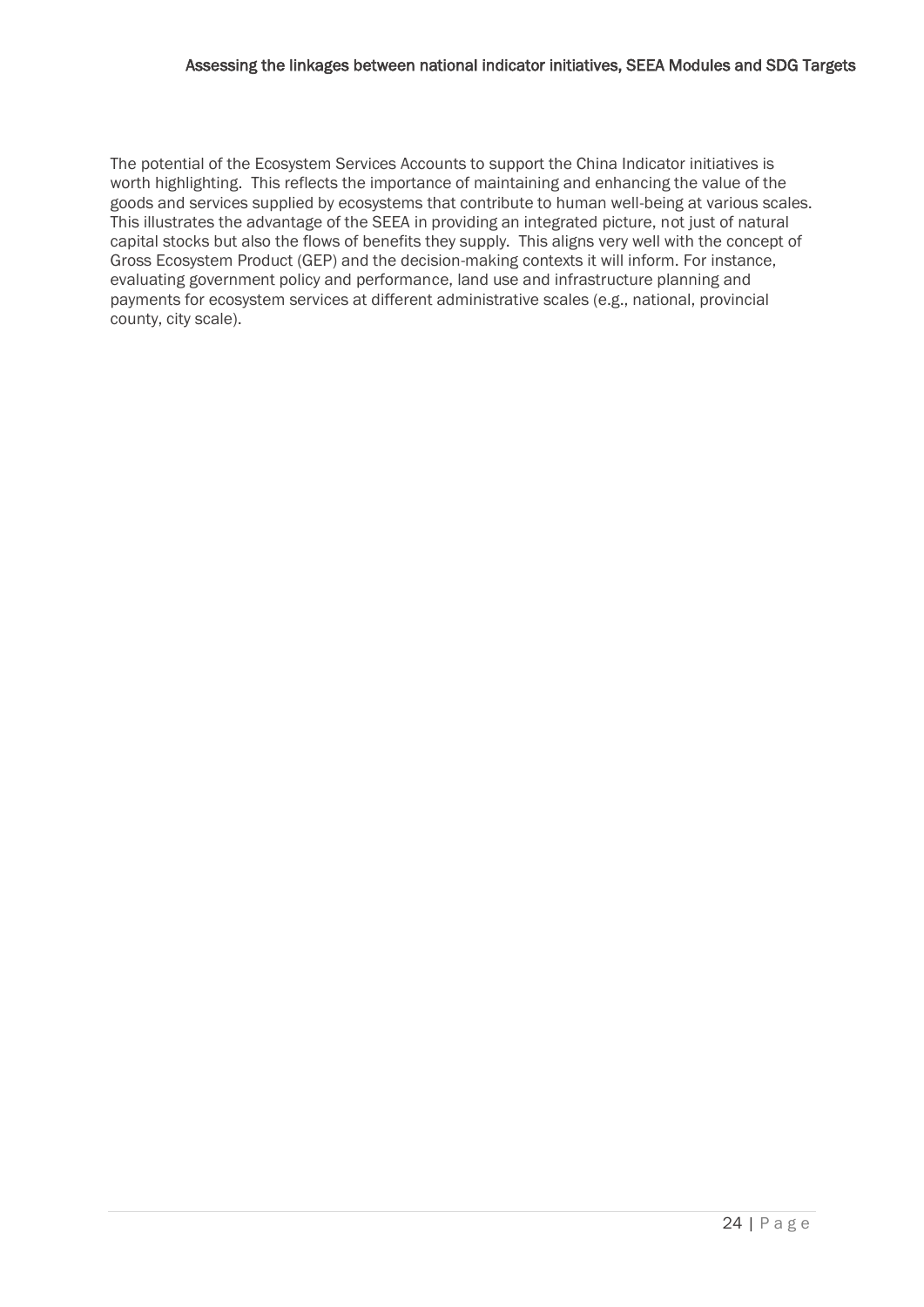The potential of the Ecosystem Services Accounts to support the China Indicator initiatives is worth highlighting. This reflects the importance of maintaining and enhancing the value of the goods and services supplied by ecosystems that contribute to human well-being at various scales. This illustrates the advantage of the SEEA in providing an integrated picture, not just of natural capital stocks but also the flows of benefits they supply. This aligns very well with the concept of Gross Ecosystem Product (GEP) and the decision-making contexts it will inform. For instance, evaluating government policy and performance, land use and infrastructure planning and payments for ecosystem services at different administrative scales (e.g., national, provincial county, city scale).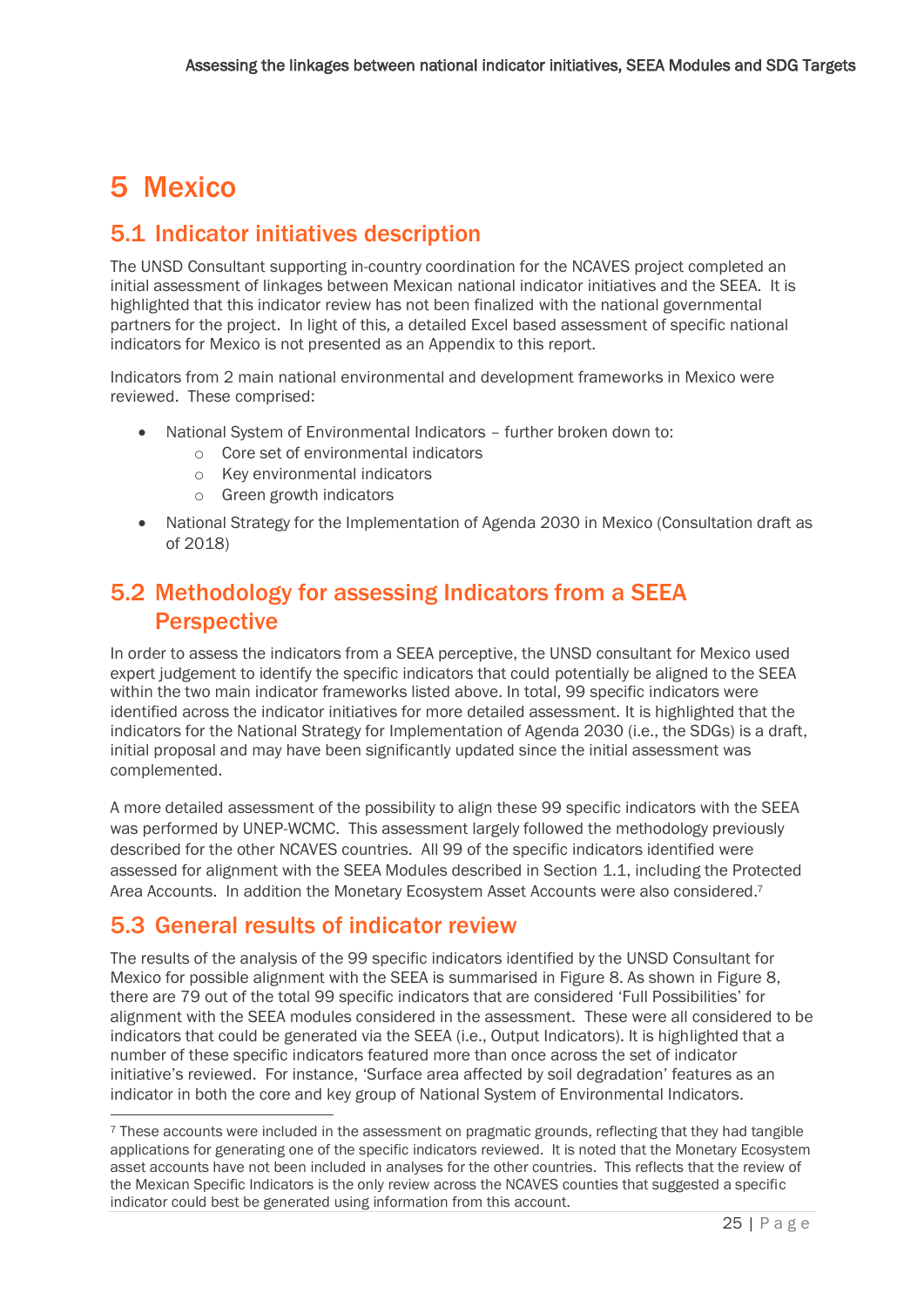# 5 Mexico

## 5.1 Indicator initiatives description

The UNSD Consultant supporting in-country coordination for the NCAVES project completed an initial assessment of linkages between Mexican national indicator initiatives and the SEEA. It is highlighted that this indicator review has not been finalized with the national governmental partners for the project. In light of this, a detailed Excel based assessment of specific national indicators for Mexico is not presented as an Appendix to this report.

Indicators from 2 main national environmental and development frameworks in Mexico were reviewed. These comprised:

- National System of Environmental Indicators – further broken down to:
  - Core set of environmental indicators
  - Key environmental indicators
  - Green growth indicators
- National Strategy for the Implementation of Agenda 2030 in Mexico (Consultation draft as of 2018)

## 5.2 Methodology for assessing Indicators from a SEEA Perspective

In order to assess the indicators from a SEEA perceptive, the UNSD consultant for Mexico used expert judgement to identify the specific indicators that could potentially be aligned to the SEEA within the two main indicator frameworks listed above. In total, 99 specific indicators were identified across the indicator initiatives for more detailed assessment. It is highlighted that the indicators for the National Strategy for Implementation of Agenda 2030 (i.e., the SDGs) is a draft, initial proposal and may have been significantly updated since the initial assessment was complemented.

A more detailed assessment of the possibility to align these 99 specific indicators with the SEEA was performed by UNEP-WCMC. This assessment largely followed the methodology previously described for the other NCAVES countries. All 99 of the specific indicators identified were assessed for alignment with the SEEA Modules described in Section 1.1, including the Protected Area Accounts. In addition the Monetary Ecosystem Asset Accounts were also considered.[7]

## 5.3 General results of indicator review

The results of the analysis of the 99 specific indicators identified by the UNSD Consultant for Mexico for possible alignment with the SEEA is summarised in Figure 8. As shown in Figure 8, there are 79 out of the total 99 specific indicators that are considered 'Full Possibilities' for alignment with the SEEA modules considered in the assessment. These were all considered to be indicators that could be generated via the SEEA (i.e., Output Indicators). It is highlighted that a number of these specific indicators featured more than once across the set of indicator initiative's reviewed. For instance, 'Surface area affected by soil degradation' features as an indicator in both the core and key group of National System of Environmental Indicators.

[7] These accounts were included in the assessment on pragmatic grounds, reflecting that they had tangible applications for generating one of the specific indicators reviewed. It is noted that the Monetary Ecosystem asset accounts have not been included in analyses for the other countries. This reflects that the review of the Mexican Specific Indicators is the only review across the NCAVES counties that suggested a specific indicator could best be generated using information from this account.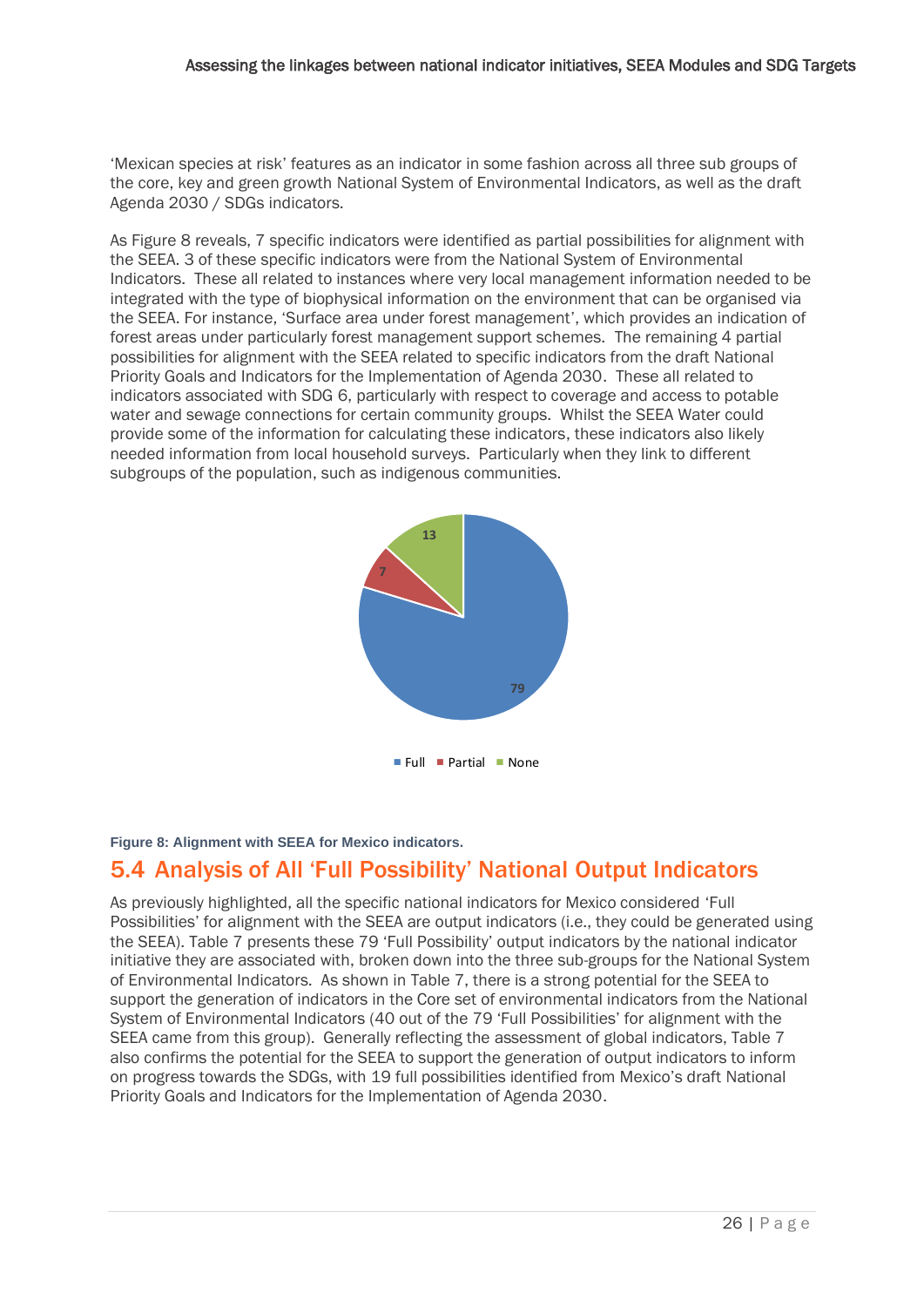'Mexican species at risk' features as an indicator in some fashion across all three sub groups of the core, key and green growth National System of Environmental Indicators, as well as the draft Agenda 2030 / SDGs indicators.

As Figure 8 reveals, 7 specific indicators were identified as partial possibilities for alignment with the SEEA. 3 of these specific indicators were from the National System of Environmental Indicators. These all related to instances where very local management information needed to be integrated with the type of biophysical information on the environment that can be organised via the SEEA. For instance, 'Surface area under forest management', which provides an indication of forest areas under particularly forest management support schemes. The remaining 4 partial possibilities for alignment with the SEEA related to specific indicators from the draft National Priority Goals and Indicators for the Implementation of Agenda 2030. These all related to indicators associated with SDG 6, particularly with respect to coverage and access to potable water and sewage connections for certain community groups. Whilst the SEEA Water could provide some of the information for calculating these indicators, these indicators also likely needed information from local household surveys. Particularly when they link to different subgroups of the population, such as indigenous communities.

Figure 8: Alignment with SEEA for Mexico indicators.

## 5.4 Analysis of All 'Full Possibility' National Output Indicators

As previously highlighted, all the specific national indicators for Mexico considered 'Full Possibilities' for alignment with the SEEA are output indicators (i.e., they could be generated using the SEEA). Table 7 presents these 79 'Full Possibility' output indicators by the national indicator initiative they are associated with, broken down into the three sub-groups for the National System of Environmental Indicators. As shown in Table 7, there is a strong potential for the SEEA to support the generation of indicators in the Core set of environmental indicators from the National System of Environmental Indicators (40 out of the 79 'Full Possibilities' for alignment with the SEEA came from this group). Generally reflecting the assessment of global indicators, Table 7 also confirms the potential for the SEEA to support the generation of output indicators to inform on progress towards the SDGs, with 19 full possibilities identified from Mexico's draft National Priority Goals and Indicators for the Implementation of Agenda 2030.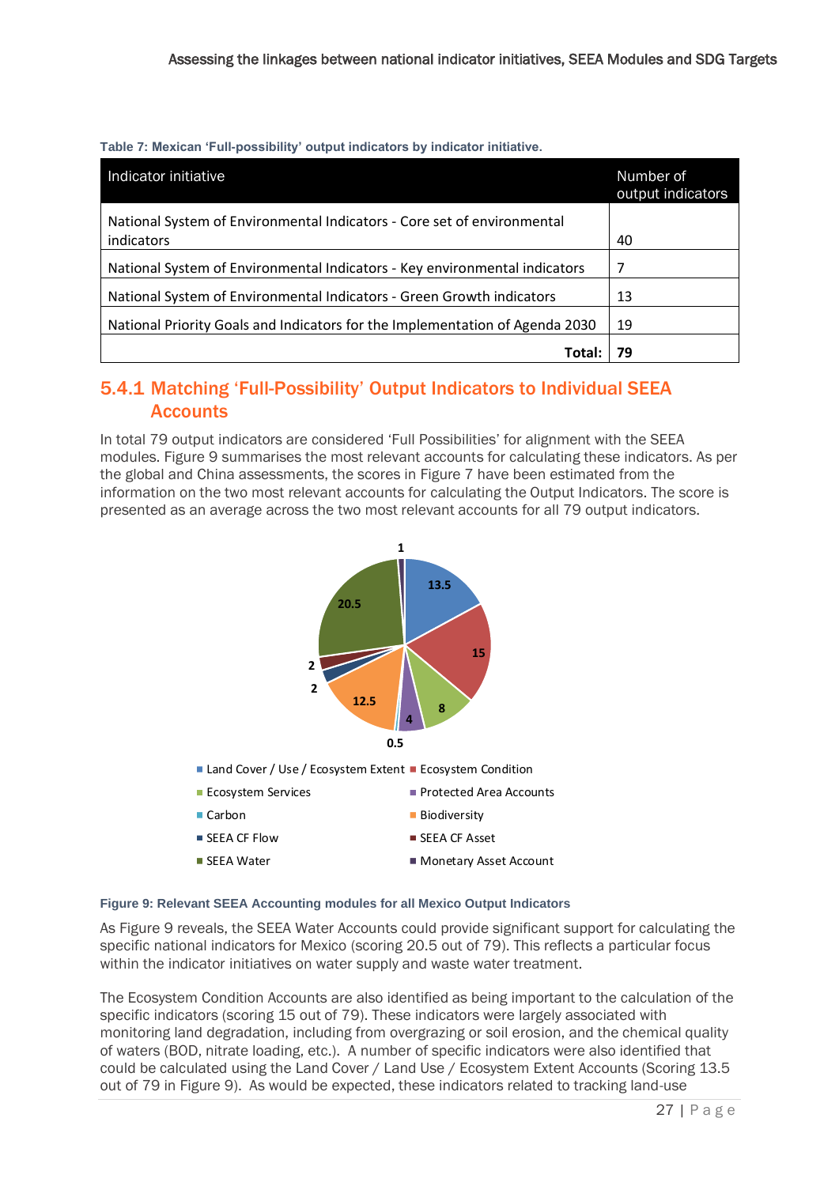**Table 7: Mexican 'Full-possibility' output indicators by indicator initiative.**

| Indicator initiative | Number of output indicators |
|---|---|
| National System of Environmental Indicators - Core set of environmental indicators | 40 |
| National System of Environmental Indicators - Key environmental indicators | 7 |
| National System of Environmental Indicators - Green Growth indicators | 13 |
| National Priority Goals and Indicators for the Implementation of Agenda 2030 | 19 |
| **Total:** | **79** |

### 5.4.1 Matching 'Full-Possibility' Output Indicators to Individual SEEA Accounts

In total 79 output indicators are considered 'Full Possibilities' for alignment with the SEEA modules. Figure 9 summarises the most relevant accounts for calculating these indicators. As per the global and China assessments, the scores in Figure 7 have been estimated from the information on the two most relevant accounts for calculating the Output Indicators. The score is presented as an average across the two most relevant accounts for all 79 output indicators.

| Account | Score |
|---|---|
| Land Cover / Use / Ecosystem Extent | 13.5 |
| Ecosystem Condition | 15 |
| Ecosystem Services | 8 |
| Protected Area Accounts | 4 |
| Carbon | 0.5 |
| Biodiversity | 12.5 |
| SEEA CF Flow | 2 |
| SEEA CF Asset | 2 |
| SEEA Water | 20.5 |
| Monetary Asset Account | 1 |

**Figure 9: Relevant SEEA Accounting modules for all Mexico Output Indicators**

As Figure 9 reveals, the SEEA Water Accounts could provide significant support for calculating the specific national indicators for Mexico (scoring 20.5 out of 79). This reflects a particular focus within the indicator initiatives on water supply and waste water treatment.

The Ecosystem Condition Accounts are also identified as being important to the calculation of the specific indicators (scoring 15 out of 79). These indicators were largely associated with monitoring land degradation, including from overgrazing or soil erosion, and the chemical quality of waters (BOD, nitrate loading, etc.). A number of specific indicators were also identified that could be calculated using the Land Cover / Land Use / Ecosystem Extent Accounts (Scoring 13.5 out of 79 in Figure 9). As would be expected, these indicators related to tracking land-use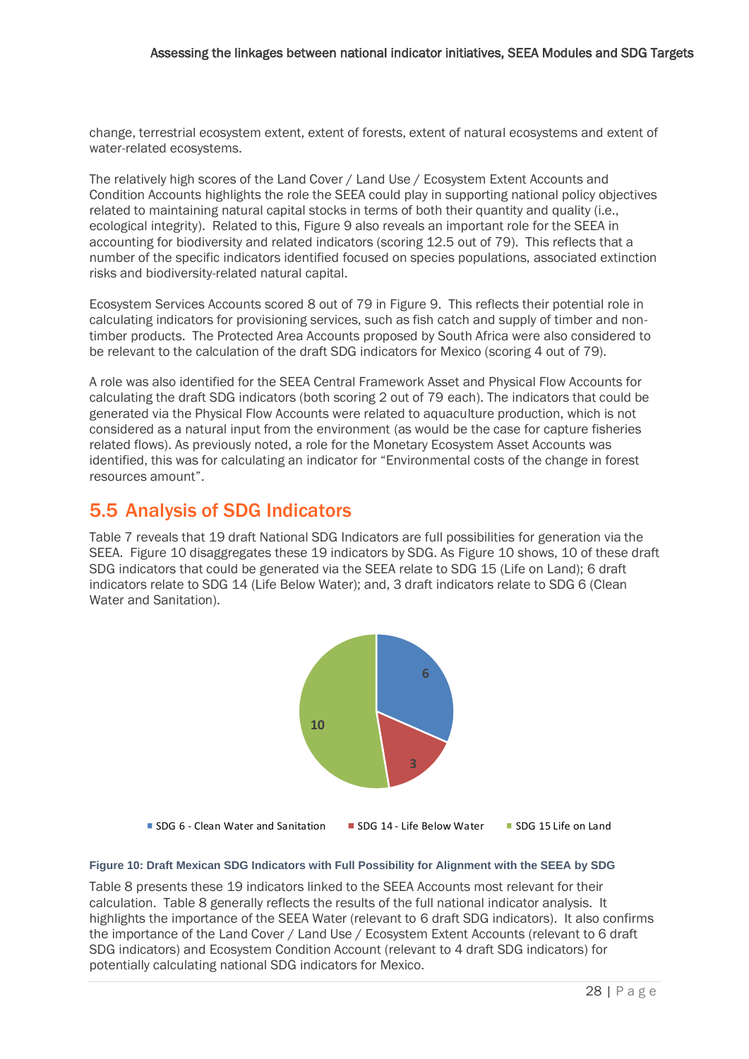change, terrestrial ecosystem extent, extent of forests, extent of natural ecosystems and extent of water-related ecosystems.

The relatively high scores of the Land Cover / Land Use / Ecosystem Extent Accounts and Condition Accounts highlights the role the SEEA could play in supporting national policy objectives related to maintaining natural capital stocks in terms of both their quantity and quality (i.e., ecological integrity). Related to this, Figure 9 also reveals an important role for the SEEA in accounting for biodiversity and related indicators (scoring 12.5 out of 79). This reflects that a number of the specific indicators identified focused on species populations, associated extinction risks and biodiversity-related natural capital.

Ecosystem Services Accounts scored 8 out of 79 in Figure 9. This reflects their potential role in calculating indicators for provisioning services, such as fish catch and supply of timber and non-timber products. The Protected Area Accounts proposed by South Africa were also considered to be relevant to the calculation of the draft SDG indicators for Mexico (scoring 4 out of 79).

A role was also identified for the SEEA Central Framework Asset and Physical Flow Accounts for calculating the draft SDG indicators (both scoring 2 out of 79 each). The indicators that could be generated via the Physical Flow Accounts were related to aquaculture production, which is not considered as a natural input from the environment (as would be the case for capture fisheries related flows). As previously noted, a role for the Monetary Ecosystem Asset Accounts was identified, this was for calculating an indicator for "Environmental costs of the change in forest resources amount".

## 5.5 Analysis of SDG Indicators

Table 7 reveals that 19 draft National SDG Indicators are full possibilities for generation via the SEEA. Figure 10 disaggregates these 19 indicators by SDG. As Figure 10 shows, 10 of these draft SDG indicators that could be generated via the SEEA relate to SDG 15 (Life on Land); 6 draft indicators relate to SDG 14 (Life Below Water); and, 3 draft indicators relate to SDG 6 (Clean Water and Sanitation).

**Figure 10: Draft Mexican SDG Indicators with Full Possibility for Alignment with the SEEA by SDG**

Table 8 presents these 19 indicators linked to the SEEA Accounts most relevant for their calculation. Table 8 generally reflects the results of the full national indicator analysis. It highlights the importance of the SEEA Water (relevant to 6 draft SDG indicators). It also confirms the importance of the Land Cover / Land Use / Ecosystem Extent Accounts (relevant to 6 draft SDG indicators) and Ecosystem Condition Account (relevant to 4 draft SDG indicators) for potentially calculating national SDG indicators for Mexico.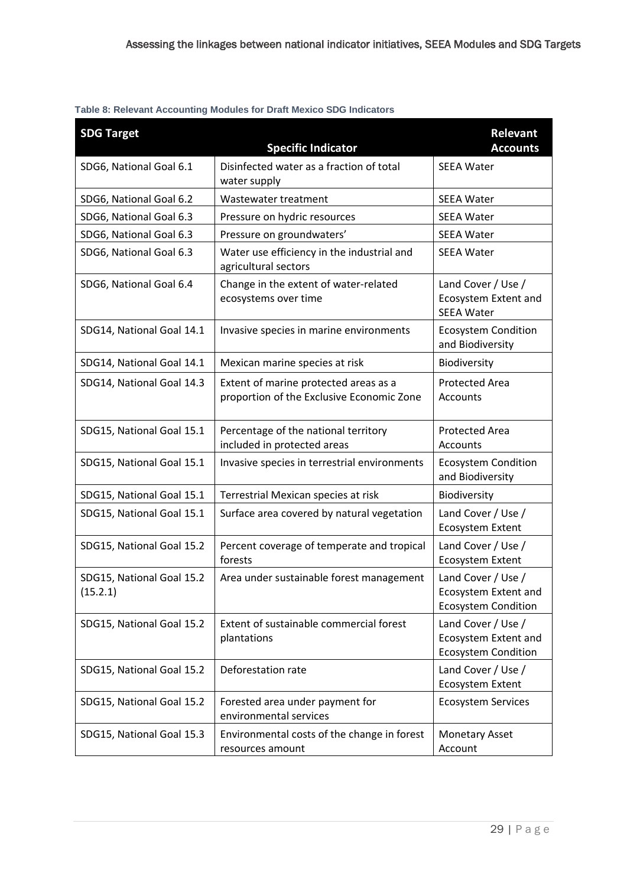**Table 8: Relevant Accounting Modules for Draft Mexico SDG Indicators**

| SDG Target | Specific Indicator | Relevant Accounts |
| --- | --- | --- |
| SDG6, National Goal 6.1 | Disinfected water as a fraction of total water supply | SEEA Water |
| SDG6, National Goal 6.2 | Wastewater treatment | SEEA Water |
| SDG6, National Goal 6.3 | Pressure on hydric resources | SEEA Water |
| SDG6, National Goal 6.3 | Pressure on groundwaters' | SEEA Water |
| SDG6, National Goal 6.3 | Water use efficiency in the industrial and agricultural sectors | SEEA Water |
| SDG6, National Goal 6.4 | Change in the extent of water-related ecosystems over time | Land Cover / Use / Ecosystem Extent and SEEA Water |
| SDG14, National Goal 14.1 | Invasive species in marine environments | Ecosystem Condition and Biodiversity |
| SDG14, National Goal 14.1 | Mexican marine species at risk | Biodiversity |
| SDG14, National Goal 14.3 | Extent of marine protected areas as a proportion of the Exclusive Economic Zone | Protected Area Accounts |
| SDG15, National Goal 15.1 | Percentage of the national territory included in protected areas | Protected Area Accounts |
| SDG15, National Goal 15.1 | Invasive species in terrestrial environments | Ecosystem Condition and Biodiversity |
| SDG15, National Goal 15.1 | Terrestrial Mexican species at risk | Biodiversity |
| SDG15, National Goal 15.1 | Surface area covered by natural vegetation | Land Cover / Use / Ecosystem Extent |
| SDG15, National Goal 15.2 | Percent coverage of temperate and tropical forests | Land Cover / Use / Ecosystem Extent |
| SDG15, National Goal 15.2 (15.2.1) | Area under sustainable forest management | Land Cover / Use / Ecosystem Extent and Ecosystem Condition |
| SDG15, National Goal 15.2 | Extent of sustainable commercial forest plantations | Land Cover / Use / Ecosystem Extent and Ecosystem Condition |
| SDG15, National Goal 15.2 | Deforestation rate | Land Cover / Use / Ecosystem Extent |
| SDG15, National Goal 15.2 | Forested area under payment for environmental services | Ecosystem Services |
| SDG15, National Goal 15.3 | Environmental costs of the change in forest resources amount | Monetary Asset Account |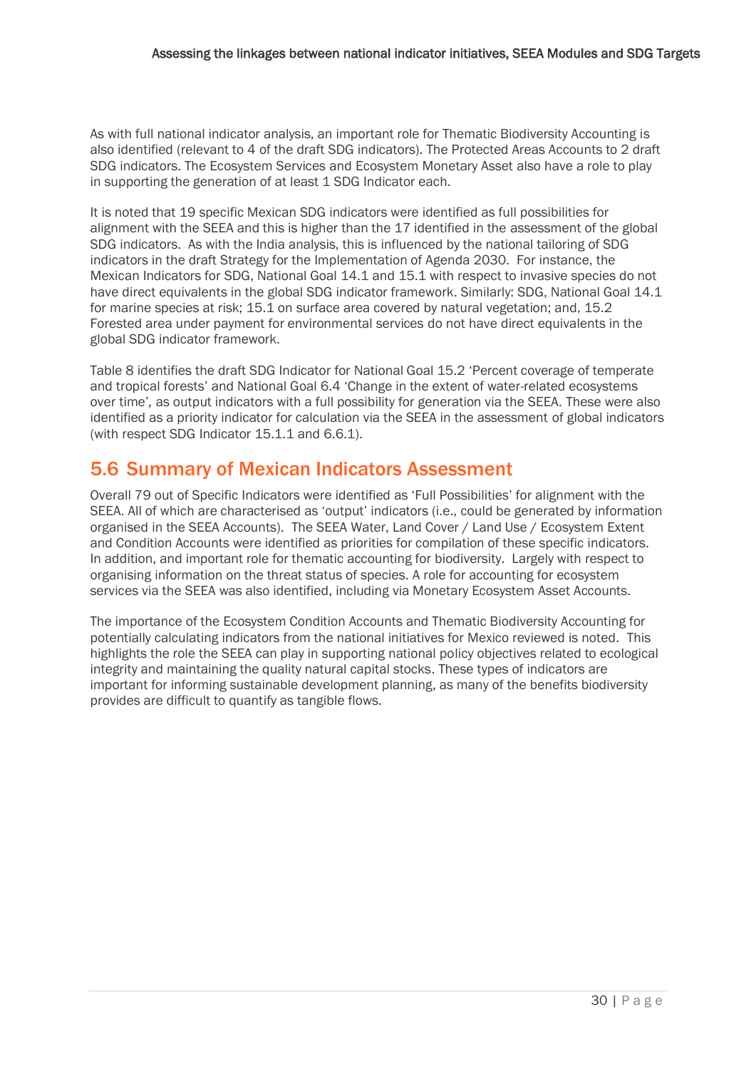As with full national indicator analysis, an important role for Thematic Biodiversity Accounting is also identified (relevant to 4 of the draft SDG indicators). The Protected Areas Accounts to 2 draft SDG indicators. The Ecosystem Services and Ecosystem Monetary Asset also have a role to play in supporting the generation of at least 1 SDG Indicator each.

It is noted that 19 specific Mexican SDG indicators were identified as full possibilities for alignment with the SEEA and this is higher than the 17 identified in the assessment of the global SDG indicators. As with the India analysis, this is influenced by the national tailoring of SDG indicators in the draft Strategy for the Implementation of Agenda 2030. For instance, the Mexican Indicators for SDG, National Goal 14.1 and 15.1 with respect to invasive species do not have direct equivalents in the global SDG indicator framework. Similarly: SDG, National Goal 14.1 for marine species at risk; 15.1 on surface area covered by natural vegetation; and, 15.2 Forested area under payment for environmental services do not have direct equivalents in the global SDG indicator framework.

Table 8 identifies the draft SDG Indicator for National Goal 15.2 'Percent coverage of temperate and tropical forests' and National Goal 6.4 'Change in the extent of water-related ecosystems over time', as output indicators with a full possibility for generation via the SEEA. These were also identified as a priority indicator for calculation via the SEEA in the assessment of global indicators (with respect SDG Indicator 15.1.1 and 6.6.1).

## 5.6 Summary of Mexican Indicators Assessment

Overall 79 out of Specific Indicators were identified as 'Full Possibilities' for alignment with the SEEA. All of which are characterised as 'output' indicators (i.e., could be generated by information organised in the SEEA Accounts). The SEEA Water, Land Cover / Land Use / Ecosystem Extent and Condition Accounts were identified as priorities for compilation of these specific indicators. In addition, and important role for thematic accounting for biodiversity. Largely with respect to organising information on the threat status of species. A role for accounting for ecosystem services via the SEEA was also identified, including via Monetary Ecosystem Asset Accounts.

The importance of the Ecosystem Condition Accounts and Thematic Biodiversity Accounting for potentially calculating indicators from the national initiatives for Mexico reviewed is noted. This highlights the role the SEEA can play in supporting national policy objectives related to ecological integrity and maintaining the quality natural capital stocks. These types of indicators are important for informing sustainable development planning, as many of the benefits biodiversity provides are difficult to quantify as tangible flows.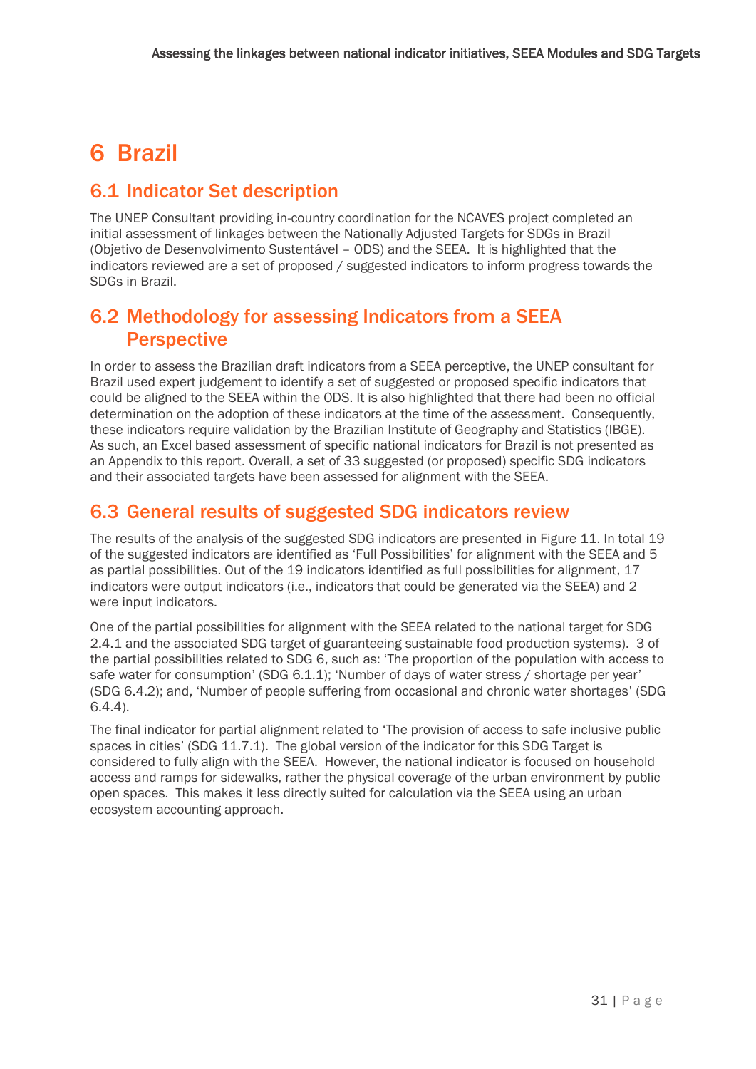# 6 Brazil

## 6.1 Indicator Set description

The UNEP Consultant providing in-country coordination for the NCAVES project completed an initial assessment of linkages between the Nationally Adjusted Targets for SDGs in Brazil (Objetivo de Desenvolvimento Sustentável – ODS) and the SEEA. It is highlighted that the indicators reviewed are a set of proposed / suggested indicators to inform progress towards the SDGs in Brazil.

## 6.2 Methodology for assessing Indicators from a SEEA Perspective

In order to assess the Brazilian draft indicators from a SEEA perceptive, the UNEP consultant for Brazil used expert judgement to identify a set of suggested or proposed specific indicators that could be aligned to the SEEA within the ODS. It is also highlighted that there had been no official determination on the adoption of these indicators at the time of the assessment. Consequently, these indicators require validation by the Brazilian Institute of Geography and Statistics (IBGE). As such, an Excel based assessment of specific national indicators for Brazil is not presented as an Appendix to this report. Overall, a set of 33 suggested (or proposed) specific SDG indicators and their associated targets have been assessed for alignment with the SEEA.

## 6.3 General results of suggested SDG indicators review

The results of the analysis of the suggested SDG indicators are presented in Figure 11. In total 19 of the suggested indicators are identified as 'Full Possibilities' for alignment with the SEEA and 5 as partial possibilities. Out of the 19 indicators identified as full possibilities for alignment, 17 indicators were output indicators (i.e., indicators that could be generated via the SEEA) and 2 were input indicators.

One of the partial possibilities for alignment with the SEEA related to the national target for SDG 2.4.1 and the associated SDG target of guaranteeing sustainable food production systems). 3 of the partial possibilities related to SDG 6, such as: 'The proportion of the population with access to safe water for consumption' (SDG 6.1.1); 'Number of days of water stress / shortage per year' (SDG 6.4.2); and, 'Number of people suffering from occasional and chronic water shortages' (SDG 6.4.4).

The final indicator for partial alignment related to 'The provision of access to safe inclusive public spaces in cities' (SDG 11.7.1). The global version of the indicator for this SDG Target is considered to fully align with the SEEA. However, the national indicator is focused on household access and ramps for sidewalks, rather the physical coverage of the urban environment by public open spaces. This makes it less directly suited for calculation via the SEEA using an urban ecosystem accounting approach.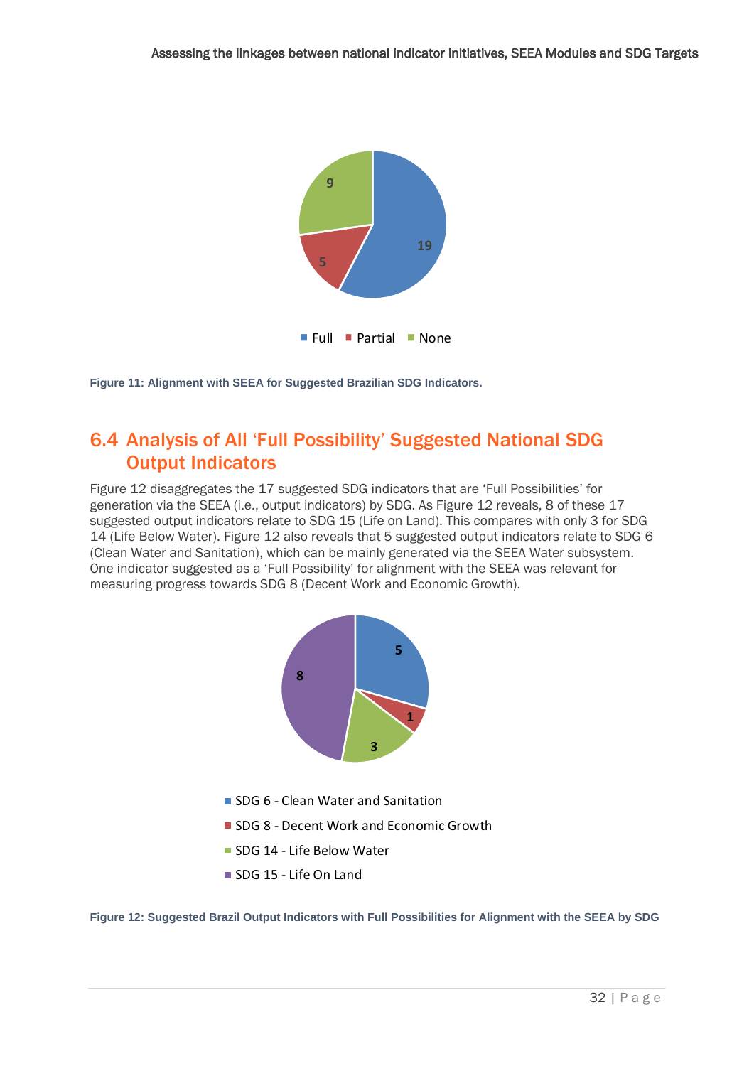Figure 11: Alignment with SEEA for Suggested Brazilian SDG Indicators.

## 6.4 Analysis of All 'Full Possibility' Suggested National SDG Output Indicators

Figure 12 disaggregates the 17 suggested SDG indicators that are 'Full Possibilities' for generation via the SEEA (i.e., output indicators) by SDG. As Figure 12 reveals, 8 of these 17 suggested output indicators relate to SDG 15 (Life on Land). This compares with only 3 for SDG 14 (Life Below Water). Figure 12 also reveals that 5 suggested output indicators relate to SDG 6 (Clean Water and Sanitation), which can be mainly generated via the SEEA Water subsystem. One indicator suggested as a 'Full Possibility' for alignment with the SEEA was relevant for measuring progress towards SDG 8 (Decent Work and Economic Growth).

Figure 12: Suggested Brazil Output Indicators with Full Possibilities for Alignment with the SEEA by SDG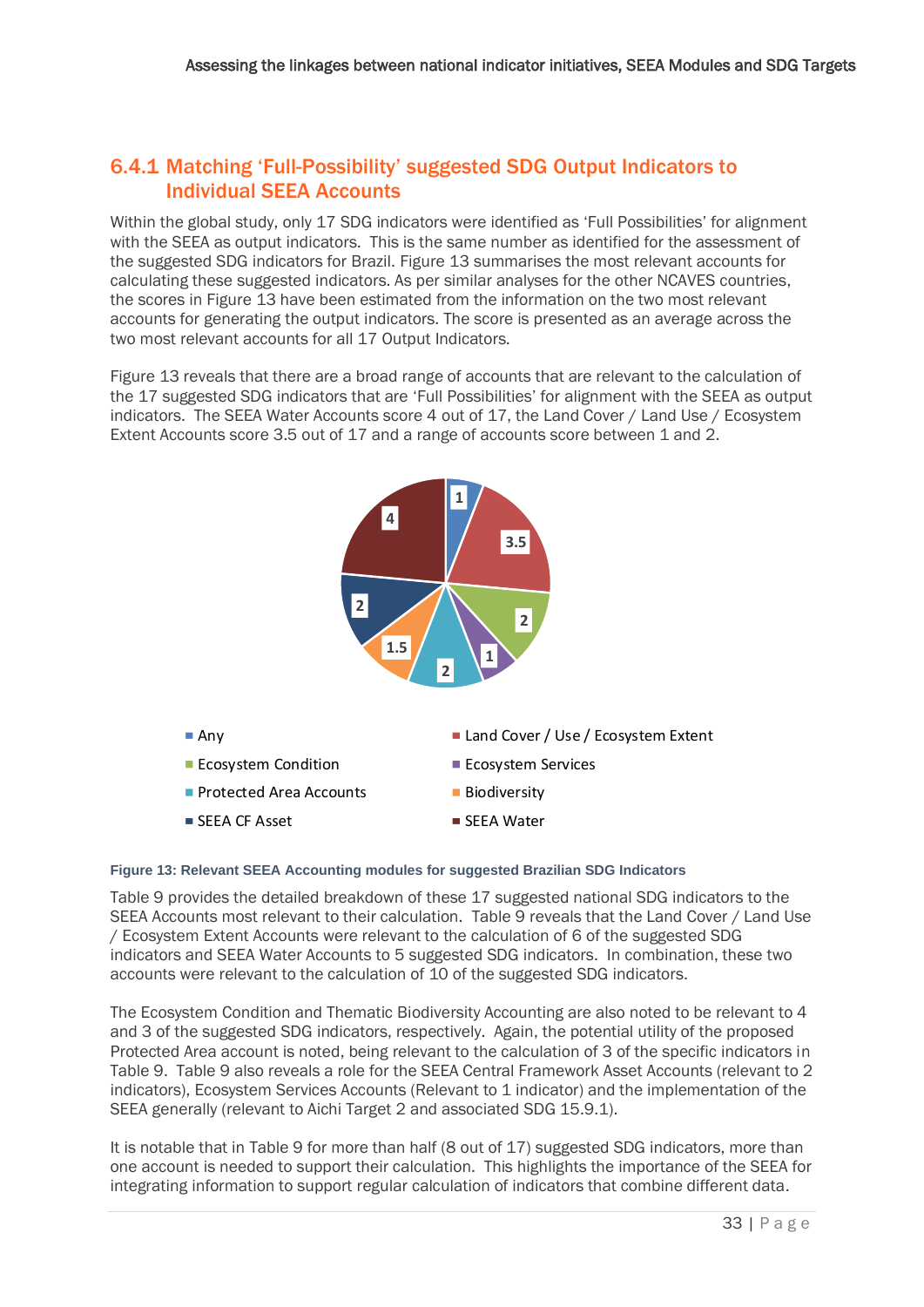### 6.4.1 Matching 'Full-Possibility' suggested SDG Output Indicators to Individual SEEA Accounts

Within the global study, only 17 SDG indicators were identified as 'Full Possibilities' for alignment with the SEEA as output indicators. This is the same number as identified for the assessment of the suggested SDG indicators for Brazil. Figure 13 summarises the most relevant accounts for calculating these suggested indicators. As per similar analyses for the other NCAVES countries, the scores in Figure 13 have been estimated from the information on the two most relevant accounts for generating the output indicators. The score is presented as an average across the two most relevant accounts for all 17 Output Indicators.

Figure 13 reveals that there are a broad range of accounts that are relevant to the calculation of the 17 suggested SDG indicators that are 'Full Possibilities' for alignment with the SEEA as output indicators. The SEEA Water Accounts score 4 out of 17, the Land Cover / Land Use / Ecosystem Extent Accounts score 3.5 out of 17 and a range of accounts score between 1 and 2.

- Any: 1
- Land Cover / Use / Ecosystem Extent: 3.5
- Ecosystem Condition: 2
- Ecosystem Services: 1
- Protected Area Accounts: 2
- Biodiversity: 1.5
- SEEA CF Asset: 2
- SEEA Water: 4

**Figure 13: Relevant SEEA Accounting modules for suggested Brazilian SDG Indicators**

Table 9 provides the detailed breakdown of these 17 suggested national SDG indicators to the SEEA Accounts most relevant to their calculation. Table 9 reveals that the Land Cover / Land Use / Ecosystem Extent Accounts were relevant to the calculation of 6 of the suggested SDG indicators and SEEA Water Accounts to 5 suggested SDG indicators. In combination, these two accounts were relevant to the calculation of 10 of the suggested SDG indicators.

The Ecosystem Condition and Thematic Biodiversity Accounting are also noted to be relevant to 4 and 3 of the suggested SDG indicators, respectively. Again, the potential utility of the proposed Protected Area account is noted, being relevant to the calculation of 3 of the specific indicators in Table 9. Table 9 also reveals a role for the SEEA Central Framework Asset Accounts (relevant to 2 indicators), Ecosystem Services Accounts (Relevant to 1 indicator) and the implementation of the SEEA generally (relevant to Aichi Target 2 and associated SDG 15.9.1).

It is notable that in Table 9 for more than half (8 out of 17) suggested SDG indicators, more than one account is needed to support their calculation. This highlights the importance of the SEEA for integrating information to support regular calculation of indicators that combine different data.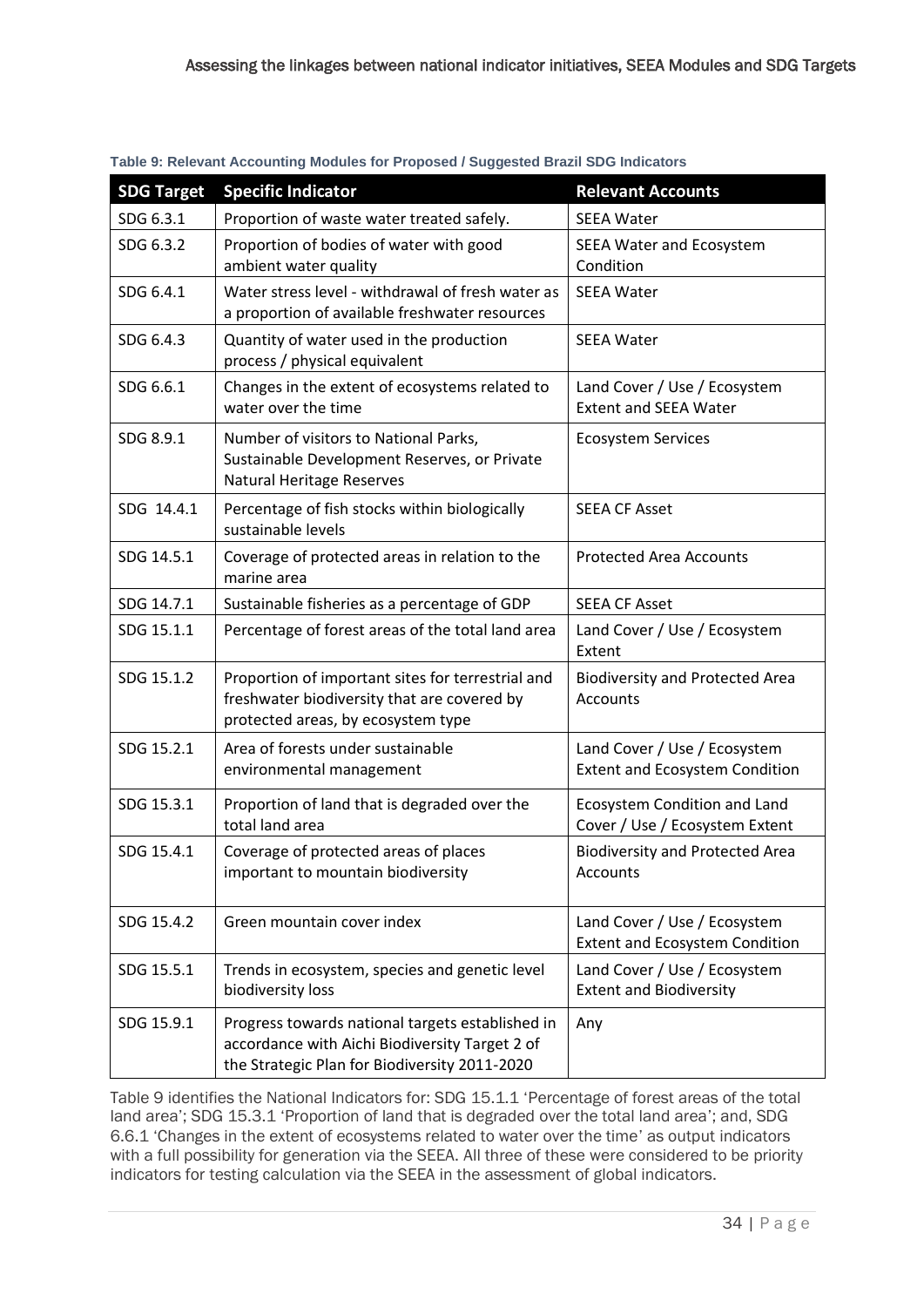**Table 9: Relevant Accounting Modules for Proposed / Suggested Brazil SDG Indicators**

| SDG Target | Specific Indicator | Relevant Accounts |
|---|---|---|
| SDG 6.3.1 | Proportion of waste water treated safely. | SEEA Water |
| SDG 6.3.2 | Proportion of bodies of water with good ambient water quality | SEEA Water and Ecosystem Condition |
| SDG 6.4.1 | Water stress level - withdrawal of fresh water as a proportion of available freshwater resources | SEEA Water |
| SDG 6.4.3 | Quantity of water used in the production process / physical equivalent | SEEA Water |
| SDG 6.6.1 | Changes in the extent of ecosystems related to water over the time | Land Cover / Use / Ecosystem Extent and SEEA Water |
| SDG 8.9.1 | Number of visitors to National Parks, Sustainable Development Reserves, or Private Natural Heritage Reserves | Ecosystem Services |
| SDG 14.4.1 | Percentage of fish stocks within biologically sustainable levels | SEEA CF Asset |
| SDG 14.5.1 | Coverage of protected areas in relation to the marine area | Protected Area Accounts |
| SDG 14.7.1 | Sustainable fisheries as a percentage of GDP | SEEA CF Asset |
| SDG 15.1.1 | Percentage of forest areas of the total land area | Land Cover / Use / Ecosystem Extent |
| SDG 15.1.2 | Proportion of important sites for terrestrial and freshwater biodiversity that are covered by protected areas, by ecosystem type | Biodiversity and Protected Area Accounts |
| SDG 15.2.1 | Area of forests under sustainable environmental management | Land Cover / Use / Ecosystem Extent and Ecosystem Condition |
| SDG 15.3.1 | Proportion of land that is degraded over the total land area | Ecosystem Condition and Land Cover / Use / Ecosystem Extent |
| SDG 15.4.1 | Coverage of protected areas of places important to mountain biodiversity | Biodiversity and Protected Area Accounts |
| SDG 15.4.2 | Green mountain cover index | Land Cover / Use / Ecosystem Extent and Ecosystem Condition |
| SDG 15.5.1 | Trends in ecosystem, species and genetic level biodiversity loss | Land Cover / Use / Ecosystem Extent and Biodiversity |
| SDG 15.9.1 | Progress towards national targets established in accordance with Aichi Biodiversity Target 2 of the Strategic Plan for Biodiversity 2011-2020 | Any |

Table 9 identifies the National Indicators for: SDG 15.1.1 'Percentage of forest areas of the total land area'; SDG 15.3.1 'Proportion of land that is degraded over the total land area'; and, SDG 6.6.1 'Changes in the extent of ecosystems related to water over the time' as output indicators with a full possibility for generation via the SEEA. All three of these were considered to be priority indicators for testing calculation via the SEEA in the assessment of global indicators.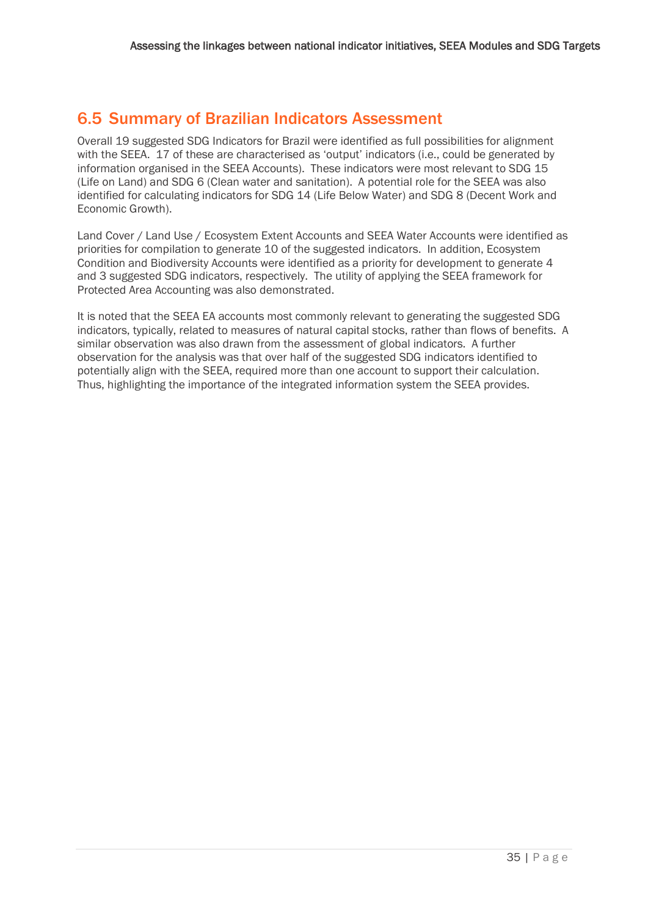## 6.5 Summary of Brazilian Indicators Assessment

Overall 19 suggested SDG Indicators for Brazil were identified as full possibilities for alignment with the SEEA. 17 of these are characterised as 'output' indicators (i.e., could be generated by information organised in the SEEA Accounts). These indicators were most relevant to SDG 15 (Life on Land) and SDG 6 (Clean water and sanitation). A potential role for the SEEA was also identified for calculating indicators for SDG 14 (Life Below Water) and SDG 8 (Decent Work and Economic Growth).

Land Cover / Land Use / Ecosystem Extent Accounts and SEEA Water Accounts were identified as priorities for compilation to generate 10 of the suggested indicators. In addition, Ecosystem Condition and Biodiversity Accounts were identified as a priority for development to generate 4 and 3 suggested SDG indicators, respectively. The utility of applying the SEEA framework for Protected Area Accounting was also demonstrated.

It is noted that the SEEA EA accounts most commonly relevant to generating the suggested SDG indicators, typically, related to measures of natural capital stocks, rather than flows of benefits. A similar observation was also drawn from the assessment of global indicators. A further observation for the analysis was that over half of the suggested SDG indicators identified to potentially align with the SEEA, required more than one account to support their calculation. Thus, highlighting the importance of the integrated information system the SEEA provides.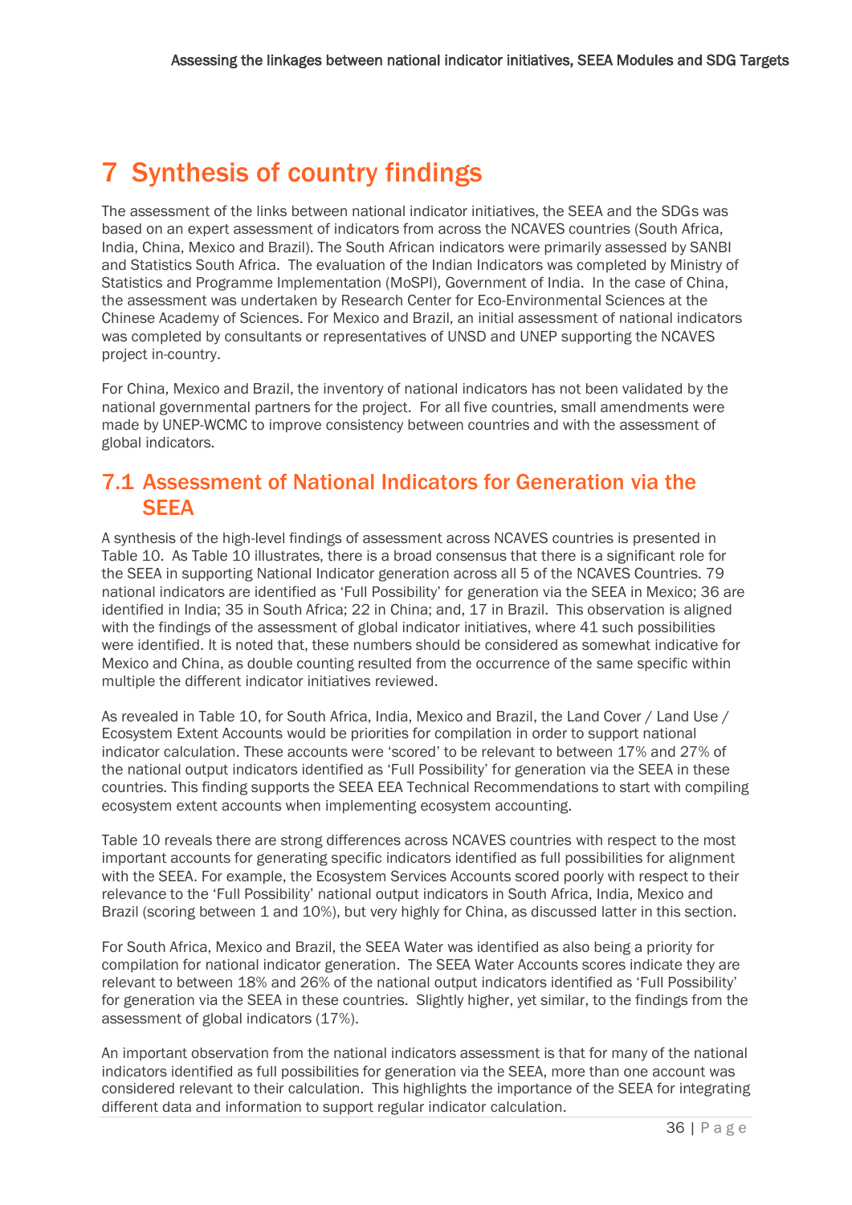# 7 Synthesis of country findings

The assessment of the links between national indicator initiatives, the SEEA and the SDGs was based on an expert assessment of indicators from across the NCAVES countries (South Africa, India, China, Mexico and Brazil). The South African indicators were primarily assessed by SANBI and Statistics South Africa. The evaluation of the Indian Indicators was completed by Ministry of Statistics and Programme Implementation (MoSPI), Government of India. In the case of China, the assessment was undertaken by Research Center for Eco-Environmental Sciences at the Chinese Academy of Sciences. For Mexico and Brazil, an initial assessment of national indicators was completed by consultants or representatives of UNSD and UNEP supporting the NCAVES project in-country.

For China, Mexico and Brazil, the inventory of national indicators has not been validated by the national governmental partners for the project. For all five countries, small amendments were made by UNEP-WCMC to improve consistency between countries and with the assessment of global indicators.

## 7.1 Assessment of National Indicators for Generation via the SEEA

A synthesis of the high-level findings of assessment across NCAVES countries is presented in Table 10. As Table 10 illustrates, there is a broad consensus that there is a significant role for the SEEA in supporting National Indicator generation across all 5 of the NCAVES Countries. 79 national indicators are identified as 'Full Possibility' for generation via the SEEA in Mexico; 36 are identified in India; 35 in South Africa; 22 in China; and, 17 in Brazil. This observation is aligned with the findings of the assessment of global indicator initiatives, where 41 such possibilities were identified. It is noted that, these numbers should be considered as somewhat indicative for Mexico and China, as double counting resulted from the occurrence of the same specific within multiple the different indicator initiatives reviewed.

As revealed in Table 10, for South Africa, India, Mexico and Brazil, the Land Cover / Land Use / Ecosystem Extent Accounts would be priorities for compilation in order to support national indicator calculation. These accounts were 'scored' to be relevant to between 17% and 27% of the national output indicators identified as 'Full Possibility' for generation via the SEEA in these countries. This finding supports the SEEA EEA Technical Recommendations to start with compiling ecosystem extent accounts when implementing ecosystem accounting.

Table 10 reveals there are strong differences across NCAVES countries with respect to the most important accounts for generating specific indicators identified as full possibilities for alignment with the SEEA. For example, the Ecosystem Services Accounts scored poorly with respect to their relevance to the 'Full Possibility' national output indicators in South Africa, India, Mexico and Brazil (scoring between 1 and 10%), but very highly for China, as discussed latter in this section.

For South Africa, Mexico and Brazil, the SEEA Water was identified as also being a priority for compilation for national indicator generation. The SEEA Water Accounts scores indicate they are relevant to between 18% and 26% of the national output indicators identified as 'Full Possibility' for generation via the SEEA in these countries. Slightly higher, yet similar, to the findings from the assessment of global indicators (17%).

An important observation from the national indicators assessment is that for many of the national indicators identified as full possibilities for generation via the SEEA, more than one account was considered relevant to their calculation. This highlights the importance of the SEEA for integrating different data and information to support regular indicator calculation.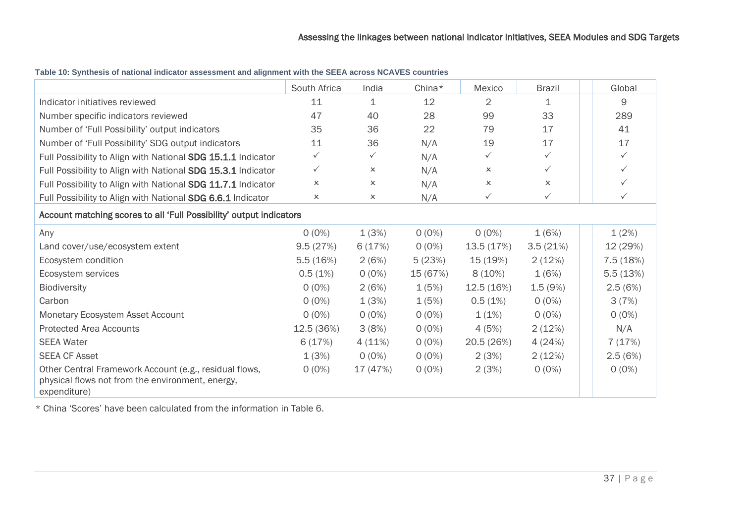**Table 10: Synthesis of national indicator assessment and alignment with the SEEA across NCAVES countries**

| | South Africa | India | China* | Mexico | Brazil | | Global |
|---|---|---|---|---|---|---|---|
| Indicator initiatives reviewed | 11 | 1 | 12 | 2 | 1 | | 9 |
| Number specific indicators reviewed | 47 | 40 | 28 | 99 | 33 | | 289 |
| Number of 'Full Possibility' output indicators | 35 | 36 | 22 | 79 | 17 | | 41 |
| Number of 'Full Possibility' SDG output indicators | 11 | 36 | N/A | 19 | 17 | | 17 |
| Full Possibility to Align with National **SDG 15.1.1** Indicator | ✓ | ✓ | N/A | ✓ | ✓ | | ✓ |
| Full Possibility to Align with National **SDG 15.3.1** Indicator | ✓ | × | N/A | × | ✓ | | ✓ |
| Full Possibility to Align with National **SDG 11.7.1** Indicator | × | × | N/A | × | × | | ✓ |
| Full Possibility to Align with National **SDG 6.6.1** Indicator | × | × | N/A | ✓ | ✓ | | ✓ |
| **Account matching scores to all 'Full Possibility' output indicators** | | | | | | | |
| Any | 0 (0%) | 1 (3%) | 0 (0%) | 0 (0%) | 1 (6%) | | 1 (2%) |
| Land cover/use/ecosystem extent | 9.5 (27%) | 6 (17%) | 0 (0%) | 13.5 (17%) | 3.5 (21%) | | 12 (29%) |
| Ecosystem condition | 5.5 (16%) | 2 (6%) | 5 (23%) | 15 (19%) | 2 (12%) | | 7.5 (18%) |
| Ecosystem services | 0.5 (1%) | 0 (0%) | 15 (67%) | 8 (10%) | 1 (6%) | | 5.5 (13%) |
| Biodiversity | 0 (0%) | 2 (6%) | 1 (5%) | 12.5 (16%) | 1.5 (9%) | | 2.5 (6%) |
| Carbon | 0 (0%) | 1 (3%) | 1 (5%) | 0.5 (1%) | 0 (0%) | | 3 (7%) |
| Monetary Ecosystem Asset Account | 0 (0%) | 0 (0%) | 0 (0%) | 1 (1%) | 0 (0%) | | 0 (0%) |
| Protected Area Accounts | 12.5 (36%) | 3 (8%) | 0 (0%) | 4 (5%) | 2 (12%) | | N/A |
| SEEA Water | 6 (17%) | 4 (11%) | 0 (0%) | 20.5 (26%) | 4 (24%) | | 7 (17%) |
| SEEA CF Asset | 1 (3%) | 0 (0%) | 0 (0%) | 2 (3%) | 2 (12%) | | 2.5 (6%) |
| Other Central Framework Account (e.g., residual flows, physical flows not from the environment, energy, expenditure) | 0 (0%) | 17 (47%) | 0 (0%) | 2 (3%) | 0 (0%) | | 0 (0%) |

* China 'Scores' have been calculated from the information in Table 6.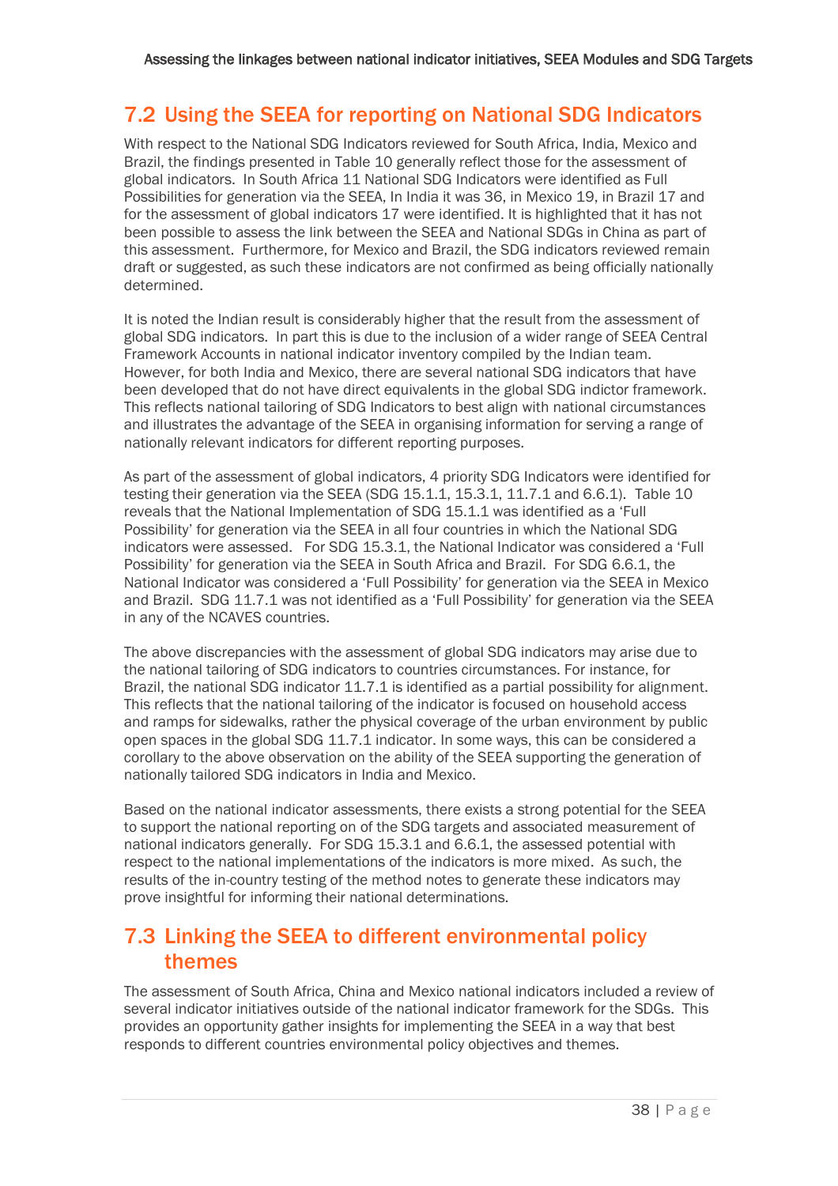## 7.2 Using the SEEA for reporting on National SDG Indicators

With respect to the National SDG Indicators reviewed for South Africa, India, Mexico and Brazil, the findings presented in Table 10 generally reflect those for the assessment of global indicators. In South Africa 11 National SDG Indicators were identified as Full Possibilities for generation via the SEEA, In India it was 36, in Mexico 19, in Brazil 17 and for the assessment of global indicators 17 were identified. It is highlighted that it has not been possible to assess the link between the SEEA and National SDGs in China as part of this assessment. Furthermore, for Mexico and Brazil, the SDG indicators reviewed remain draft or suggested, as such these indicators are not confirmed as being officially nationally determined.

It is noted the Indian result is considerably higher that the result from the assessment of global SDG indicators. In part this is due to the inclusion of a wider range of SEEA Central Framework Accounts in national indicator inventory compiled by the Indian team. However, for both India and Mexico, there are several national SDG indicators that have been developed that do not have direct equivalents in the global SDG indictor framework. This reflects national tailoring of SDG Indicators to best align with national circumstances and illustrates the advantage of the SEEA in organising information for serving a range of nationally relevant indicators for different reporting purposes.

As part of the assessment of global indicators, 4 priority SDG Indicators were identified for testing their generation via the SEEA (SDG 15.1.1, 15.3.1, 11.7.1 and 6.6.1). Table 10 reveals that the National Implementation of SDG 15.1.1 was identified as a 'Full Possibility' for generation via the SEEA in all four countries in which the National SDG indicators were assessed. For SDG 15.3.1, the National Indicator was considered a 'Full Possibility' for generation via the SEEA in South Africa and Brazil. For SDG 6.6.1, the National Indicator was considered a 'Full Possibility' for generation via the SEEA in Mexico and Brazil. SDG 11.7.1 was not identified as a 'Full Possibility' for generation via the SEEA in any of the NCAVES countries.

The above discrepancies with the assessment of global SDG indicators may arise due to the national tailoring of SDG indicators to countries circumstances. For instance, for Brazil, the national SDG indicator 11.7.1 is identified as a partial possibility for alignment. This reflects that the national tailoring of the indicator is focused on household access and ramps for sidewalks, rather the physical coverage of the urban environment by public open spaces in the global SDG 11.7.1 indicator. In some ways, this can be considered a corollary to the above observation on the ability of the SEEA supporting the generation of nationally tailored SDG indicators in India and Mexico.

Based on the national indicator assessments, there exists a strong potential for the SEEA to support the national reporting on of the SDG targets and associated measurement of national indicators generally. For SDG 15.3.1 and 6.6.1, the assessed potential with respect to the national implementations of the indicators is more mixed. As such, the results of the in-country testing of the method notes to generate these indicators may prove insightful for informing their national determinations.

## 7.3 Linking the SEEA to different environmental policy themes

The assessment of South Africa, China and Mexico national indicators included a review of several indicator initiatives outside of the national indicator framework for the SDGs. This provides an opportunity gather insights for implementing the SEEA in a way that best responds to different countries environmental policy objectives and themes.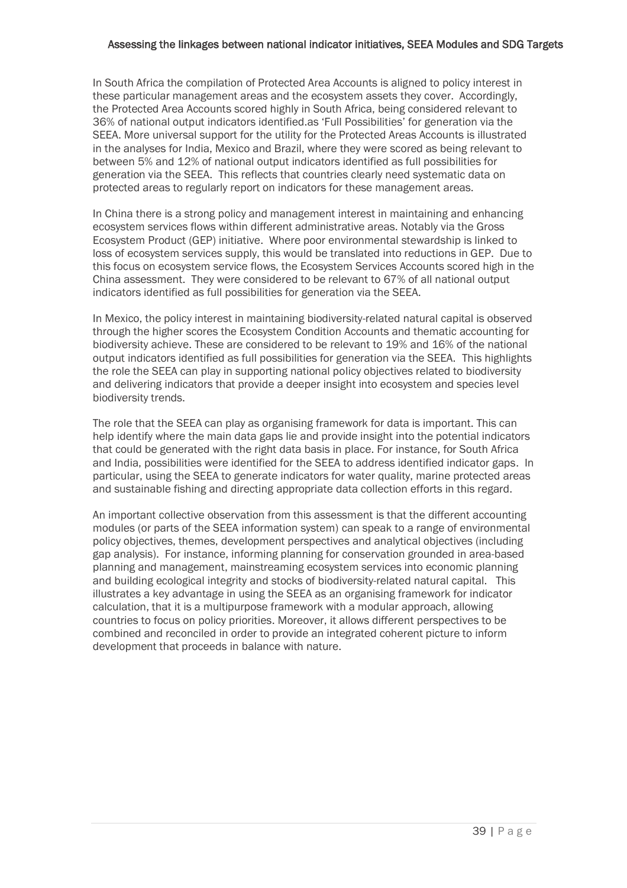In South Africa the compilation of Protected Area Accounts is aligned to policy interest in these particular management areas and the ecosystem assets they cover. Accordingly, the Protected Area Accounts scored highly in South Africa, being considered relevant to 36% of national output indicators identified.as 'Full Possibilities' for generation via the SEEA. More universal support for the utility for the Protected Areas Accounts is illustrated in the analyses for India, Mexico and Brazil, where they were scored as being relevant to between 5% and 12% of national output indicators identified as full possibilities for generation via the SEEA. This reflects that countries clearly need systematic data on protected areas to regularly report on indicators for these management areas.

In China there is a strong policy and management interest in maintaining and enhancing ecosystem services flows within different administrative areas. Notably via the Gross Ecosystem Product (GEP) initiative. Where poor environmental stewardship is linked to loss of ecosystem services supply, this would be translated into reductions in GEP. Due to this focus on ecosystem service flows, the Ecosystem Services Accounts scored high in the China assessment. They were considered to be relevant to 67% of all national output indicators identified as full possibilities for generation via the SEEA.

In Mexico, the policy interest in maintaining biodiversity-related natural capital is observed through the higher scores the Ecosystem Condition Accounts and thematic accounting for biodiversity achieve. These are considered to be relevant to 19% and 16% of the national output indicators identified as full possibilities for generation via the SEEA. This highlights the role the SEEA can play in supporting national policy objectives related to biodiversity and delivering indicators that provide a deeper insight into ecosystem and species level biodiversity trends.

The role that the SEEA can play as organising framework for data is important. This can help identify where the main data gaps lie and provide insight into the potential indicators that could be generated with the right data basis in place. For instance, for South Africa and India, possibilities were identified for the SEEA to address identified indicator gaps. In particular, using the SEEA to generate indicators for water quality, marine protected areas and sustainable fishing and directing appropriate data collection efforts in this regard.

An important collective observation from this assessment is that the different accounting modules (or parts of the SEEA information system) can speak to a range of environmental policy objectives, themes, development perspectives and analytical objectives (including gap analysis). For instance, informing planning for conservation grounded in area-based planning and management, mainstreaming ecosystem services into economic planning and building ecological integrity and stocks of biodiversity-related natural capital. This illustrates a key advantage in using the SEEA as an organising framework for indicator calculation, that it is a multipurpose framework with a modular approach, allowing countries to focus on policy priorities. Moreover, it allows different perspectives to be combined and reconciled in order to provide an integrated coherent picture to inform development that proceeds in balance with nature.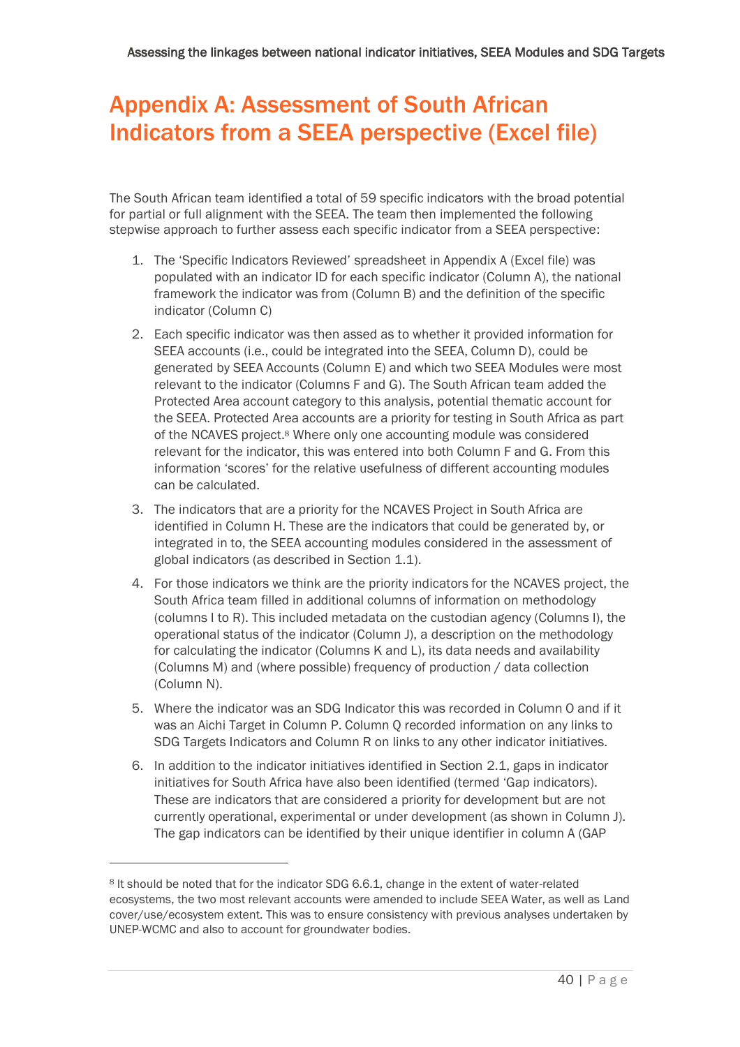# Appendix A: Assessment of South African Indicators from a SEEA perspective (Excel file)

The South African team identified a total of 59 specific indicators with the broad potential for partial or full alignment with the SEEA. The team then implemented the following stepwise approach to further assess each specific indicator from a SEEA perspective:

1. The 'Specific Indicators Reviewed' spreadsheet in Appendix A (Excel file) was populated with an indicator ID for each specific indicator (Column A), the national framework the indicator was from (Column B) and the definition of the specific indicator (Column C)
2. Each specific indicator was then assed as to whether it provided information for SEEA accounts (i.e., could be integrated into the SEEA, Column D), could be generated by SEEA Accounts (Column E) and which two SEEA Modules were most relevant to the indicator (Columns F and G). The South African team added the Protected Area account category to this analysis, potential thematic account for the SEEA. Protected Area accounts are a priority for testing in South Africa as part of the NCAVES project.[8] Where only one accounting module was considered relevant for the indicator, this was entered into both Column F and G. From this information 'scores' for the relative usefulness of different accounting modules can be calculated.
3. The indicators that are a priority for the NCAVES Project in South Africa are identified in Column H. These are the indicators that could be generated by, or integrated in to, the SEEA accounting modules considered in the assessment of global indicators (as described in Section 1.1).
4. For those indicators we think are the priority indicators for the NCAVES project, the South Africa team filled in additional columns of information on methodology (columns I to R). This included metadata on the custodian agency (Columns I), the operational status of the indicator (Column J), a description on the methodology for calculating the indicator (Columns K and L), its data needs and availability (Columns M) and (where possible) frequency of production / data collection (Column N).
5. Where the indicator was an SDG Indicator this was recorded in Column O and if it was an Aichi Target in Column P. Column Q recorded information on any links to SDG Targets Indicators and Column R on links to any other indicator initiatives.
6. In addition to the indicator initiatives identified in Section 2.1, gaps in indicator initiatives for South Africa have also been identified (termed 'Gap indicators). These are indicators that are considered a priority for development but are not currently operational, experimental or under development (as shown in Column J). The gap indicators can be identified by their unique identifier in column A (GAP

[8] It should be noted that for the indicator SDG 6.6.1, change in the extent of water-related ecosystems, the two most relevant accounts were amended to include SEEA Water, as well as Land cover/use/ecosystem extent. This was to ensure consistency with previous analyses undertaken by UNEP-WCMC and also to account for groundwater bodies.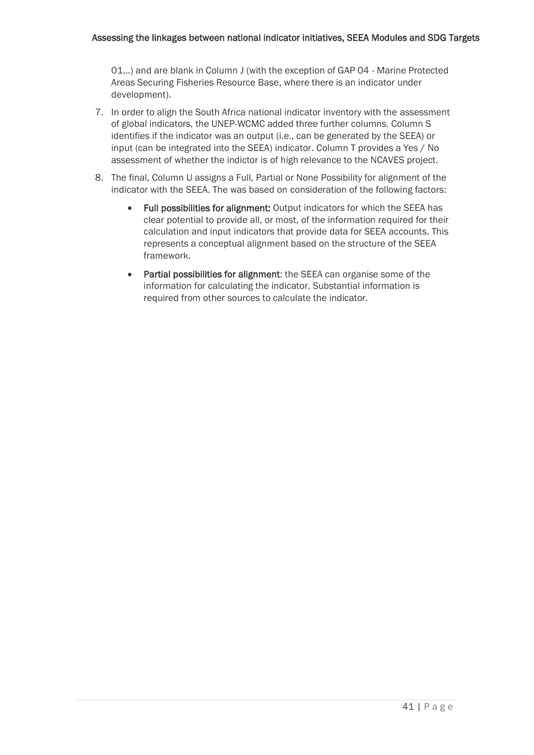01…) and are blank in Column J (with the exception of GAP 04 - Marine Protected Areas Securing Fisheries Resource Base, where there is an indicator under development).

7. In order to align the South Africa national indicator inventory with the assessment of global indicators, the UNEP-WCMC added three further columns. Column S identifies if the indicator was an output (i.e., can be generated by the SEEA) or input (can be integrated into the SEEA) indicator. Column T provides a Yes / No assessment of whether the indictor is of high relevance to the NCAVES project.
8. The final, Column U assigns a Full, Partial or None Possibility for alignment of the indicator with the SEEA. The was based on consideration of the following factors:
    - **Full possibilities for alignment:** Output indicators for which the SEEA has clear potential to provide all, or most, of the information required for their calculation and input indicators that provide data for SEEA accounts. This represents a conceptual alignment based on the structure of the SEEA framework.
    - **Partial possibilities for alignment**: the SEEA can organise some of the information for calculating the indicator. Substantial information is required from other sources to calculate the indicator.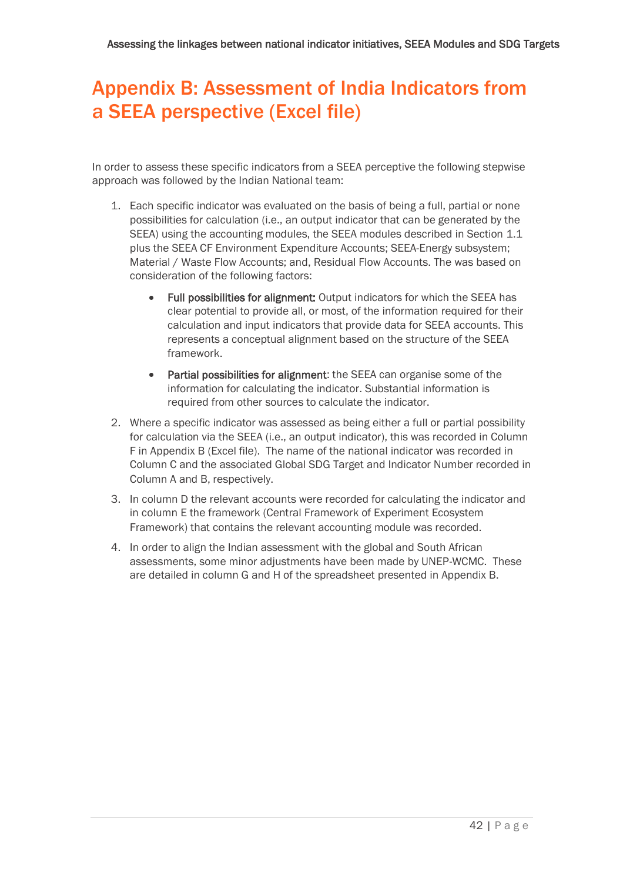# Appendix B: Assessment of India Indicators from a SEEA perspective (Excel file)

In order to assess these specific indicators from a SEEA perceptive the following stepwise approach was followed by the Indian National team:

1. Each specific indicator was evaluated on the basis of being a full, partial or none possibilities for calculation (i.e., an output indicator that can be generated by the SEEA) using the accounting modules, the SEEA modules described in Section 1.1 plus the SEEA CF Environment Expenditure Accounts; SEEA-Energy subsystem; Material / Waste Flow Accounts; and, Residual Flow Accounts. The was based on consideration of the following factors:

    - **Full possibilities for alignment:** Output indicators for which the SEEA has clear potential to provide all, or most, of the information required for their calculation and input indicators that provide data for SEEA accounts. This represents a conceptual alignment based on the structure of the SEEA framework.

    - **Partial possibilities for alignment**: the SEEA can organise some of the information for calculating the indicator. Substantial information is required from other sources to calculate the indicator.

2. Where a specific indicator was assessed as being either a full or partial possibility for calculation via the SEEA (i.e., an output indicator), this was recorded in Column F in Appendix B (Excel file). The name of the national indicator was recorded in Column C and the associated Global SDG Target and Indicator Number recorded in Column A and B, respectively.
3. In column D the relevant accounts were recorded for calculating the indicator and in column E the framework (Central Framework of Experiment Ecosystem Framework) that contains the relevant accounting module was recorded.
4. In order to align the Indian assessment with the global and South African assessments, some minor adjustments have been made by UNEP-WCMC. These are detailed in column G and H of the spreadsheet presented in Appendix B.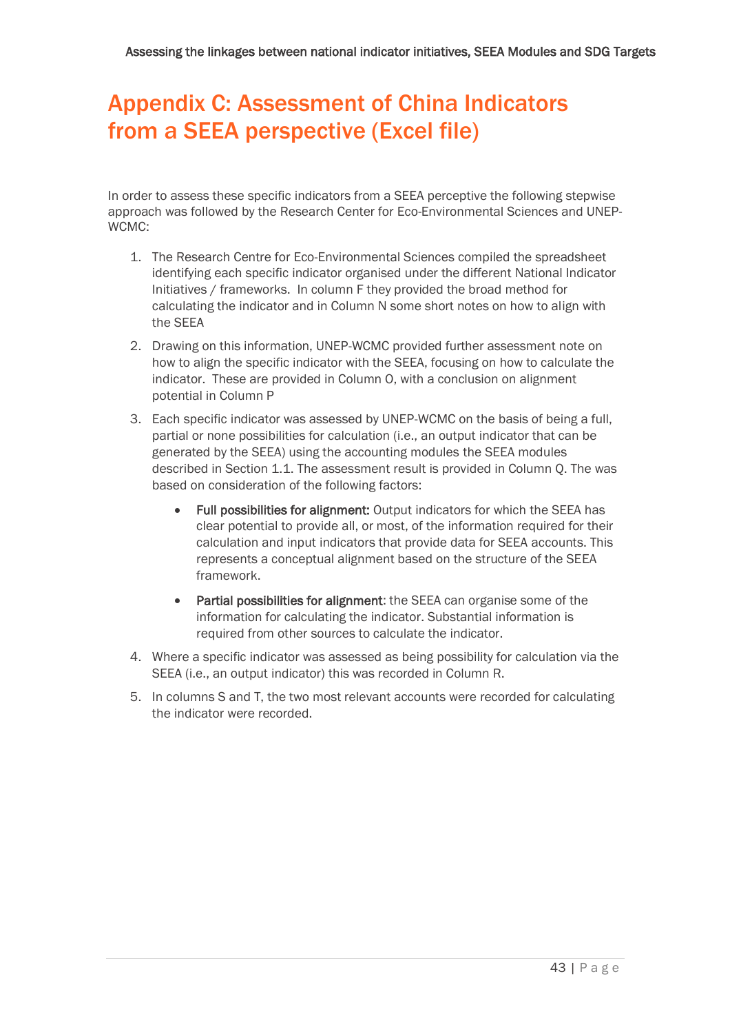# Appendix C: Assessment of China Indicators from a SEEA perspective (Excel file)

In order to assess these specific indicators from a SEEA perceptive the following stepwise approach was followed by the Research Center for Eco-Environmental Sciences and UNEP-WCMC:

1. The Research Centre for Eco-Environmental Sciences compiled the spreadsheet identifying each specific indicator organised under the different National Indicator Initiatives / frameworks. In column F they provided the broad method for calculating the indicator and in Column N some short notes on how to align with the SEEA
2. Drawing on this information, UNEP-WCMC provided further assessment note on how to align the specific indicator with the SEEA, focusing on how to calculate the indicator. These are provided in Column O, with a conclusion on alignment potential in Column P
3. Each specific indicator was assessed by UNEP-WCMC on the basis of being a full, partial or none possibilities for calculation (i.e., an output indicator that can be generated by the SEEA) using the accounting modules the SEEA modules described in Section 1.1. The assessment result is provided in Column Q. The was based on consideration of the following factors:
   - **Full possibilities for alignment:** Output indicators for which the SEEA has clear potential to provide all, or most, of the information required for their calculation and input indicators that provide data for SEEA accounts. This represents a conceptual alignment based on the structure of the SEEA framework.
   - **Partial possibilities for alignment**: the SEEA can organise some of the information for calculating the indicator. Substantial information is required from other sources to calculate the indicator.
4. Where a specific indicator was assessed as being possibility for calculation via the SEEA (i.e., an output indicator) this was recorded in Column R.
5. In columns S and T, the two most relevant accounts were recorded for calculating the indicator were recorded.